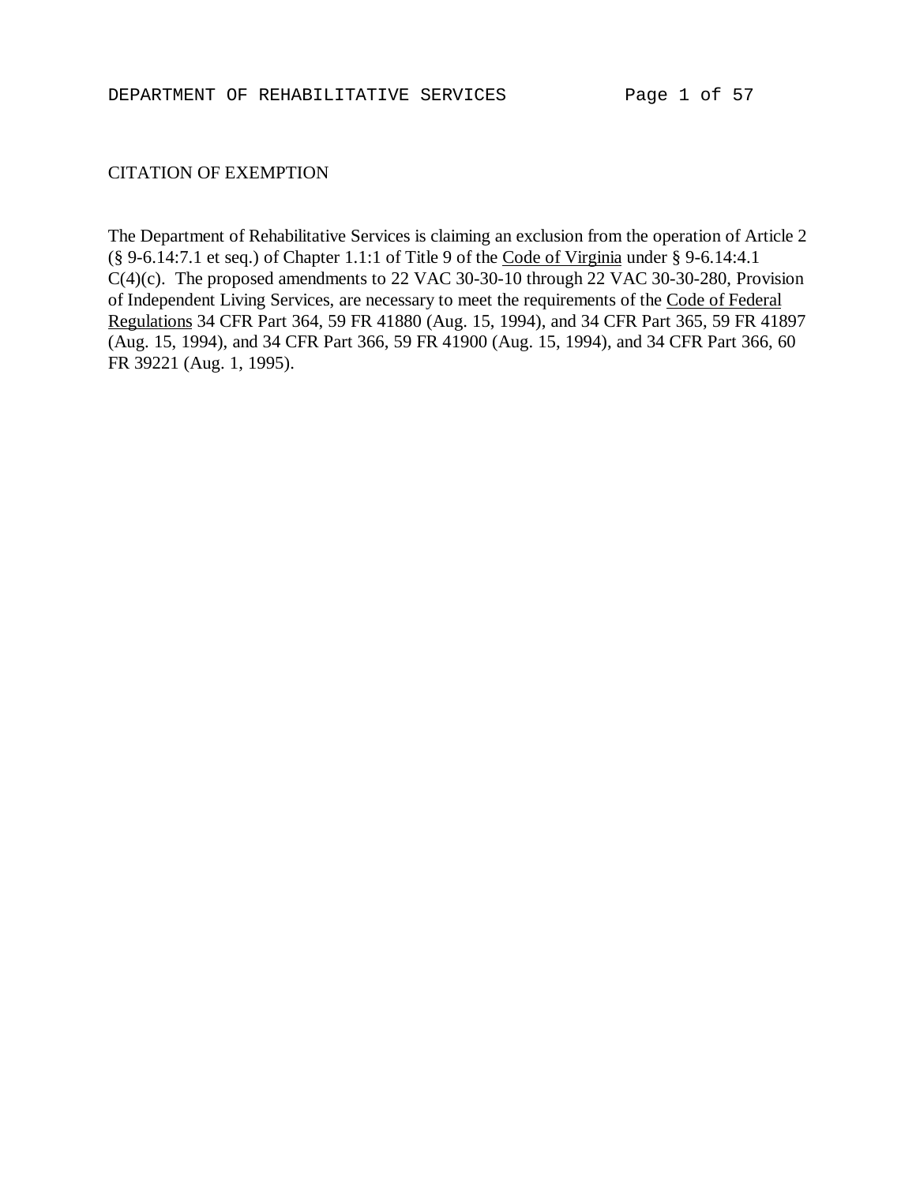CITATION OF EXEMPTION

The Department of Rehabilitative Services is claiming an exclusion from the operation of Article 2 (§ 9-6.14:7.1 et seq.) of Chapter 1.1:1 of Title 9 of the Code of Virginia under § 9-6.14:4.1 C(4)(c). The proposed amendments to 22 VAC 30-30-10 through 22 VAC 30-30-280, Provision of Independent Living Services, are necessary to meet the requirements of the Code of Federal Regulations 34 CFR Part 364, 59 FR 41880 (Aug. 15, 1994), and 34 CFR Part 365, 59 FR 41897 (Aug. 15, 1994), and 34 CFR Part 366, 59 FR 41900 (Aug. 15, 1994), and 34 CFR Part 366, 60 FR 39221 (Aug. 1, 1995).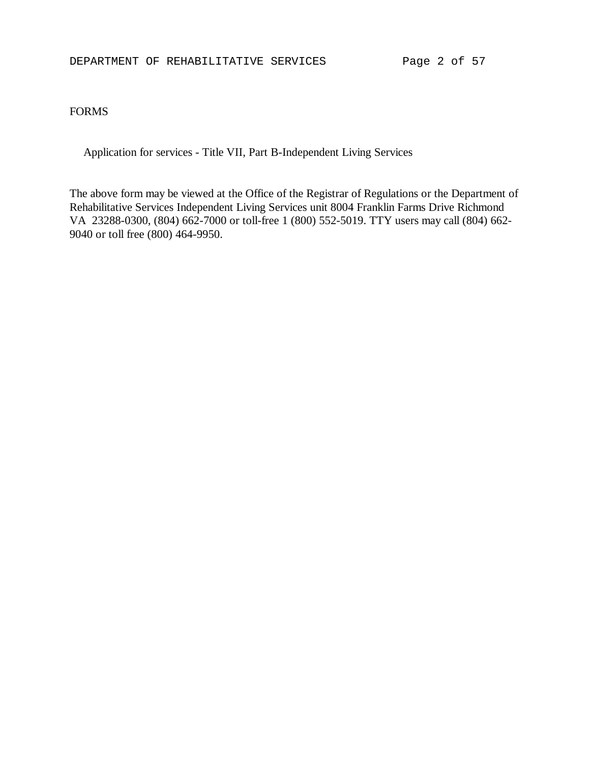FORMS

Application for services - Title VII, Part B-Independent Living Services

The above form may be viewed at the Office of the Registrar of Regulations or the Department of Rehabilitative Services Independent Living Services unit 8004 Franklin Farms Drive Richmond VA 23288-0300, (804) 662-7000 or toll-free 1 (800) 552-5019. TTY users may call (804) 662-9040 or toll free (800) 464-9950.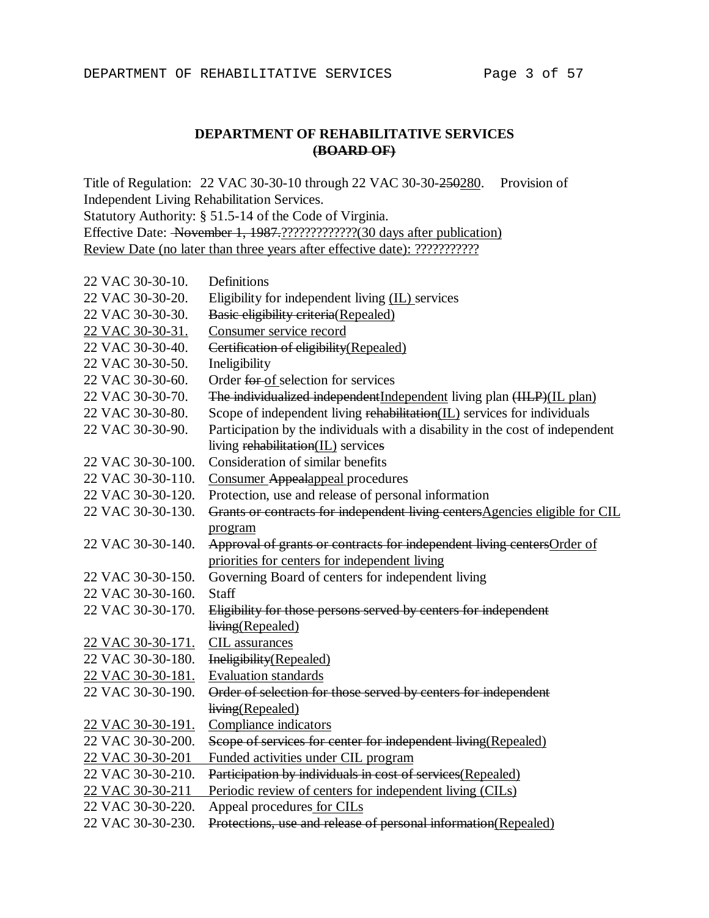**DEPARTMENT OF REHABILITATIVE SERVICES**
**~~(BOARD OF)~~**

Title of Regulation: 22 VAC 30-30-10 through 22 VAC 30-30-~~250~~<u>280</u>. Provision of Independent Living Rehabilitation Services.
Statutory Authority: § 51.5-14 of the Code of Virginia.
Effective Date: ~~November 1, 1987.~~<u>?????????????(30 days after publication)</u>
<u>Review Date (no later than three years after effective date): ???????????</u>

| | |
|---|---|
| 22 VAC 30-30-10. | Definitions |
| 22 VAC 30-30-20. | Eligibility for independent living <u>(IL)</u> services |
| 22 VAC 30-30-30. | ~~Basic eligibility criteria~~<u>(Repealed)</u> |
| <u>22 VAC 30-30-31.</u> | <u>Consumer service record</u> |
| 22 VAC 30-30-40. | ~~Certification of eligibility~~<u>(Repealed)</u> |
| 22 VAC 30-30-50. | Ineligibility |
| 22 VAC 30-30-60. | Order ~~for~~ <u>of</u> selection for services |
| 22 VAC 30-30-70. | ~~The individualized independent~~<u>Independent</u> living plan ~~(IILP)~~<u>(IL plan)</u> |
| 22 VAC 30-30-80. | Scope of independent living ~~rehabilitation~~<u>(IL)</u> services for individuals |
| 22 VAC 30-30-90. | Participation by the individuals with a disability in the cost of independent living ~~rehabilitation~~<u>(IL)</u> services |
| 22 VAC 30-30-100. | Consideration of similar benefits |
| 22 VAC 30-30-110. | <u>Consumer</u> ~~Appeal~~<u>appeal</u> procedures |
| 22 VAC 30-30-120. | Protection, use and release of personal information |
| 22 VAC 30-30-130. | ~~Grants or contracts for independent living centers~~<u>Agencies eligible for CIL program</u> |
| 22 VAC 30-30-140. | ~~Approval of grants or contracts for independent living centers~~<u>Order of priorities for centers for independent living</u> |
| 22 VAC 30-30-150. | Governing Board of centers for independent living |
| 22 VAC 30-30-160. | Staff |
| 22 VAC 30-30-170. | ~~Eligibility for those persons served by centers for independent living~~<u>(Repealed)</u> |
| <u>22 VAC 30-30-171.</u> | <u>CIL assurances</u> |
| 22 VAC 30-30-180. | ~~Ineligibility~~<u>(Repealed)</u> |
| <u>22 VAC 30-30-181.</u> | <u>Evaluation standards</u> |
| 22 VAC 30-30-190. | ~~Order of selection for those served by centers for independent living~~<u>(Repealed)</u> |
| <u>22 VAC 30-30-191.</u> | <u>Compliance indicators</u> |
| 22 VAC 30-30-200. | ~~Scope of services for center for independent living~~<u>(Repealed)</u> |
| <u>22 VAC 30-30-201</u> | <u>Funded activities under CIL program</u> |
| 22 VAC 30-30-210. | ~~Participation by individuals in cost of services~~<u>(Repealed)</u> |
| <u>22 VAC 30-30-211</u> | <u>Periodic review of centers for independent living (CILs)</u> |
| 22 VAC 30-30-220. | Appeal procedures <u>for CILs</u> |
| 22 VAC 30-30-230. | ~~Protections, use and release of personal information~~<u>(Repealed)</u> |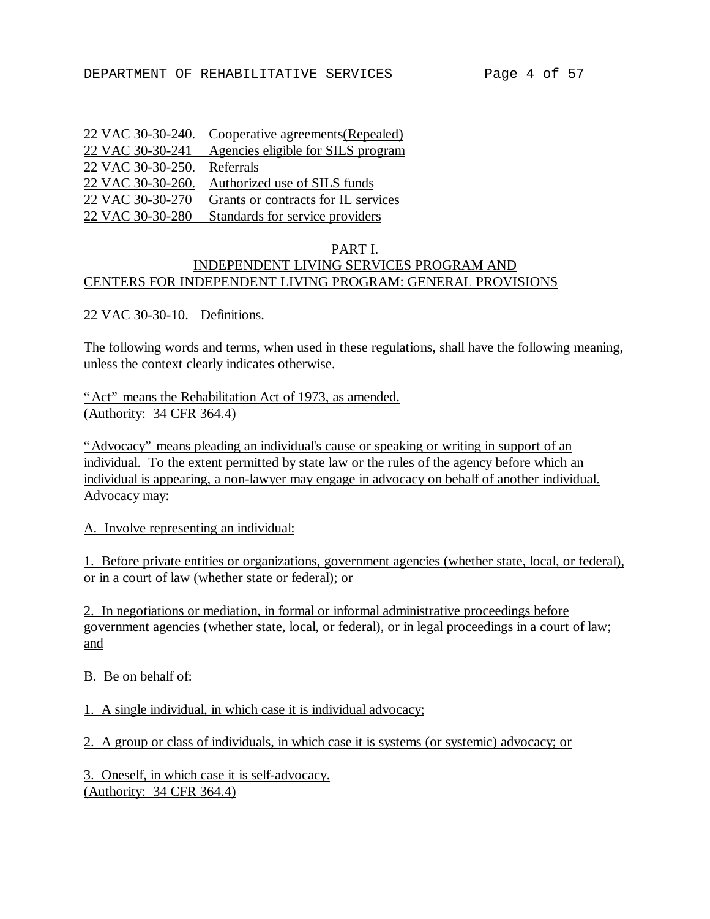22 VAC 30-30-240. ~~Cooperative agreements~~(Repealed)
22 VAC 30-30-241 Agencies eligible for SILS program
22 VAC 30-30-250. Referrals
22 VAC 30-30-260. Authorized use of SILS funds
22 VAC 30-30-270 Grants or contracts for IL services
22 VAC 30-30-280 Standards for service providers

## PART I.
## INDEPENDENT LIVING SERVICES PROGRAM AND CENTERS FOR INDEPENDENT LIVING PROGRAM: GENERAL PROVISIONS

22 VAC 30-30-10. Definitions.

The following words and terms, when used in these regulations, shall have the following meaning, unless the context clearly indicates otherwise.

"Act" means the Rehabilitation Act of 1973, as amended.
(Authority: 34 CFR 364.4)

"Advocacy" means pleading an individual's cause or speaking or writing in support of an individual. To the extent permitted by state law or the rules of the agency before which an individual is appearing, a non-lawyer may engage in advocacy on behalf of another individual. Advocacy may:

A. Involve representing an individual:

1. Before private entities or organizations, government agencies (whether state, local, or federal), or in a court of law (whether state or federal); or

2. In negotiations or mediation, in formal or informal administrative proceedings before government agencies (whether state, local, or federal), or in legal proceedings in a court of law; and

B. Be on behalf of:

1. A single individual, in which case it is individual advocacy;

2. A group or class of individuals, in which case it is systems (or systemic) advocacy; or

3. Oneself, in which case it is self-advocacy.
(Authority: 34 CFR 364.4)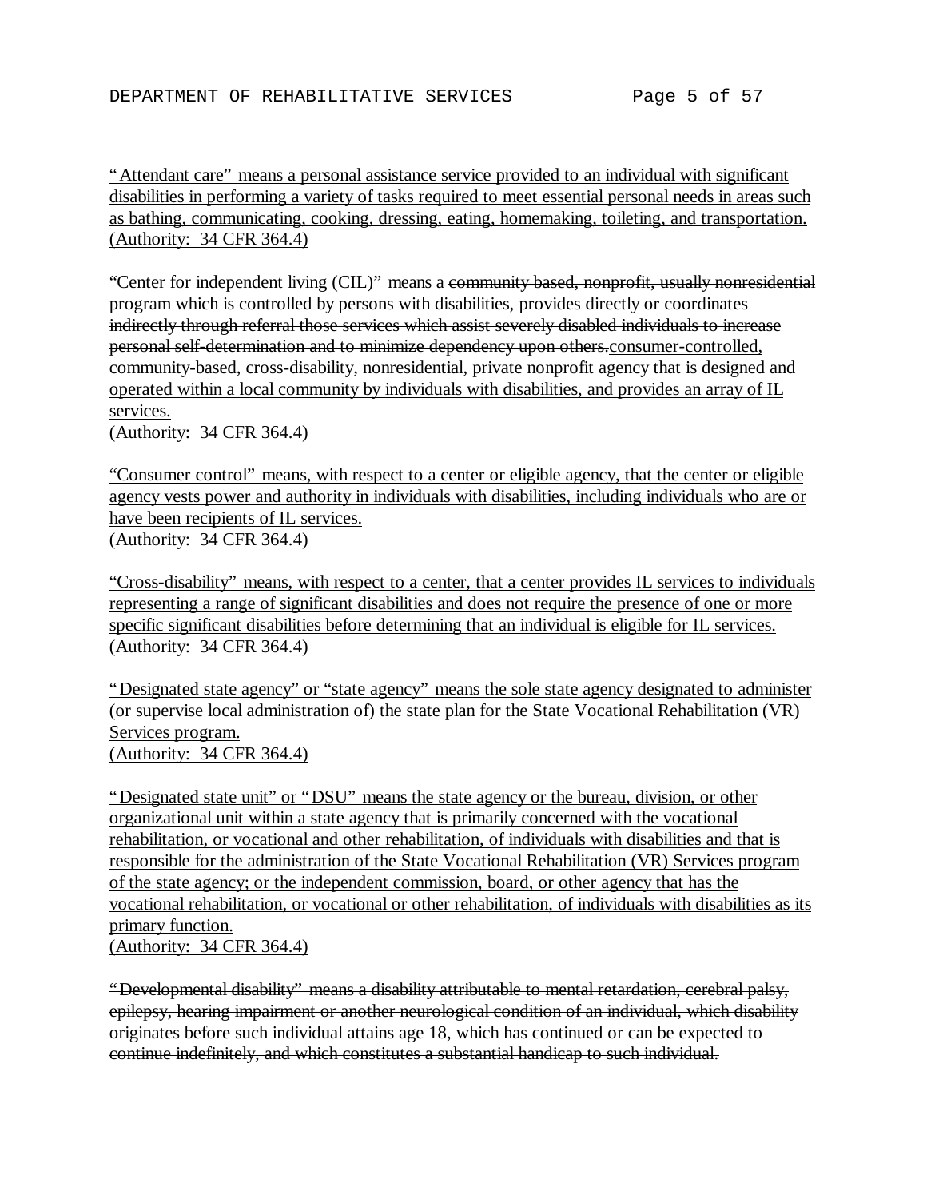<u>"Attendant care" means a personal assistance service provided to an individual with significant disabilities in performing a variety of tasks required to meet essential personal needs in areas such as bathing, communicating, cooking, dressing, eating, homemaking, toileting, and transportation.</u>
<u>(Authority: 34 CFR 364.4)</u>

"Center for independent living (CIL)" means a ~~community based, nonprofit, usually nonresidential program which is controlled by persons with disabilities, provides directly or coordinates indirectly through referral those services which assist severely disabled individuals to increase personal self-determination and to minimize dependency upon others.~~<u>consumer-controlled, community-based, cross-disability, nonresidential, private nonprofit agency that is designed and operated within a local community by individuals with disabilities, and provides an array of IL services.</u>
<u>(Authority: 34 CFR 364.4)</u>

<u>"Consumer control" means, with respect to a center or eligible agency, that the center or eligible agency vests power and authority in individuals with disabilities, including individuals who are or have been recipients of IL services.</u>
<u>(Authority: 34 CFR 364.4)</u>

<u>"Cross-disability" means, with respect to a center, that a center provides IL services to individuals representing a range of significant disabilities and does not require the presence of one or more specific significant disabilities before determining that an individual is eligible for IL services.</u>
<u>(Authority: 34 CFR 364.4)</u>

<u>"Designated state agency" or "state agency" means the sole state agency designated to administer (or supervise local administration of) the state plan for the State Vocational Rehabilitation (VR) Services program.</u>
<u>(Authority: 34 CFR 364.4)</u>

<u>"Designated state unit" or "DSU" means the state agency or the bureau, division, or other organizational unit within a state agency that is primarily concerned with the vocational rehabilitation, or vocational and other rehabilitation, of individuals with disabilities and that is responsible for the administration of the State Vocational Rehabilitation (VR) Services program of the state agency; or the independent commission, board, or other agency that has the vocational rehabilitation, or vocational or other rehabilitation, of individuals with disabilities as its primary function.</u>
<u>(Authority: 34 CFR 364.4)</u>

~~"Developmental disability" means a disability attributable to mental retardation, cerebral palsy, epilepsy, hearing impairment or another neurological condition of an individual, which disability originates before such individual attains age 18, which has continued or can be expected to continue indefinitely, and which constitutes a substantial handicap to such individual.~~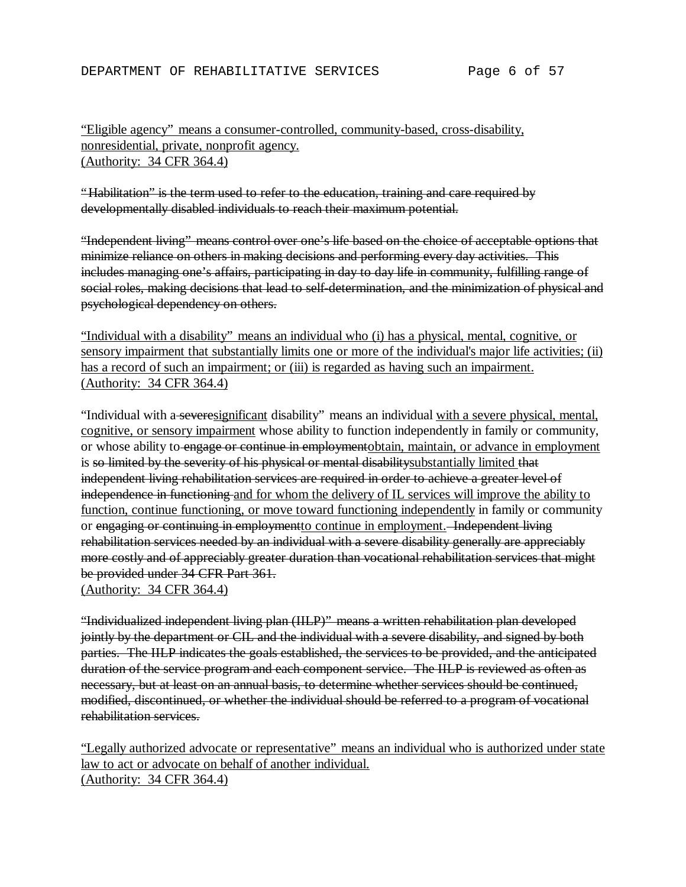<u>"Eligible agency" means a consumer-controlled, community-based, cross-disability, nonresidential, private, nonprofit agency.</u>
<u>(Authority: 34 CFR 364.4)</u>

~~"Habilitation" is the term used to refer to the education, training and care required by developmentally disabled individuals to reach their maximum potential.~~

~~"Independent living" means control over one's life based on the choice of acceptable options that minimize reliance on others in making decisions and performing every day activities. This includes managing one's affairs, participating in day to day life in community, fulfilling range of social roles, making decisions that lead to self-determination, and the minimization of physical and psychological dependency on others.~~

<u>"Individual with a disability" means an individual who (i) has a physical, mental, cognitive, or sensory impairment that substantially limits one or more of the individual's major life activities; (ii) has a record of such an impairment; or (iii) is regarded as having such an impairment.</u>
<u>(Authority: 34 CFR 364.4)</u>

"Individual with a ~~severe~~<u>significant</u> disability" means an individual <u>with a severe physical, mental, cognitive, or sensory impairment</u> whose ability to function independently in family or community, or whose ability to ~~engage or continue in employment~~<u>obtain, maintain, or advance in employment</u> is ~~so limited by the severity of his physical or mental disability~~<u>substantially limited</u> ~~that independent living rehabilitation services are required in order to achieve a greater level of independence in functioning~~ <u>and for whom the delivery of IL services will improve the ability to function, continue functioning, or move toward functioning independently</u> in family or community or ~~engaging or continuing in employment~~<u>to continue in employment.</u> ~~Independent living rehabilitation services needed by an individual with a severe disability generally are appreciably more costly and of appreciably greater duration than vocational rehabilitation services that might be provided under 34 CFR Part 361.~~
<u>(Authority: 34 CFR 364.4)</u>

~~"Individualized independent living plan (IILP)" means a written rehabilitation plan developed jointly by the department or CIL and the individual with a severe disability, and signed by both parties. The IILP indicates the goals established, the services to be provided, and the anticipated duration of the service program and each component service. The IILP is reviewed as often as necessary, but at least on an annual basis, to determine whether services should be continued, modified, discontinued, or whether the individual should be referred to a program of vocational rehabilitation services.~~

<u>"Legally authorized advocate or representative" means an individual who is authorized under state law to act or advocate on behalf of another individual.</u>
<u>(Authority: 34 CFR 364.4)</u>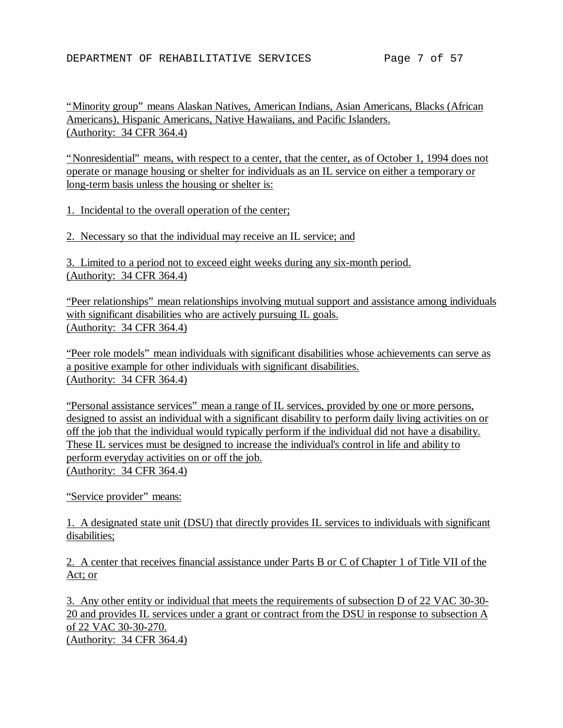"Minority group" means Alaskan Natives, American Indians, Asian Americans, Blacks (African Americans), Hispanic Americans, Native Hawaiians, and Pacific Islanders.
(Authority: 34 CFR 364.4)

"Nonresidential" means, with respect to a center, that the center, as of October 1, 1994 does not operate or manage housing or shelter for individuals as an IL service on either a temporary or long-term basis unless the housing or shelter is:

1. Incidental to the overall operation of the center;

2. Necessary so that the individual may receive an IL service; and

3. Limited to a period not to exceed eight weeks during any six-month period.
(Authority: 34 CFR 364.4)

"Peer relationships" mean relationships involving mutual support and assistance among individuals with significant disabilities who are actively pursuing IL goals.
(Authority: 34 CFR 364.4)

"Peer role models" mean individuals with significant disabilities whose achievements can serve as a positive example for other individuals with significant disabilities.
(Authority: 34 CFR 364.4)

"Personal assistance services" mean a range of IL services, provided by one or more persons, designed to assist an individual with a significant disability to perform daily living activities on or off the job that the individual would typically perform if the individual did not have a disability. These IL services must be designed to increase the individual's control in life and ability to perform everyday activities on or off the job.
(Authority: 34 CFR 364.4)

"Service provider" means:

1. A designated state unit (DSU) that directly provides IL services to individuals with significant disabilities;

2. A center that receives financial assistance under Parts B or C of Chapter 1 of Title VII of the Act; or

3. Any other entity or individual that meets the requirements of subsection D of 22 VAC 30-30-20 and provides IL services under a grant or contract from the DSU in response to subsection A of 22 VAC 30-30-270.
(Authority: 34 CFR 364.4)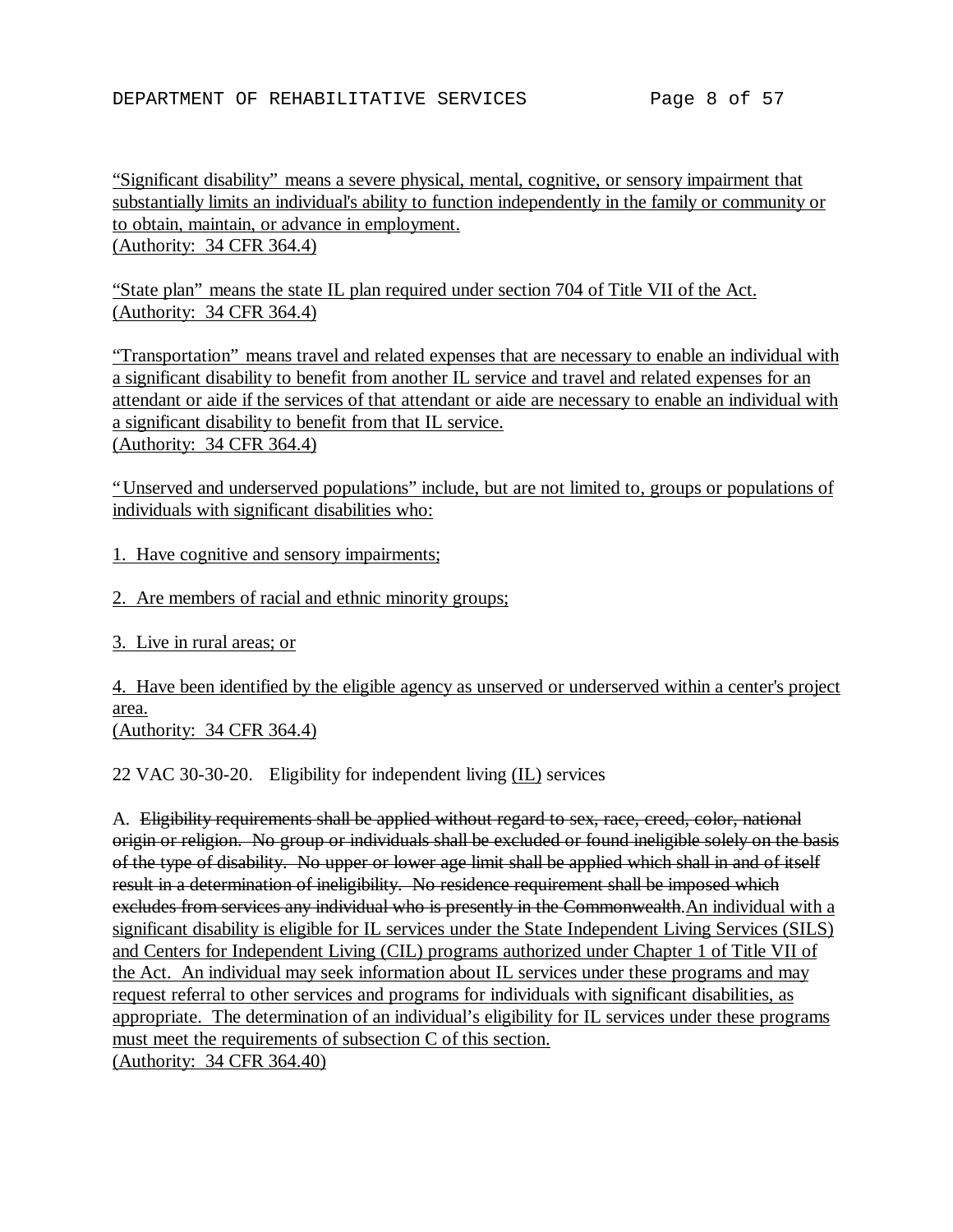"Significant disability" means a severe physical, mental, cognitive, or sensory impairment that substantially limits an individual's ability to function independently in the family or community or to obtain, maintain, or advance in employment.
(Authority: 34 CFR 364.4)

"State plan" means the state IL plan required under section 704 of Title VII of the Act.
(Authority: 34 CFR 364.4)

"Transportation" means travel and related expenses that are necessary to enable an individual with a significant disability to benefit from another IL service and travel and related expenses for an attendant or aide if the services of that attendant or aide are necessary to enable an individual with a significant disability to benefit from that IL service.
(Authority: 34 CFR 364.4)

"Unserved and underserved populations" include, but are not limited to, groups or populations of individuals with significant disabilities who:

1. Have cognitive and sensory impairments;

2. Are members of racial and ethnic minority groups;

3. Live in rural areas; or

4. Have been identified by the eligible agency as unserved or underserved within a center's project area.
(Authority: 34 CFR 364.4)

22 VAC 30-30-20. Eligibility for independent living (IL) services

A. ~~Eligibility requirements shall be applied without regard to sex, race, creed, color, national origin or religion. No group or individuals shall be excluded or found ineligible solely on the basis of the type of disability. No upper or lower age limit shall be applied which shall in and of itself result in a determination of ineligibility. No residence requirement shall be imposed which excludes from services any individual who is presently in the Commonwealth.~~ An individual with a significant disability is eligible for IL services under the State Independent Living Services (SILS) and Centers for Independent Living (CIL) programs authorized under Chapter 1 of Title VII of the Act. An individual may seek information about IL services under these programs and may request referral to other services and programs for individuals with significant disabilities, as appropriate. The determination of an individual's eligibility for IL services under these programs must meet the requirements of subsection C of this section.
(Authority: 34 CFR 364.40)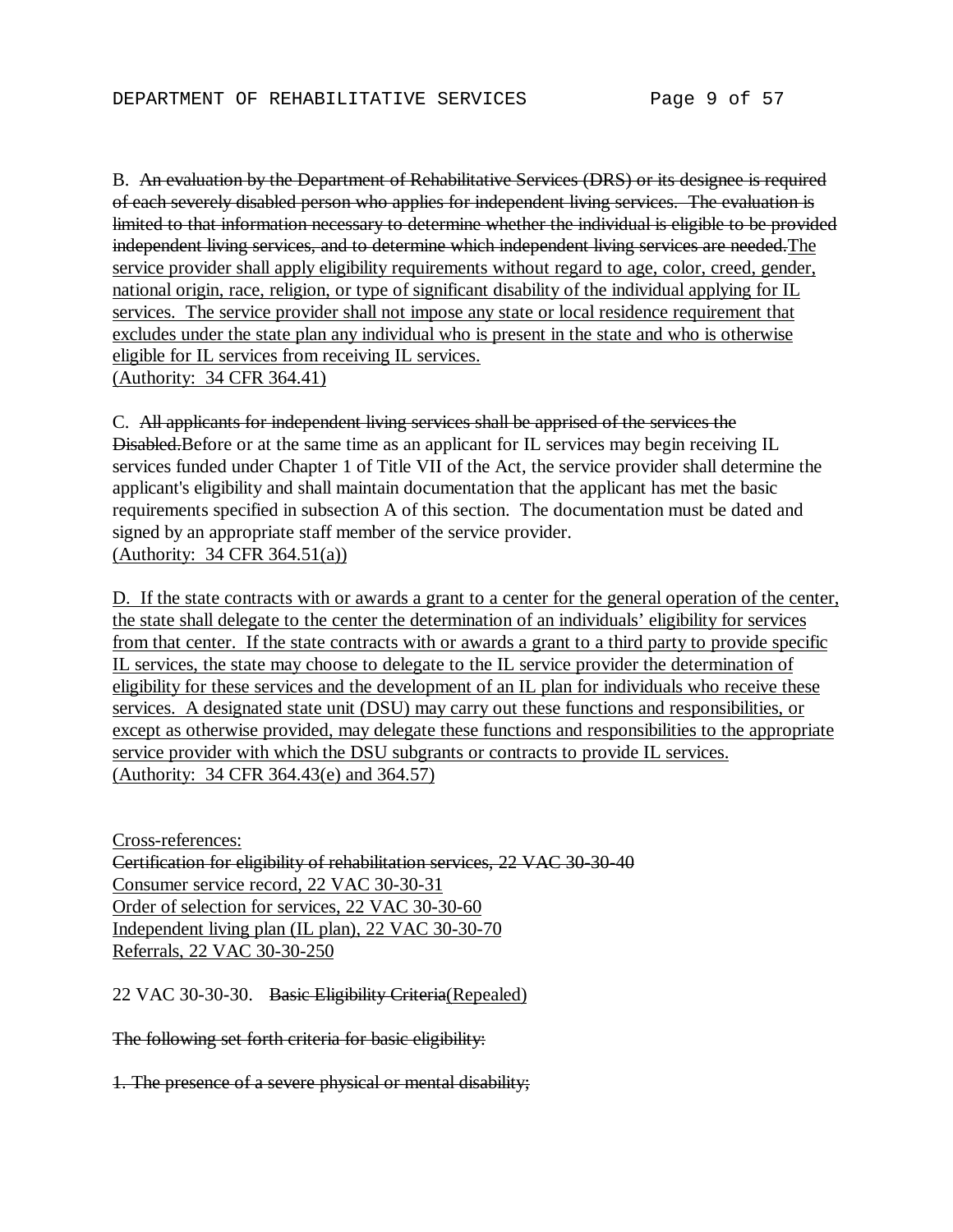B. ~~An evaluation by the Department of Rehabilitative Services (DRS) or its designee is required of each severely disabled person who applies for independent living services. The evaluation is limited to that information necessary to determine whether the individual is eligible to be provided independent living services, and to determine which independent living services are needed.~~<u>The service provider shall apply eligibility requirements without regard to age, color, creed, gender, national origin, race, religion, or type of significant disability of the individual applying for IL services. The service provider shall not impose any state or local residence requirement that excludes under the state plan any individual who is present in the state and who is otherwise eligible for IL services from receiving IL services.</u>
<u>(Authority: 34 CFR 364.41)</u>

C. ~~All applicants for independent living services shall be apprised of the services the Disabled.~~Before or at the same time as an applicant for IL services may begin receiving IL services funded under Chapter 1 of Title VII of the Act, the service provider shall determine the applicant's eligibility and shall maintain documentation that the applicant has met the basic requirements specified in subsection A of this section. The documentation must be dated and signed by an appropriate staff member of the service provider.
<u>(Authority: 34 CFR 364.51(a))</u>

<u>D. If the state contracts with or awards a grant to a center for the general operation of the center, the state shall delegate to the center the determination of an individuals' eligibility for services from that center. If the state contracts with or awards a grant to a third party to provide specific IL services, the state may choose to delegate to the IL service provider the determination of eligibility for these services and the development of an IL plan for individuals who receive these services. A designated state unit (DSU) may carry out these functions and responsibilities, or except as otherwise provided, may delegate these functions and responsibilities to the appropriate service provider with which the DSU subgrants or contracts to provide IL services.</u>
<u>(Authority: 34 CFR 364.43(e) and 364.57)</u>

<u>Cross-references:</u>
~~Certification for eligibility of rehabilitation services, 22 VAC 30-30-40~~
<u>Consumer service record, 22 VAC 30-30-31</u>
<u>Order of selection for services, 22 VAC 30-30-60</u>
<u>Independent living plan (IL plan), 22 VAC 30-30-70</u>
<u>Referrals, 22 VAC 30-30-250</u>

22 VAC 30-30-30. ~~Basic Eligibility Criteria~~<u>(Repealed)</u>

~~The following set forth criteria for basic eligibility:~~

~~1. The presence of a severe physical or mental disability;~~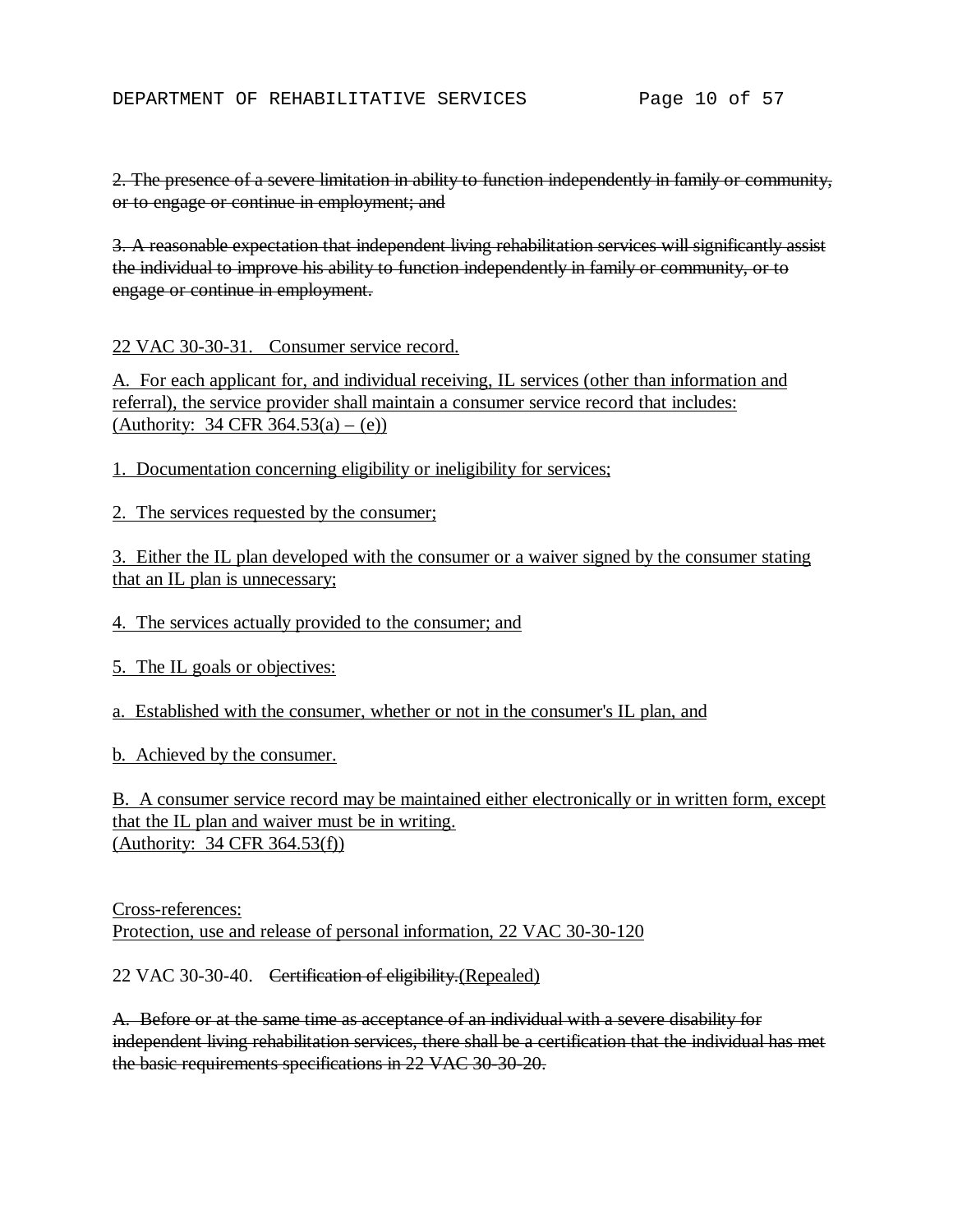~~2. The presence of a severe limitation in ability to function independently in family or community, or to engage or continue in employment; and~~

~~3. A reasonable expectation that independent living rehabilitation services will significantly assist the individual to improve his ability to function independently in family or community, or to engage or continue in employment.~~

<u>22 VAC 30-30-31. Consumer service record.</u>

<u>A. For each applicant for, and individual receiving, IL services (other than information and referral), the service provider shall maintain a consumer service record that includes: (Authority: 34 CFR 364.53(a) – (e))</u>

<u>1. Documentation concerning eligibility or ineligibility for services;</u>

<u>2. The services requested by the consumer;</u>

<u>3. Either the IL plan developed with the consumer or a waiver signed by the consumer stating that an IL plan is unnecessary;</u>

<u>4. The services actually provided to the consumer; and</u>

<u>5. The IL goals or objectives:</u>

<u>a. Established with the consumer, whether or not in the consumer's IL plan, and</u>

<u>b. Achieved by the consumer.</u>

<u>B. A consumer service record may be maintained either electronically or in written form, except that the IL plan and waiver must be in writing.</u>
<u>(Authority: 34 CFR 364.53(f))</u>

<u>Cross-references:</u>
<u>Protection, use and release of personal information, 22 VAC 30-30-120</u>

22 VAC 30-30-40. ~~Certification of eligibility.~~<u>(Repealed)</u>

~~A. Before or at the same time as acceptance of an individual with a severe disability for independent living rehabilitation services, there shall be a certification that the individual has met the basic requirements specifications in 22 VAC 30-30-20.~~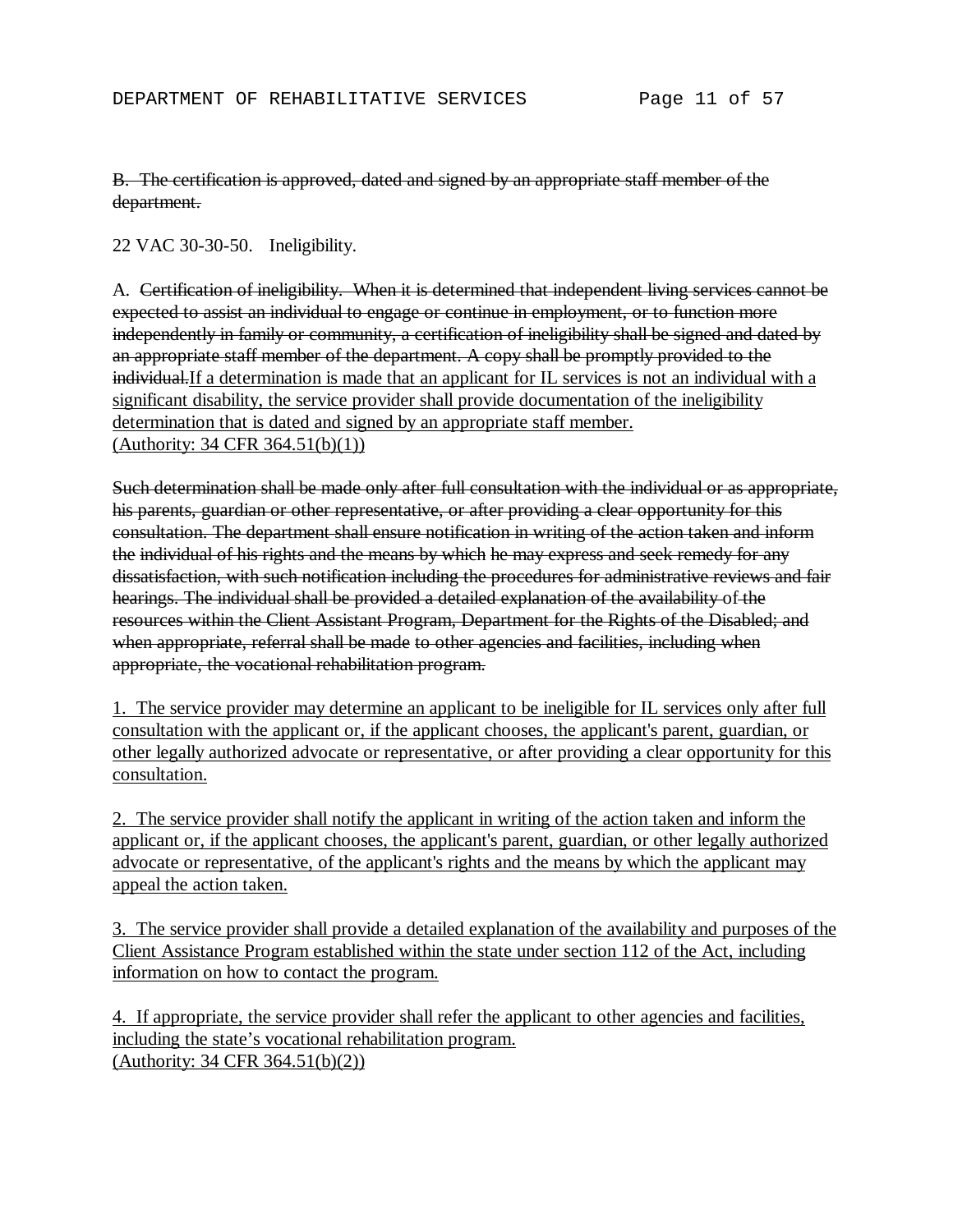~~B. The certification is approved, dated and signed by an appropriate staff member of the department.~~

22 VAC 30-30-50. Ineligibility.

A. ~~Certification of ineligibility. When it is determined that independent living services cannot be expected to assist an individual to engage or continue in employment, or to function more independently in family or community, a certification of ineligibility shall be signed and dated by an appropriate staff member of the department. A copy shall be promptly provided to the individual.~~<u>If a determination is made that an applicant for IL services is not an individual with a significant disability, the service provider shall provide documentation of the ineligibility determination that is dated and signed by an appropriate staff member.</u>
<u>(Authority: 34 CFR 364.51(b)(1))</u>

~~Such determination shall be made only after full consultation with the individual or as appropriate, his parents, guardian or other representative, or after providing a clear opportunity for this consultation. The department shall ensure notification in writing of the action taken and inform the individual of his rights and the means by which he may express and seek remedy for any dissatisfaction, with such notification including the procedures for administrative reviews and fair hearings. The individual shall be provided a detailed explanation of the availability of the resources within the Client Assistant Program, Department for the Rights of the Disabled; and when appropriate, referral shall be made to other agencies and facilities, including when appropriate, the vocational rehabilitation program.~~

<u>1. The service provider may determine an applicant to be ineligible for IL services only after full consultation with the applicant or, if the applicant chooses, the applicant's parent, guardian, or other legally authorized advocate or representative, or after providing a clear opportunity for this consultation.</u>

<u>2. The service provider shall notify the applicant in writing of the action taken and inform the applicant or, if the applicant chooses, the applicant's parent, guardian, or other legally authorized advocate or representative, of the applicant's rights and the means by which the applicant may appeal the action taken.</u>

<u>3. The service provider shall provide a detailed explanation of the availability and purposes of the Client Assistance Program established within the state under section 112 of the Act, including information on how to contact the program.</u>

<u>4. If appropriate, the service provider shall refer the applicant to other agencies and facilities, including the state's vocational rehabilitation program.</u>
<u>(Authority: 34 CFR 364.51(b)(2))</u>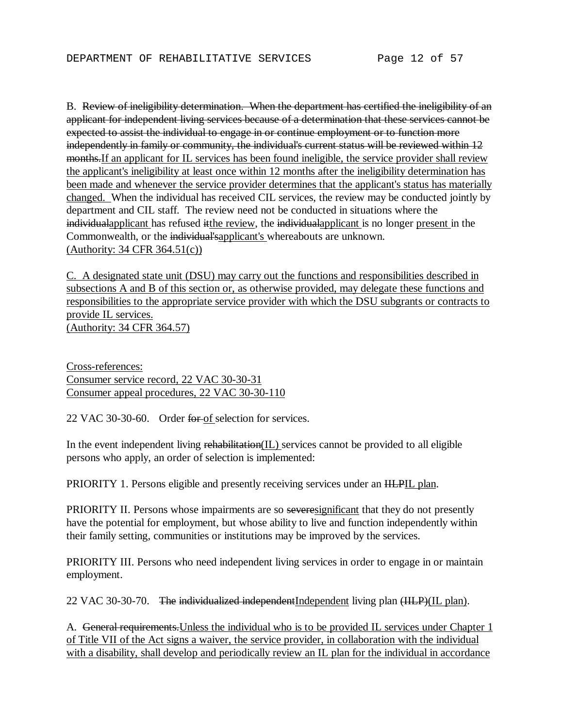B. ~~Review of ineligibility determination. When the department has certified the ineligibility of an applicant for independent living services because of a determination that these services cannot be expected to assist the individual to engage in or continue employment or to function more independently in family or community, the individual's current status will be reviewed within 12 months.~~<u>If an applicant for IL services has been found ineligible, the service provider shall review the applicant's ineligibility at least once within 12 months after the ineligibility determination has been made and whenever the service provider determines that the applicant's status has materially changed.</u> When the individual has received CIL services, the review may be conducted jointly by department and CIL staff. The review need not be conducted in situations where the ~~individual~~<u>applicant</u> has refused ~~it~~<u>the review</u>, the ~~individual~~<u>applicant</u> is no longer <u>present</u> in the Commonwealth, or the ~~individual's~~<u>applicant's</u> whereabouts are unknown.
<u>(Authority: 34 CFR 364.51(c))</u>

<u>C. A designated state unit (DSU) may carry out the functions and responsibilities described in subsections A and B of this section or, as otherwise provided, may delegate these functions and responsibilities to the appropriate service provider with which the DSU subgrants or contracts to provide IL services.</u>
<u>(Authority: 34 CFR 364.57)</u>

<u>Cross-references:</u>
<u>Consumer service record, 22 VAC 30-30-31</u>
<u>Consumer appeal procedures, 22 VAC 30-30-110</u>

22 VAC 30-30-60. Order ~~for~~ <u>of</u> selection for services.

In the event independent living ~~rehabilitation~~<u>(IL)</u> services cannot be provided to all eligible persons who apply, an order of selection is implemented:

PRIORITY 1. Persons eligible and presently receiving services under an ~~IILP~~<u>IL plan</u>.

PRIORITY II. Persons whose impairments are so ~~severe~~<u>significant</u> that they do not presently have the potential for employment, but whose ability to live and function independently within their family setting, communities or institutions may be improved by the services.

PRIORITY III. Persons who need independent living services in order to engage in or maintain employment.

22 VAC 30-30-70. ~~The individualized independent~~<u>Independent</u> living plan ~~(IILP)~~<u>(IL plan)</u>.

A. ~~General requirements.~~<u>Unless the individual who is to be provided IL services under Chapter 1 of Title VII of the Act signs a waiver, the service provider, in collaboration with the individual with a disability, shall develop and periodically review an IL plan for the individual in accordance</u>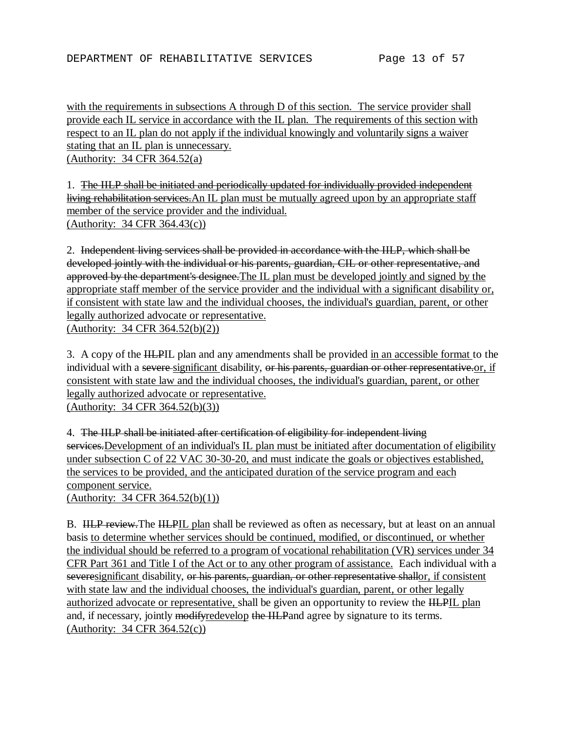<u>with the requirements in subsections A through D of this section. The service provider shall provide each IL service in accordance with the IL plan. The requirements of this section with respect to an IL plan do not apply if the individual knowingly and voluntarily signs a waiver stating that an IL plan is unnecessary.</u>
<u>(Authority: 34 CFR 364.52(a)</u>

1. ~~The IILP shall be initiated and periodically updated for individually provided independent living rehabilitation services.~~<u>An IL plan must be mutually agreed upon by an appropriate staff member of the service provider and the individual.</u>
<u>(Authority: 34 CFR 364.43(c))</u>

2. ~~Independent living services shall be provided in accordance with the IILP, which shall be developed jointly with the individual or his parents, guardian, CIL or other representative, and approved by the department's designee.~~<u>The IL plan must be developed jointly and signed by the appropriate staff member of the service provider and the individual with a significant disability or, if consistent with state law and the individual chooses, the individual's guardian, parent, or other legally authorized advocate or representative.</u>
<u>(Authority: 34 CFR 364.52(b)(2))</u>

3. A copy of the ~~IILP~~IL plan and any amendments shall be provided <u>in an accessible format</u> to the individual with a ~~severe~~ <u>significant</u> disability, ~~or his parents, guardian or other representative.~~<u>or, if consistent with state law and the individual chooses, the individual's guardian, parent, or other legally authorized advocate or representative.</u>
<u>(Authority: 34 CFR 364.52(b)(3))</u>

4. ~~The IILP shall be initiated after certification of eligibility for independent living services.~~<u>Development of an individual's IL plan must be initiated after documentation of eligibility under subsection C of 22 VAC 30-30-20, and must indicate the goals or objectives established, the services to be provided, and the anticipated duration of the service program and each component service.</u>
<u>(Authority: 34 CFR 364.52(b)(1))</u>

B. ~~IILP review.~~The ~~IILP~~<u>IL plan</u> shall be reviewed as often as necessary, but at least on an annual basis <u>to determine whether services should be continued, modified, or discontinued, or whether the individual should be referred to a program of vocational rehabilitation (VR) services under 34 CFR Part 361 and Title I of the Act or to any other program of assistance.</u> Each individual with a ~~severe~~<u>significant</u> disability, ~~or his parents, guardian, or other representative shall~~<u>or, if consistent with state law and the individual chooses, the individual's guardian, parent, or other legally authorized advocate or representative,</u> shall be given an opportunity to review the ~~IILP~~<u>IL plan</u> and, if necessary, jointly ~~modify~~<u>redevelop</u> ~~the IILP~~and agree by signature to its terms.
<u>(Authority: 34 CFR 364.52(c))</u>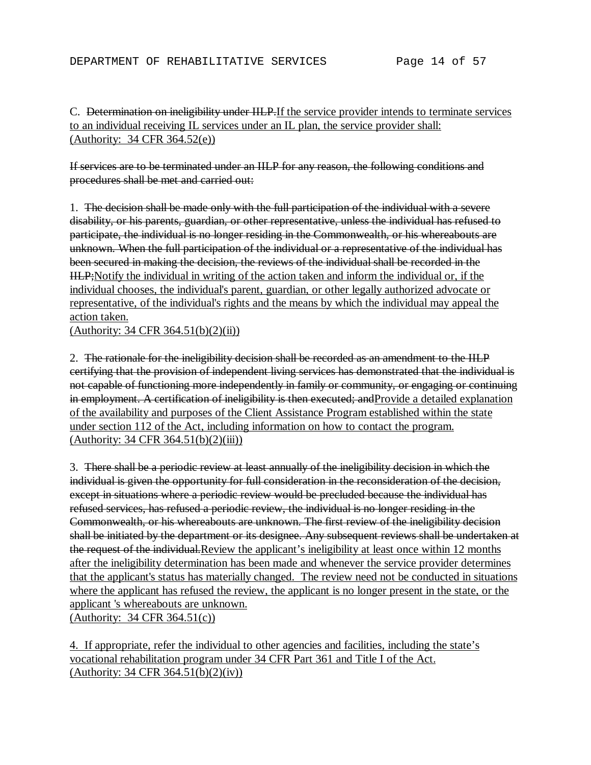C. ~~Determination on ineligibility under IILP.~~<u>If the service provider intends to terminate services to an individual receiving IL services under an IL plan, the service provider shall:</u>
<u>(Authority: 34 CFR 364.52(e))</u>

~~If services are to be terminated under an IILP for any reason, the following conditions and procedures shall be met and carried out:~~

1. ~~The decision shall be made only with the full participation of the individual with a severe disability, or his parents, guardian, or other representative, unless the individual has refused to participate, the individual is no longer residing in the Commonwealth, or his whereabouts are unknown. When the full participation of the individual or a representative of the individual has been secured in making the decision, the reviews of the individual shall be recorded in the IILP;~~<u>Notify the individual in writing of the action taken and inform the individual or, if the individual chooses, the individual's parent, guardian, or other legally authorized advocate or representative, of the individual's rights and the means by which the individual may appeal the action taken.</u>
<u>(Authority: 34 CFR 364.51(b)(2)(ii))</u>

2. ~~The rationale for the ineligibility decision shall be recorded as an amendment to the IILP certifying that the provision of independent living services has demonstrated that the individual is not capable of functioning more independently in family or community, or engaging or continuing in employment. A certification of ineligibility is then executed; and~~<u>Provide a detailed explanation of the availability and purposes of the Client Assistance Program established within the state under section 112 of the Act, including information on how to contact the program.</u>
<u>(Authority: 34 CFR 364.51(b)(2)(iii))</u>

3. ~~There shall be a periodic review at least annually of the ineligibility decision in which the individual is given the opportunity for full consideration in the reconsideration of the decision, except in situations where a periodic review would be precluded because the individual has refused services, has refused a periodic review, the individual is no longer residing in the Commonwealth, or his whereabouts are unknown. The first review of the ineligibility decision shall be initiated by the department or its designee. Any subsequent reviews shall be undertaken at the request of the individual.~~<u>Review the applicant's ineligibility at least once within 12 months after the ineligibility determination has been made and whenever the service provider determines that the applicant's status has materially changed. The review need not be conducted in situations where the applicant has refused the review, the applicant is no longer present in the state, or the applicant 's whereabouts are unknown.</u>
<u>(Authority: 34 CFR 364.51(c))</u>

<u>4. If appropriate, refer the individual to other agencies and facilities, including the state's vocational rehabilitation program under 34 CFR Part 361 and Title I of the Act.</u>
<u>(Authority: 34 CFR 364.51(b)(2)(iv))</u>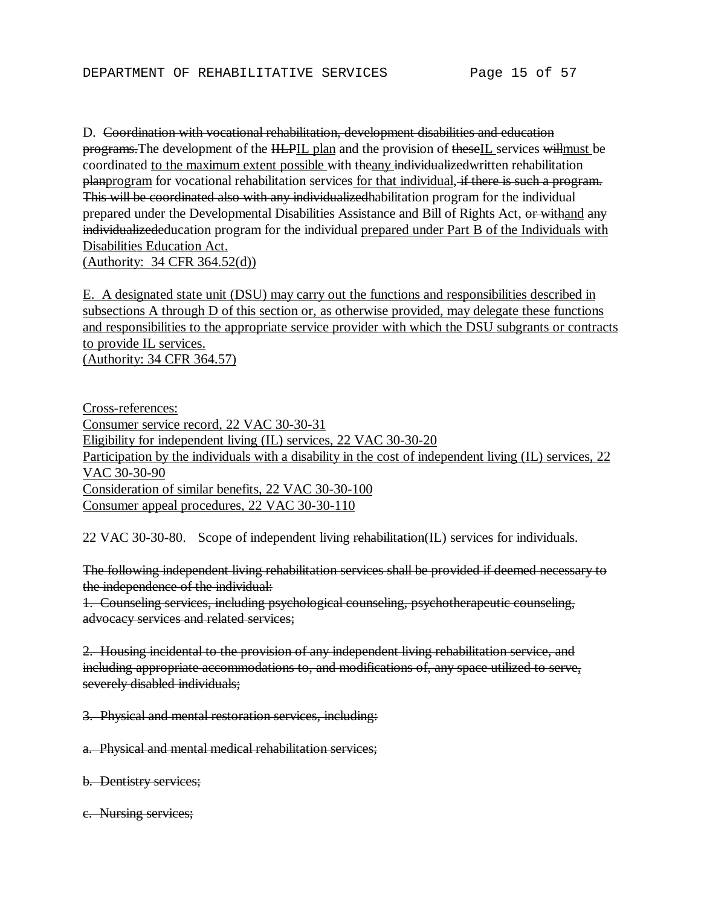D. ~~Coordination with vocational rehabilitation, development disabilities and education programs.~~The development of the ~~ILP~~<u>IL plan</u> and the provision of ~~these~~<u>IL</u> services ~~will~~<u>must</u> be coordinated <u>to the maximum extent possible</u> with ~~the~~<u>any</u> ~~individualized~~written rehabilitation ~~plan~~<u>program</u> for vocational rehabilitation services<u> for that individual</u>,~~ if there is such a program. This will be coordinated also with any individualized~~habilitation program for the individual prepared under the Developmental Disabilities Assistance and Bill of Rights Act, ~~or with~~<u>and</u> ~~any individualized~~education program for the individual <u>prepared under Part B of the Individuals with Disabilities Education Act.</u>
<u>(Authority: 34 CFR 364.52(d))</u>

<u>E. A designated state unit (DSU) may carry out the functions and responsibilities described in subsections A through D of this section or, as otherwise provided, may delegate these functions and responsibilities to the appropriate service provider with which the DSU subgrants or contracts to provide IL services.</u>
<u>(Authority: 34 CFR 364.57)</u>

<u>Cross-references:</u>
<u>Consumer service record, 22 VAC 30-30-31</u>
<u>Eligibility for independent living (IL) services, 22 VAC 30-30-20</u>
<u>Participation by the individuals with a disability in the cost of independent living (IL) services, 22 VAC 30-30-90</u>
<u>Consideration of similar benefits, 22 VAC 30-30-100</u>
<u>Consumer appeal procedures, 22 VAC 30-30-110</u>

22 VAC 30-30-80. Scope of independent living ~~rehabilitation~~(IL) services for individuals.

~~The following independent living rehabilitation services shall be provided if deemed necessary to the independence of the individual:~~
~~1. Counseling services, including psychological counseling, psychotherapeutic counseling, advocacy services and related services;~~

~~2. Housing incidental to the provision of any independent living rehabilitation service, and including appropriate accommodations to, and modifications of, any space utilized to serve, severely disabled individuals;~~

~~3. Physical and mental restoration services, including:~~

~~a. Physical and mental medical rehabilitation services;~~

~~b. Dentistry services;~~

~~c. Nursing services;~~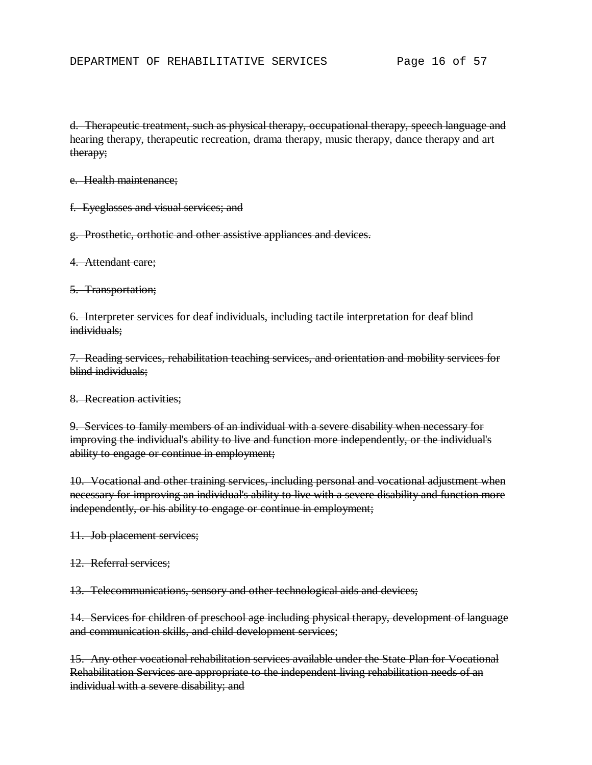~~d. Therapeutic treatment, such as physical therapy, occupational therapy, speech language and hearing therapy, therapeutic recreation, drama therapy, music therapy, dance therapy and art therapy;~~

~~e. Health maintenance;~~

~~f. Eyeglasses and visual services; and~~

~~g. Prosthetic, orthotic and other assistive appliances and devices.~~

~~4. Attendant care;~~

~~5. Transportation;~~

~~6. Interpreter services for deaf individuals, including tactile interpretation for deaf blind individuals;~~

~~7. Reading services, rehabilitation teaching services, and orientation and mobility services for blind individuals;~~

~~8. Recreation activities;~~

~~9. Services to family members of an individual with a severe disability when necessary for improving the individual's ability to live and function more independently, or the individual's ability to engage or continue in employment;~~

~~10. Vocational and other training services, including personal and vocational adjustment when necessary for improving an individual's ability to live with a severe disability and function more independently, or his ability to engage or continue in employment;~~

~~11. Job placement services;~~

~~12. Referral services;~~

~~13. Telecommunications, sensory and other technological aids and devices;~~

~~14. Services for children of preschool age including physical therapy, development of language and communication skills, and child development services;~~

~~15. Any other vocational rehabilitation services available under the State Plan for Vocational Rehabilitation Services are appropriate to the independent living rehabilitation needs of an individual with a severe disability; and~~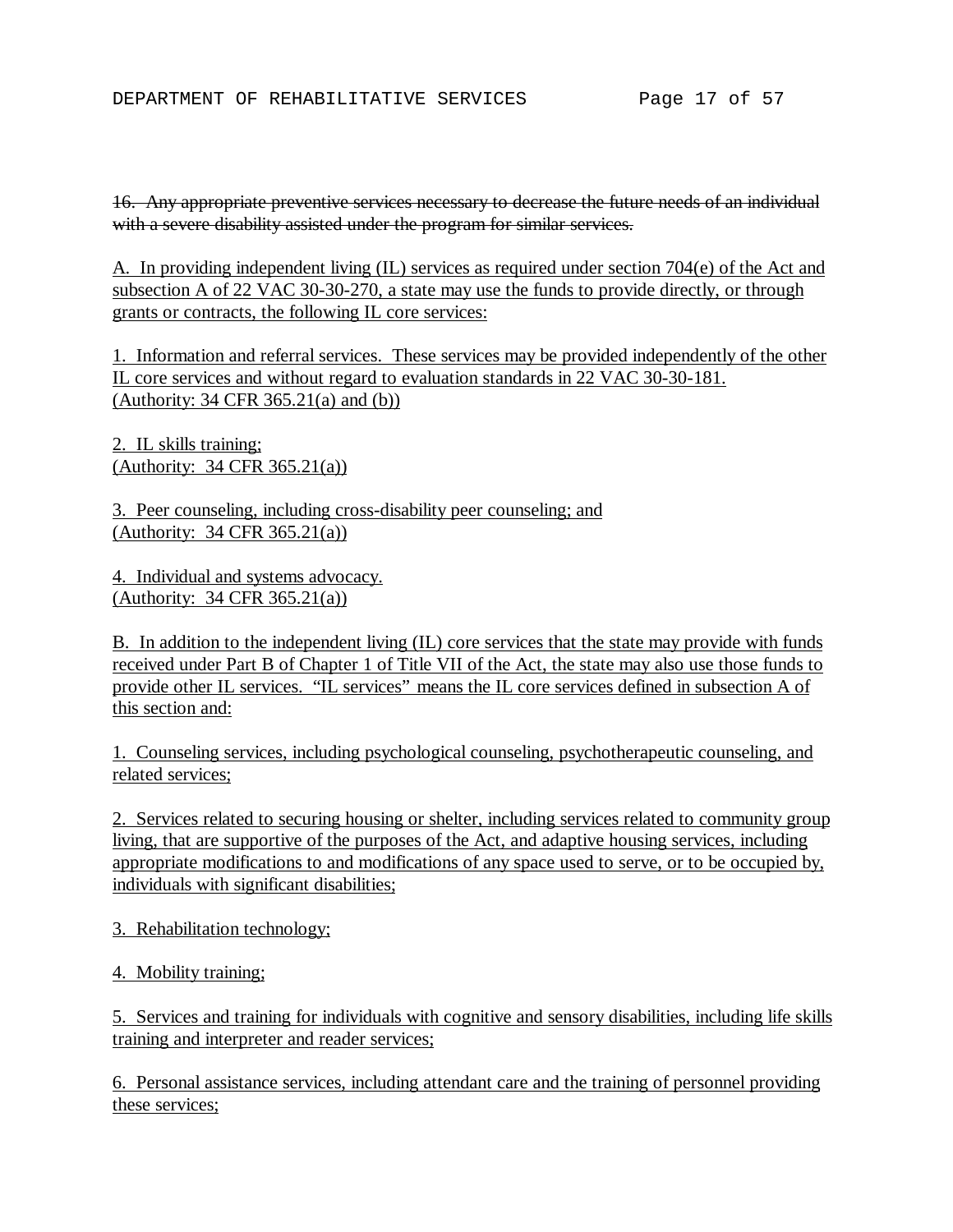~~16. Any appropriate preventive services necessary to decrease the future needs of an individual with a severe disability assisted under the program for similar services.~~

<u>A. In providing independent living (IL) services as required under section 704(e) of the Act and subsection A of 22 VAC 30-30-270, a state may use the funds to provide directly, or through grants or contracts, the following IL core services:</u>

<u>1. Information and referral services. These services may be provided independently of the other IL core services and without regard to evaluation standards in 22 VAC 30-30-181.</u>
<u>(Authority: 34 CFR 365.21(a) and (b))</u>

<u>2. IL skills training;</u>
<u>(Authority: 34 CFR 365.21(a))</u>

<u>3. Peer counseling, including cross-disability peer counseling; and</u>
<u>(Authority: 34 CFR 365.21(a))</u>

<u>4. Individual and systems advocacy.</u>
<u>(Authority: 34 CFR 365.21(a))</u>

<u>B. In addition to the independent living (IL) core services that the state may provide with funds received under Part B of Chapter 1 of Title VII of the Act, the state may also use those funds to provide other IL services. "IL services" means the IL core services defined in subsection A of this section and:</u>

<u>1. Counseling services, including psychological counseling, psychotherapeutic counseling, and related services;</u>

<u>2. Services related to securing housing or shelter, including services related to community group living, that are supportive of the purposes of the Act, and adaptive housing services, including appropriate modifications to and modifications of any space used to serve, or to be occupied by, individuals with significant disabilities;</u>

<u>3. Rehabilitation technology;</u>

<u>4. Mobility training;</u>

<u>5. Services and training for individuals with cognitive and sensory disabilities, including life skills training and interpreter and reader services;</u>

<u>6. Personal assistance services, including attendant care and the training of personnel providing these services;</u>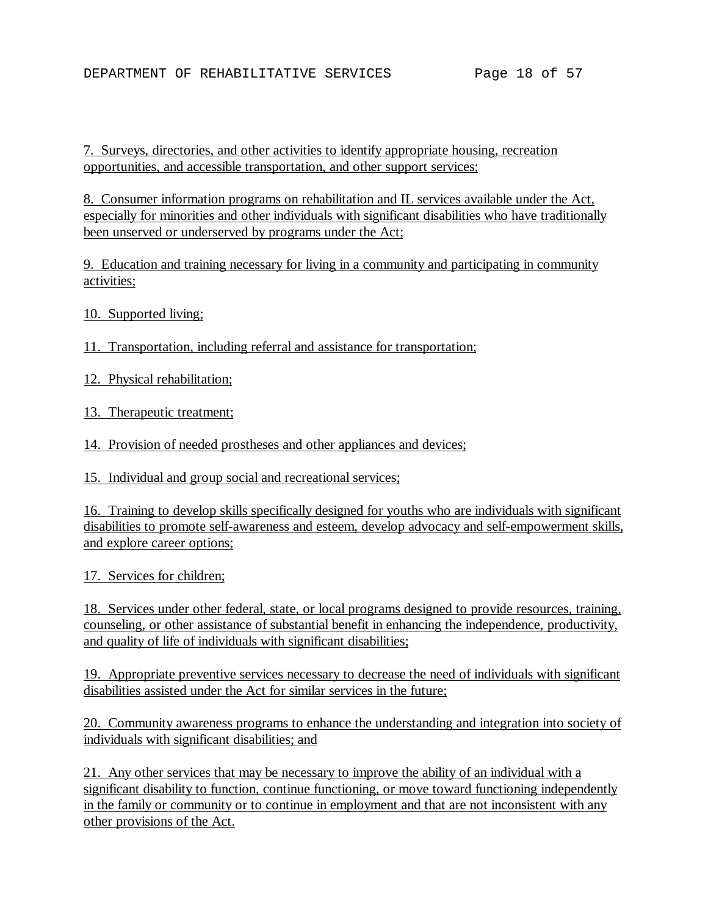7. Surveys, directories, and other activities to identify appropriate housing, recreation opportunities, and accessible transportation, and other support services;

8. Consumer information programs on rehabilitation and IL services available under the Act, especially for minorities and other individuals with significant disabilities who have traditionally been unserved or underserved by programs under the Act;

9. Education and training necessary for living in a community and participating in community activities;

10. Supported living;

11. Transportation, including referral and assistance for transportation;

12. Physical rehabilitation;

13. Therapeutic treatment;

14. Provision of needed prostheses and other appliances and devices;

15. Individual and group social and recreational services;

16. Training to develop skills specifically designed for youths who are individuals with significant disabilities to promote self-awareness and esteem, develop advocacy and self-empowerment skills, and explore career options;

17. Services for children;

18. Services under other federal, state, or local programs designed to provide resources, training, counseling, or other assistance of substantial benefit in enhancing the independence, productivity, and quality of life of individuals with significant disabilities;

19. Appropriate preventive services necessary to decrease the need of individuals with significant disabilities assisted under the Act for similar services in the future;

20. Community awareness programs to enhance the understanding and integration into society of individuals with significant disabilities; and

21. Any other services that may be necessary to improve the ability of an individual with a significant disability to function, continue functioning, or move toward functioning independently in the family or community or to continue in employment and that are not inconsistent with any other provisions of the Act.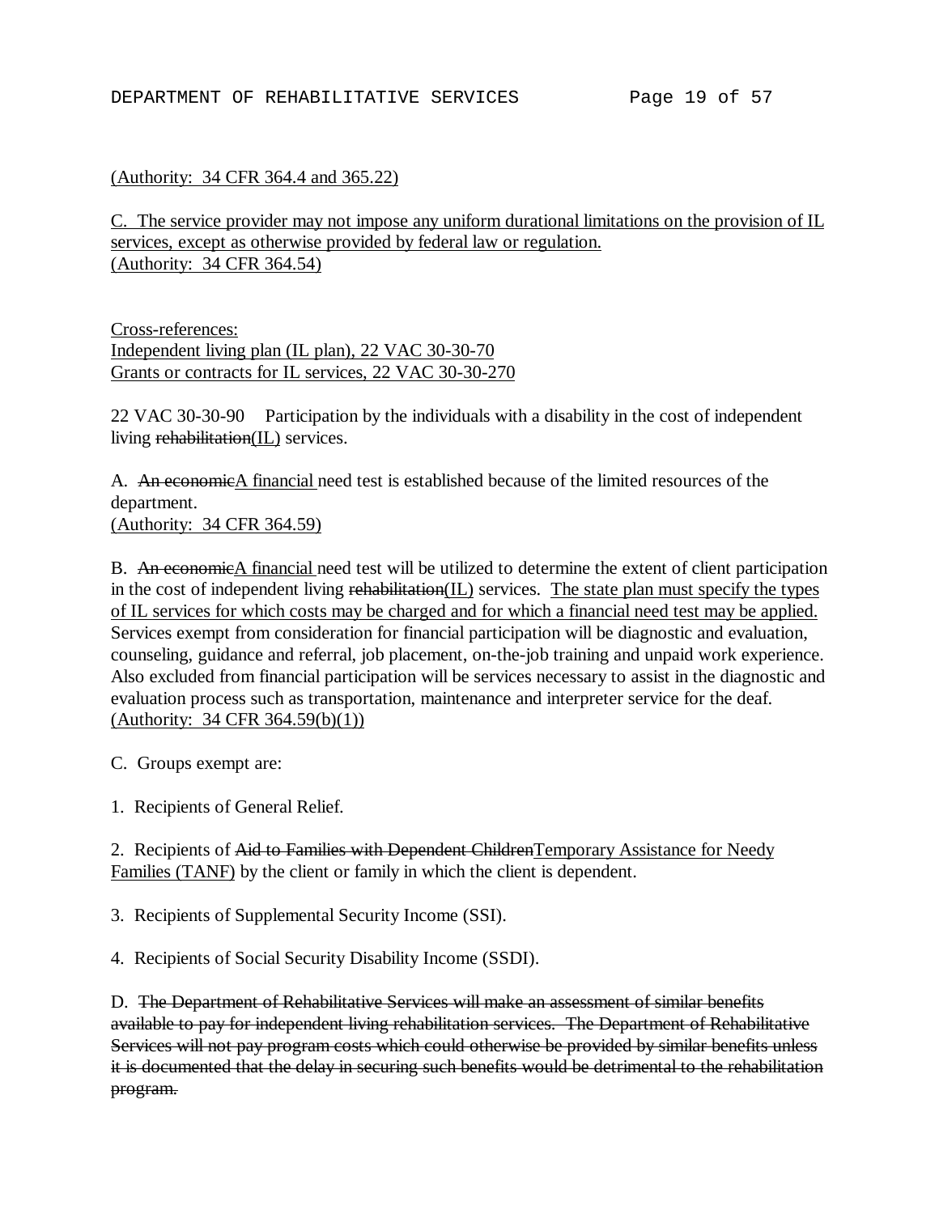(Authority: 34 CFR 364.4 and 365.22)

C. The service provider may not impose any uniform durational limitations on the provision of IL services, except as otherwise provided by federal law or regulation.
(Authority: 34 CFR 364.54)

Cross-references:
Independent living plan (IL plan), 22 VAC 30-30-70
Grants or contracts for IL services, 22 VAC 30-30-270

22 VAC 30-30-90 Participation by the individuals with a disability in the cost of independent living ~~rehabilitation~~(IL) services.

A. ~~An economic~~A financial need test is established because of the limited resources of the department.
(Authority: 34 CFR 364.59)

B. ~~An economic~~A financial need test will be utilized to determine the extent of client participation in the cost of independent living ~~rehabilitation~~(IL) services. The state plan must specify the types of IL services for which costs may be charged and for which a financial need test may be applied. Services exempt from consideration for financial participation will be diagnostic and evaluation, counseling, guidance and referral, job placement, on-the-job training and unpaid work experience. Also excluded from financial participation will be services necessary to assist in the diagnostic and evaluation process such as transportation, maintenance and interpreter service for the deaf.
(Authority: 34 CFR 364.59(b)(1))

C. Groups exempt are:

1. Recipients of General Relief.

2. Recipients of ~~Aid to Families with Dependent Children~~Temporary Assistance for Needy Families (TANF) by the client or family in which the client is dependent.

3. Recipients of Supplemental Security Income (SSI).

4. Recipients of Social Security Disability Income (SSDI).

D. ~~The Department of Rehabilitative Services will make an assessment of similar benefits available to pay for independent living rehabilitation services. The Department of Rehabilitative Services will not pay program costs which could otherwise be provided by similar benefits unless it is documented that the delay in securing such benefits would be detrimental to the rehabilitation program.~~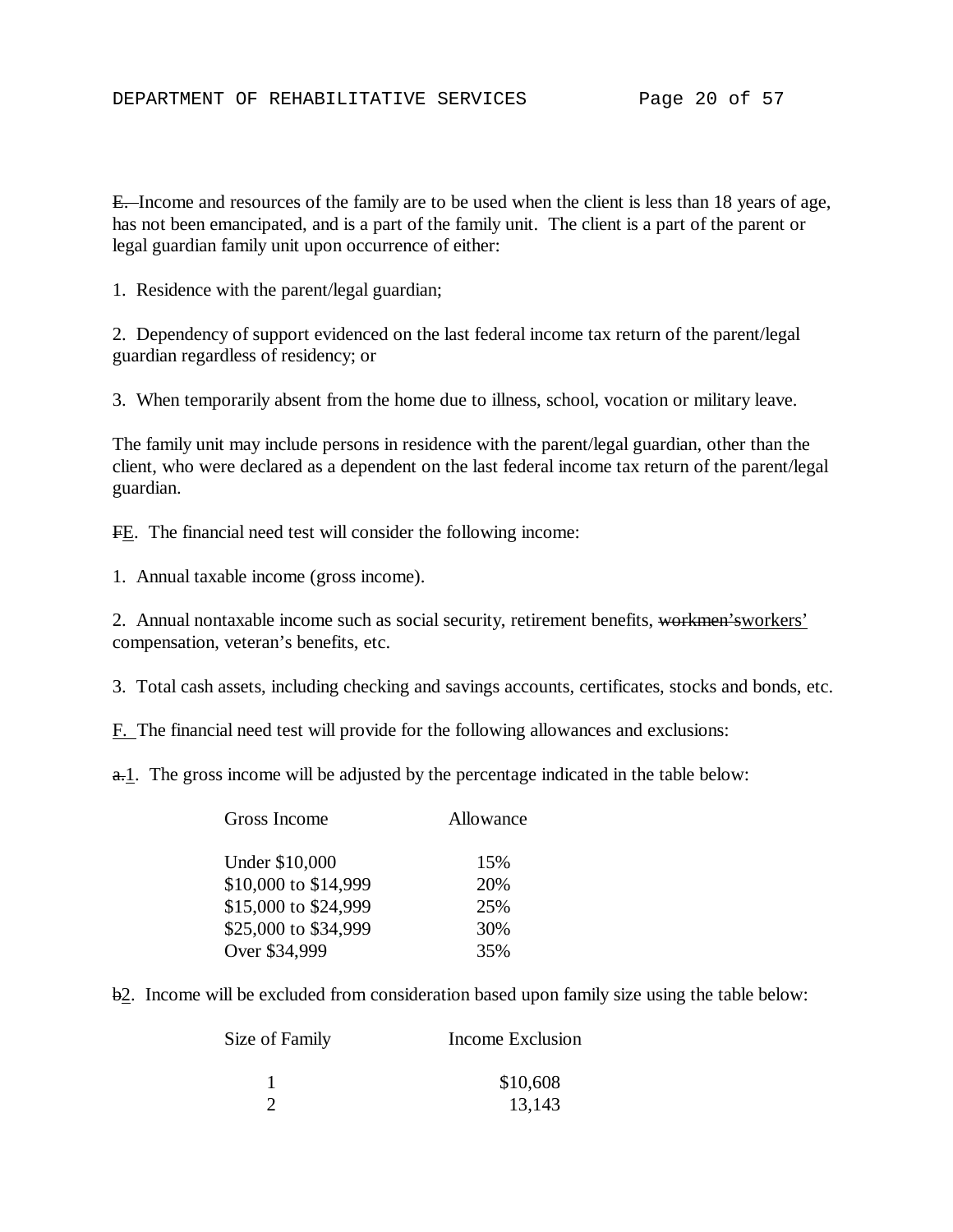~~E.~~ Income and resources of the family are to be used when the client is less than 18 years of age, has not been emancipated, and is a part of the family unit. The client is a part of the parent or legal guardian family unit upon occurrence of either:

1. Residence with the parent/legal guardian;

2. Dependency of support evidenced on the last federal income tax return of the parent/legal guardian regardless of residency; or

3. When temporarily absent from the home due to illness, school, vocation or military leave.

The family unit may include persons in residence with the parent/legal guardian, other than the client, who were declared as a dependent on the last federal income tax return of the parent/legal guardian.

~~F~~<u>E</u>. The financial need test will consider the following income:

1. Annual taxable income (gross income).

2. Annual nontaxable income such as social security, retirement benefits, ~~workmen's~~<u>workers'</u> compensation, veteran's benefits, etc.

3. Total cash assets, including checking and savings accounts, certificates, stocks and bonds, etc.

<u>F.</u> The financial need test will provide for the following allowances and exclusions:

~~a.~~<u>1</u>. The gross income will be adjusted by the percentage indicated in the table below:

| Gross Income | Allowance |
|---|---|
| Under $10,000 | 15% |
| $10,000 to $14,999 | 20% |
| $15,000 to $24,999 | 25% |
| $25,000 to $34,999 | 30% |
| Over $34,999 | 35% |

~~b~~<u>2</u>. Income will be excluded from consideration based upon family size using the table below:

| Size of Family | Income Exclusion |
|---|---|
| 1 | $10,608 |
| 2 | 13,143 |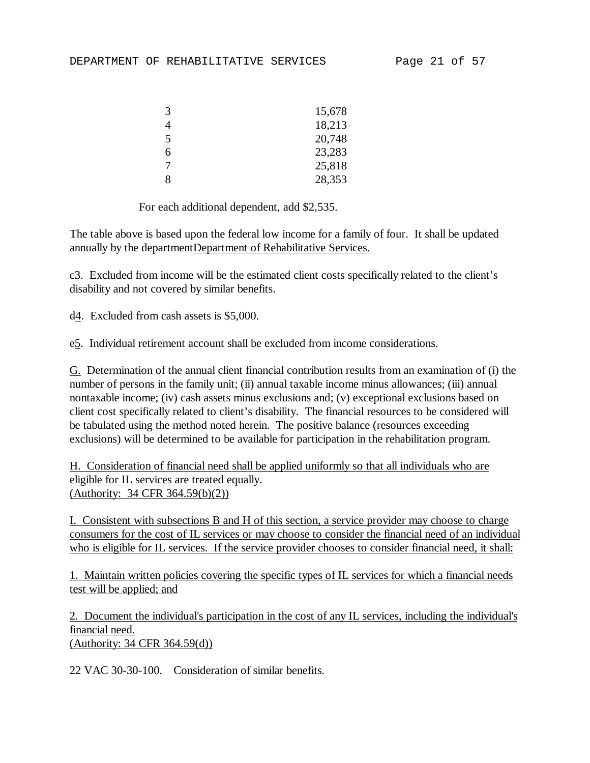| | |
|---|---|
| 3 | 15,678 |
| 4 | 18,213 |
| 5 | 20,748 |
| 6 | 23,283 |
| 7 | 25,818 |
| 8 | 28,353 |

For each additional dependent, add $2,535.

The table above is based upon the federal low income for a family of four. It shall be updated annually by the ~~department~~Department of Rehabilitative Services.

~~c~~3. Excluded from income will be the estimated client costs specifically related to the client's disability and not covered by similar benefits.

~~d~~4. Excluded from cash assets is $5,000.

~~e~~5. Individual retirement account shall be excluded from income considerations.

G. Determination of the annual client financial contribution results from an examination of (i) the number of persons in the family unit; (ii) annual taxable income minus allowances; (iii) annual nontaxable income; (iv) cash assets minus exclusions and; (v) exceptional exclusions based on client cost specifically related to client's disability. The financial resources to be considered will be tabulated using the method noted herein. The positive balance (resources exceeding exclusions) will be determined to be available for participation in the rehabilitation program.

H. Consideration of financial need shall be applied uniformly so that all individuals who are eligible for IL services are treated equally.
(Authority: 34 CFR 364.59(b)(2))

I. Consistent with subsections B and H of this section, a service provider may choose to charge consumers for the cost of IL services or may choose to consider the financial need of an individual who is eligible for IL services. If the service provider chooses to consider financial need, it shall:

1. Maintain written policies covering the specific types of IL services for which a financial needs test will be applied; and

2. Document the individual's participation in the cost of any IL services, including the individual's financial need.
(Authority: 34 CFR 364.59(d))

22 VAC 30-30-100. Consideration of similar benefits.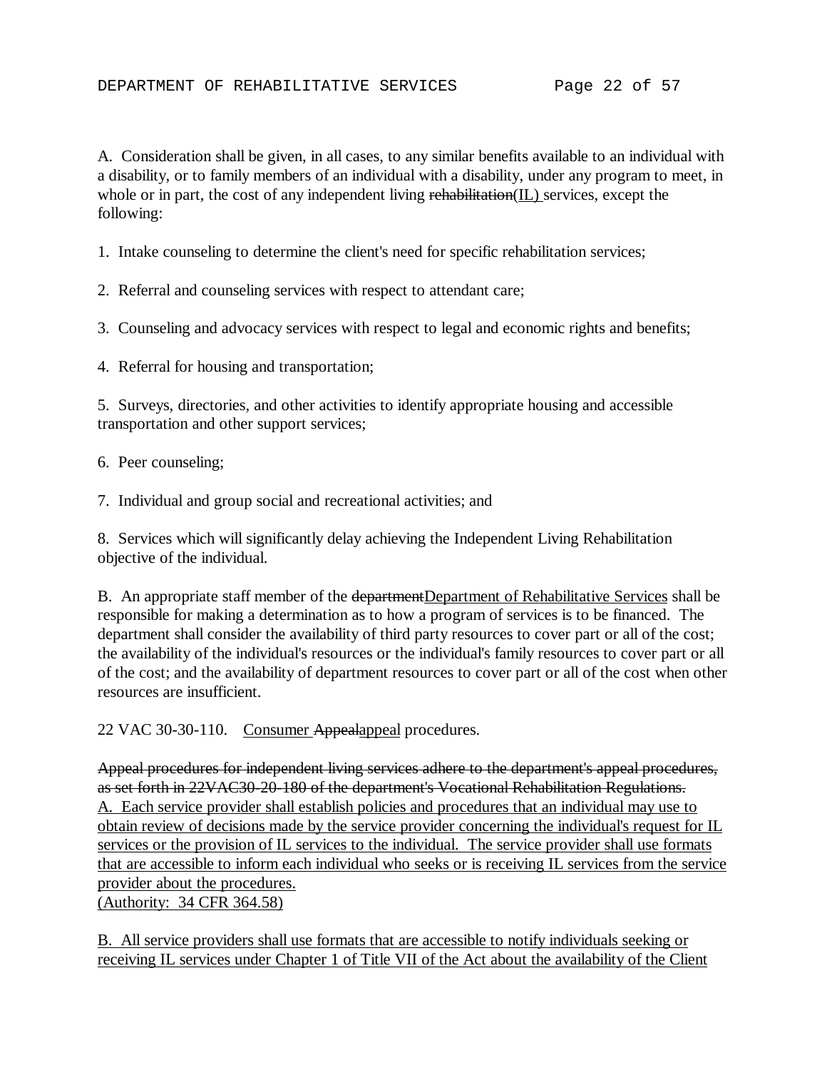A. Consideration shall be given, in all cases, to any similar benefits available to an individual with a disability, or to family members of an individual with a disability, under any program to meet, in whole or in part, the cost of any independent living ~~rehabilitation~~<u>(IL)</u> services, except the following:

1. Intake counseling to determine the client's need for specific rehabilitation services;

2. Referral and counseling services with respect to attendant care;

3. Counseling and advocacy services with respect to legal and economic rights and benefits;

4. Referral for housing and transportation;

5. Surveys, directories, and other activities to identify appropriate housing and accessible transportation and other support services;

6. Peer counseling;

7. Individual and group social and recreational activities; and

8. Services which will significantly delay achieving the Independent Living Rehabilitation objective of the individual.

B. An appropriate staff member of the ~~department~~<u>Department of Rehabilitative Services</u> shall be responsible for making a determination as to how a program of services is to be financed. The department shall consider the availability of third party resources to cover part or all of the cost; the availability of the individual's resources or the individual's family resources to cover part or all of the cost; and the availability of department resources to cover part or all of the cost when other resources are insufficient.

22 VAC 30-30-110. <u>Consumer</u> ~~Appeal~~<u>appeal</u> procedures.

~~Appeal procedures for independent living services adhere to the department's appeal procedures, as set forth in 22VAC30-20-180 of the department's Vocational Rehabilitation Regulations.~~
<u>A. Each service provider shall establish policies and procedures that an individual may use to obtain review of decisions made by the service provider concerning the individual's request for IL services or the provision of IL services to the individual. The service provider shall use formats that are accessible to inform each individual who seeks or is receiving IL services from the service provider about the procedures.</u>
<u>(Authority: 34 CFR 364.58)</u>

<u>B. All service providers shall use formats that are accessible to notify individuals seeking or receiving IL services under Chapter 1 of Title VII of the Act about the availability of the Client</u>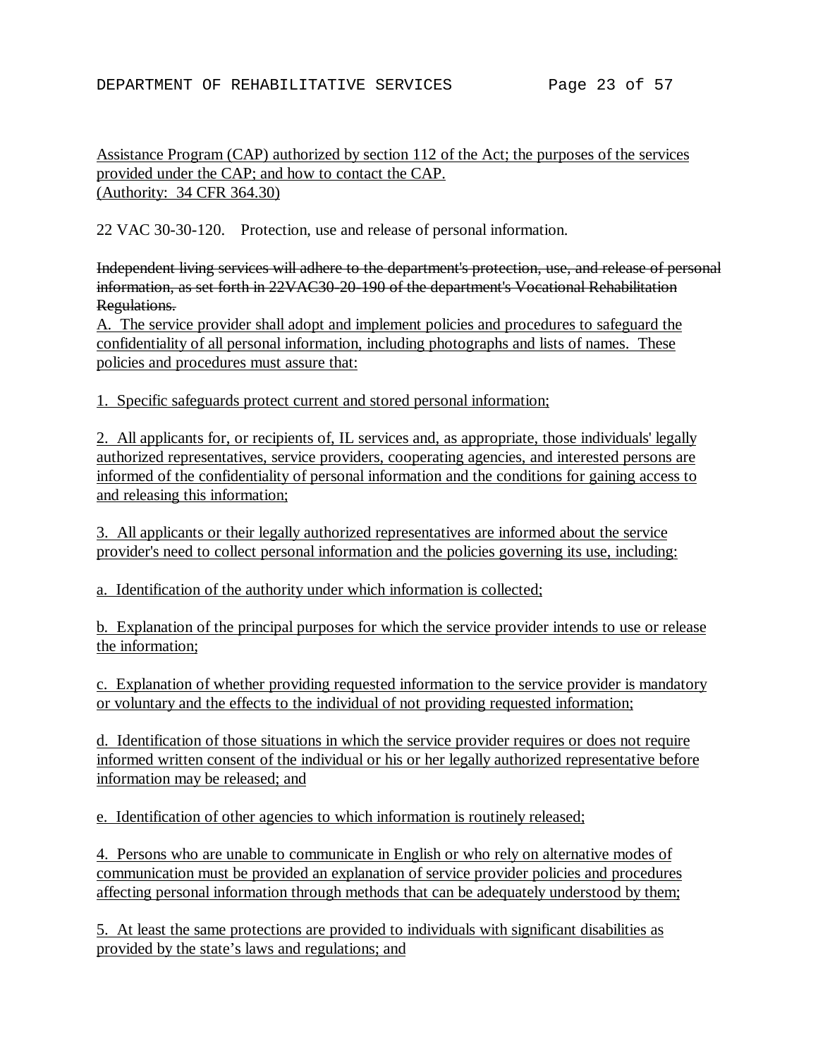Assistance Program (CAP) authorized by section 112 of the Act; the purposes of the services provided under the CAP; and how to contact the CAP.
(Authority: 34 CFR 364.30)

22 VAC 30-30-120. Protection, use and release of personal information.

~~Independent living services will adhere to the department's protection, use, and release of personal information, as set forth in 22VAC30-20-190 of the department's Vocational Rehabilitation Regulations.~~
A. The service provider shall adopt and implement policies and procedures to safeguard the confidentiality of all personal information, including photographs and lists of names. These policies and procedures must assure that:

1. Specific safeguards protect current and stored personal information;

2. All applicants for, or recipients of, IL services and, as appropriate, those individuals' legally authorized representatives, service providers, cooperating agencies, and interested persons are informed of the confidentiality of personal information and the conditions for gaining access to and releasing this information;

3. All applicants or their legally authorized representatives are informed about the service provider's need to collect personal information and the policies governing its use, including:

a. Identification of the authority under which information is collected;

b. Explanation of the principal purposes for which the service provider intends to use or release the information;

c. Explanation of whether providing requested information to the service provider is mandatory or voluntary and the effects to the individual of not providing requested information;

d. Identification of those situations in which the service provider requires or does not require informed written consent of the individual or his or her legally authorized representative before information may be released; and

e. Identification of other agencies to which information is routinely released;

4. Persons who are unable to communicate in English or who rely on alternative modes of communication must be provided an explanation of service provider policies and procedures affecting personal information through methods that can be adequately understood by them;

5. At least the same protections are provided to individuals with significant disabilities as provided by the state's laws and regulations; and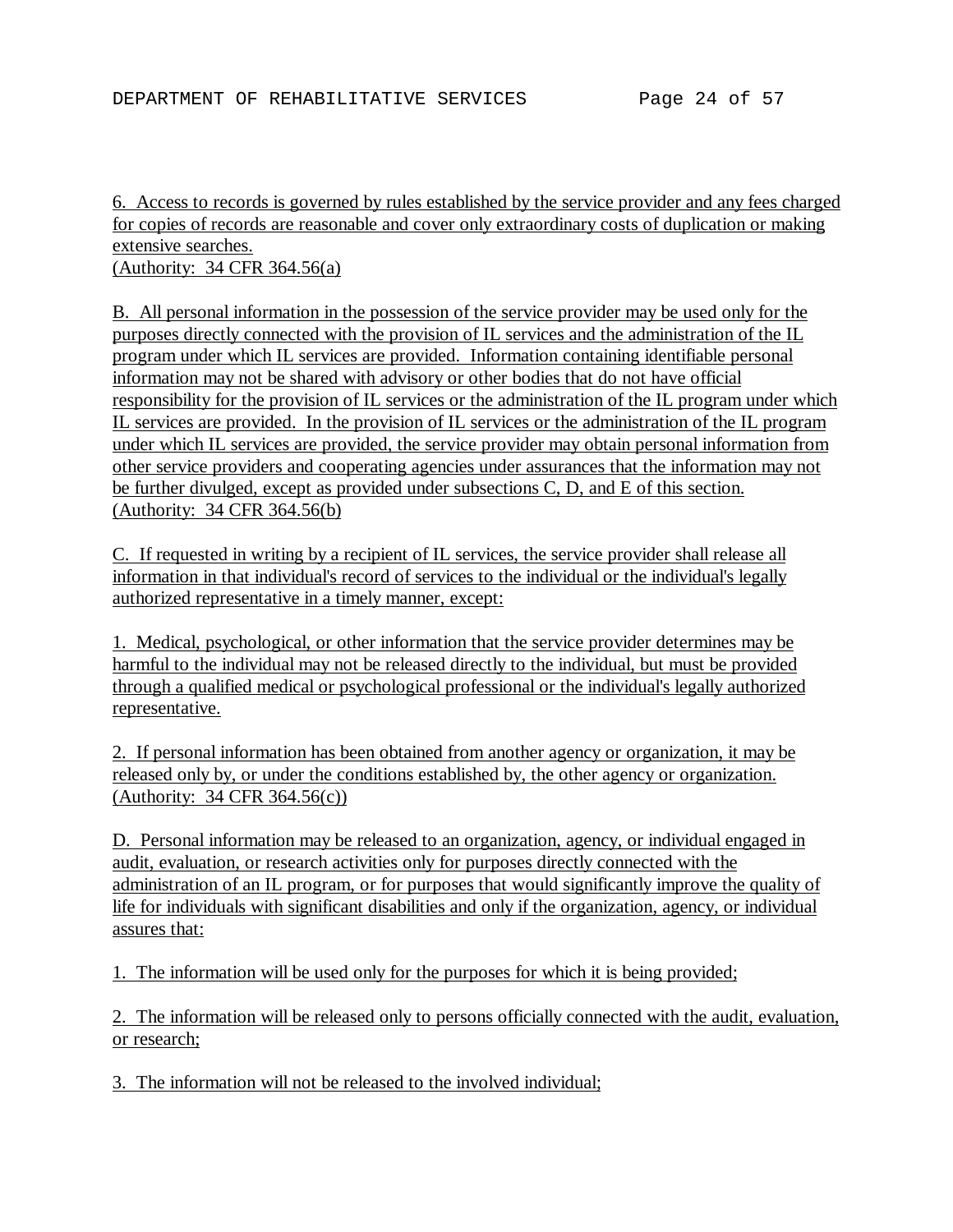6. Access to records is governed by rules established by the service provider and any fees charged for copies of records are reasonable and cover only extraordinary costs of duplication or making extensive searches.
(Authority: 34 CFR 364.56(a)

B. All personal information in the possession of the service provider may be used only for the purposes directly connected with the provision of IL services and the administration of the IL program under which IL services are provided. Information containing identifiable personal information may not be shared with advisory or other bodies that do not have official responsibility for the provision of IL services or the administration of the IL program under which IL services are provided. In the provision of IL services or the administration of the IL program under which IL services are provided, the service provider may obtain personal information from other service providers and cooperating agencies under assurances that the information may not be further divulged, except as provided under subsections C, D, and E of this section.
(Authority: 34 CFR 364.56(b)

C. If requested in writing by a recipient of IL services, the service provider shall release all information in that individual's record of services to the individual or the individual's legally authorized representative in a timely manner, except:

1. Medical, psychological, or other information that the service provider determines may be harmful to the individual may not be released directly to the individual, but must be provided through a qualified medical or psychological professional or the individual's legally authorized representative.

2. If personal information has been obtained from another agency or organization, it may be released only by, or under the conditions established by, the other agency or organization.
(Authority: 34 CFR 364.56(c))

D. Personal information may be released to an organization, agency, or individual engaged in audit, evaluation, or research activities only for purposes directly connected with the administration of an IL program, or for purposes that would significantly improve the quality of life for individuals with significant disabilities and only if the organization, agency, or individual assures that:

1. The information will be used only for the purposes for which it is being provided;

2. The information will be released only to persons officially connected with the audit, evaluation, or research;

3. The information will not be released to the involved individual;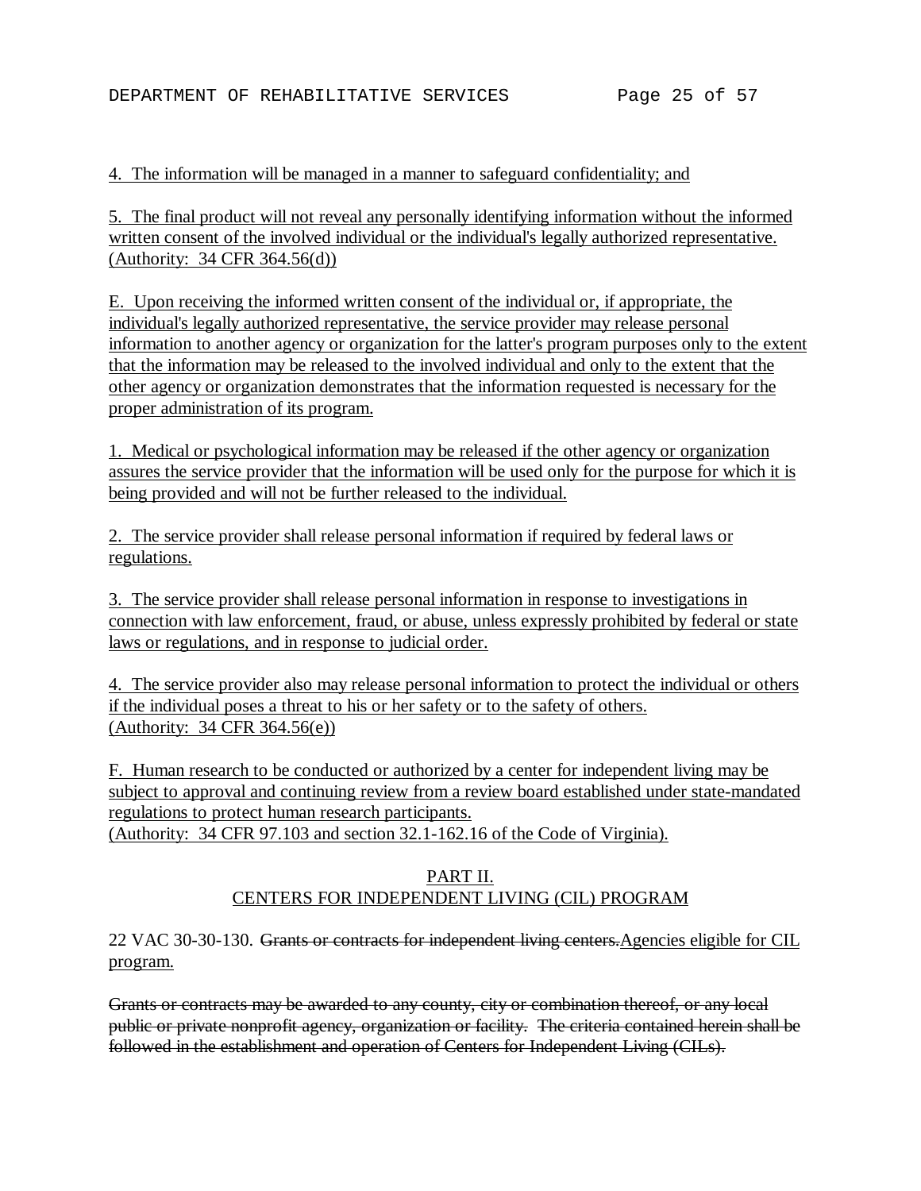4. The information will be managed in a manner to safeguard confidentiality; and

5. The final product will not reveal any personally identifying information without the informed written consent of the involved individual or the individual's legally authorized representative.
(Authority: 34 CFR 364.56(d))

E. Upon receiving the informed written consent of the individual or, if appropriate, the individual's legally authorized representative, the service provider may release personal information to another agency or organization for the latter's program purposes only to the extent that the information may be released to the involved individual and only to the extent that the other agency or organization demonstrates that the information requested is necessary for the proper administration of its program.

1. Medical or psychological information may be released if the other agency or organization assures the service provider that the information will be used only for the purpose for which it is being provided and will not be further released to the individual.

2. The service provider shall release personal information if required by federal laws or regulations.

3. The service provider shall release personal information in response to investigations in connection with law enforcement, fraud, or abuse, unless expressly prohibited by federal or state laws or regulations, and in response to judicial order.

4. The service provider also may release personal information to protect the individual or others if the individual poses a threat to his or her safety or to the safety of others.
(Authority: 34 CFR 364.56(e))

F. Human research to be conducted or authorized by a center for independent living may be subject to approval and continuing review from a review board established under state-mandated regulations to protect human research participants.
(Authority: 34 CFR 97.103 and section 32.1-162.16 of the Code of Virginia).

## PART II.
## CENTERS FOR INDEPENDENT LIVING (CIL) PROGRAM

22 VAC 30-30-130. ~~Grants or contracts for independent living centers.~~Agencies eligible for CIL program.

~~Grants or contracts may be awarded to any county, city or combination thereof, or any local public or private nonprofit agency, organization or facility. The criteria contained herein shall be followed in the establishment and operation of Centers for Independent Living (CILs).~~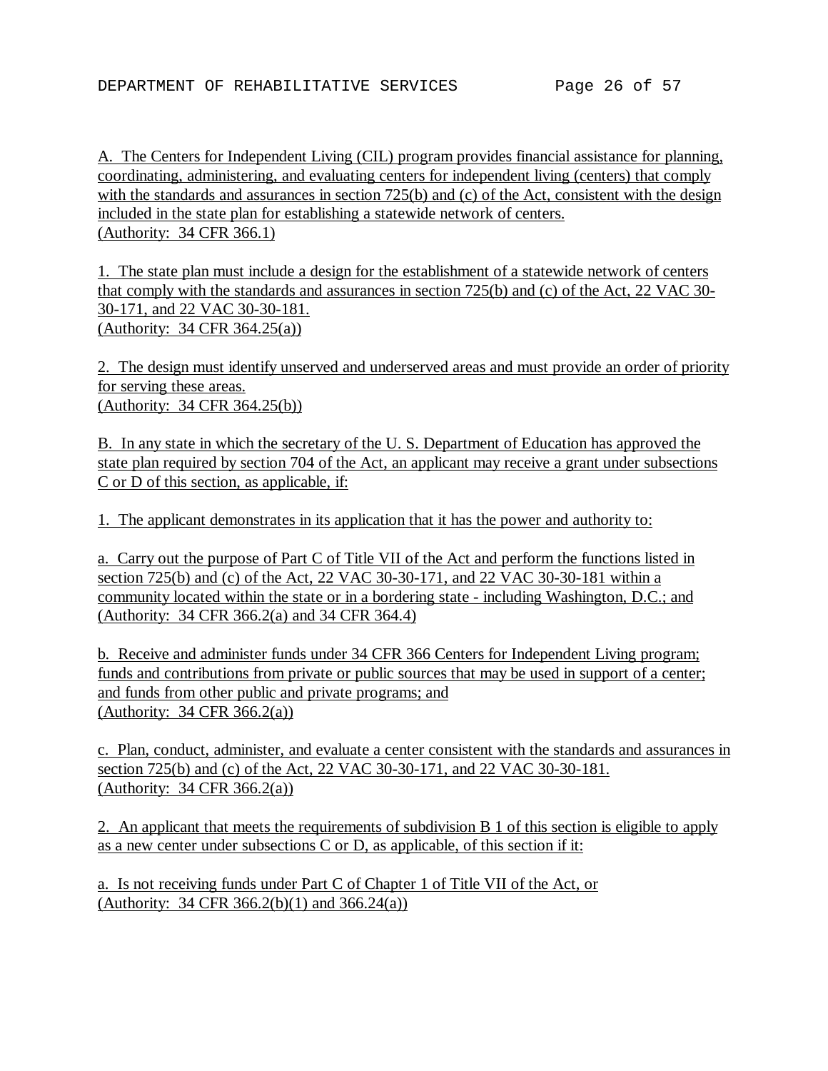A. The Centers for Independent Living (CIL) program provides financial assistance for planning, coordinating, administering, and evaluating centers for independent living (centers) that comply with the standards and assurances in section 725(b) and (c) of the Act, consistent with the design included in the state plan for establishing a statewide network of centers.
(Authority: 34 CFR 366.1)

1. The state plan must include a design for the establishment of a statewide network of centers that comply with the standards and assurances in section 725(b) and (c) of the Act, 22 VAC 30-30-171, and 22 VAC 30-30-181.
(Authority: 34 CFR 364.25(a))

2. The design must identify unserved and underserved areas and must provide an order of priority for serving these areas.
(Authority: 34 CFR 364.25(b))

B. In any state in which the secretary of the U. S. Department of Education has approved the state plan required by section 704 of the Act, an applicant may receive a grant under subsections C or D of this section, as applicable, if:

1. The applicant demonstrates in its application that it has the power and authority to:

a. Carry out the purpose of Part C of Title VII of the Act and perform the functions listed in section 725(b) and (c) of the Act, 22 VAC 30-30-171, and 22 VAC 30-30-181 within a community located within the state or in a bordering state - including Washington, D.C.; and
(Authority: 34 CFR 366.2(a) and 34 CFR 364.4)

b. Receive and administer funds under 34 CFR 366 Centers for Independent Living program; funds and contributions from private or public sources that may be used in support of a center; and funds from other public and private programs; and
(Authority: 34 CFR 366.2(a))

c. Plan, conduct, administer, and evaluate a center consistent with the standards and assurances in section 725(b) and (c) of the Act, 22 VAC 30-30-171, and 22 VAC 30-30-181.
(Authority: 34 CFR 366.2(a))

2. An applicant that meets the requirements of subdivision B 1 of this section is eligible to apply as a new center under subsections C or D, as applicable, of this section if it:

a. Is not receiving funds under Part C of Chapter 1 of Title VII of the Act, or
(Authority: 34 CFR 366.2(b)(1) and 366.24(a))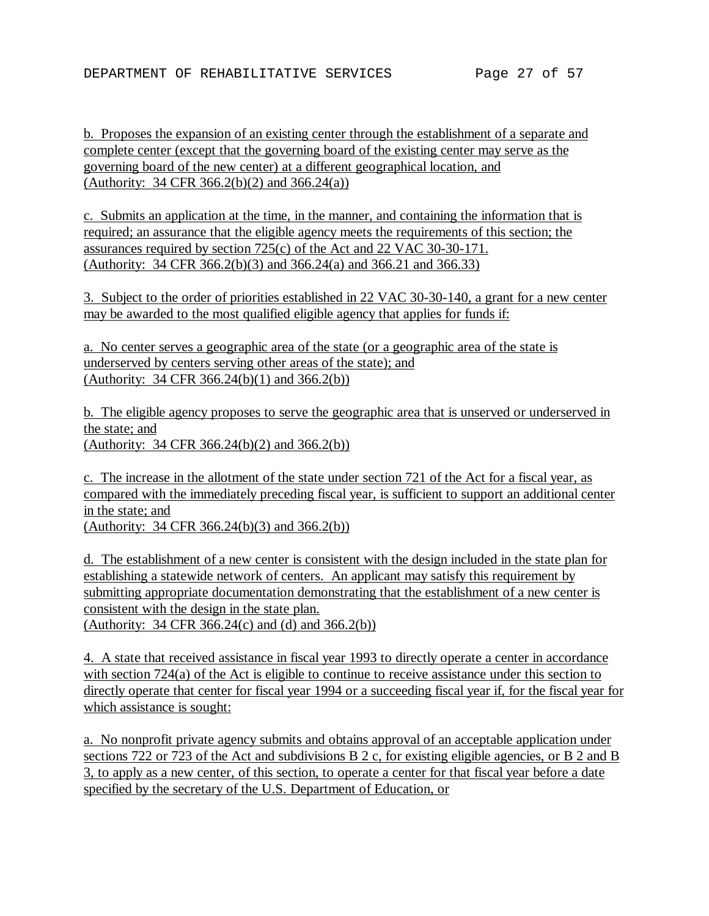b. Proposes the expansion of an existing center through the establishment of a separate and complete center (except that the governing board of the existing center may serve as the governing board of the new center) at a different geographical location, and
(Authority: 34 CFR 366.2(b)(2) and 366.24(a))

c. Submits an application at the time, in the manner, and containing the information that is required; an assurance that the eligible agency meets the requirements of this section; the assurances required by section 725(c) of the Act and 22 VAC 30-30-171.
(Authority: 34 CFR 366.2(b)(3) and 366.24(a) and 366.21 and 366.33)

3. Subject to the order of priorities established in 22 VAC 30-30-140, a grant for a new center may be awarded to the most qualified eligible agency that applies for funds if:

a. No center serves a geographic area of the state (or a geographic area of the state is underserved by centers serving other areas of the state); and
(Authority: 34 CFR 366.24(b)(1) and 366.2(b))

b. The eligible agency proposes to serve the geographic area that is unserved or underserved in the state; and
(Authority: 34 CFR 366.24(b)(2) and 366.2(b))

c. The increase in the allotment of the state under section 721 of the Act for a fiscal year, as compared with the immediately preceding fiscal year, is sufficient to support an additional center in the state; and
(Authority: 34 CFR 366.24(b)(3) and 366.2(b))

d. The establishment of a new center is consistent with the design included in the state plan for establishing a statewide network of centers. An applicant may satisfy this requirement by submitting appropriate documentation demonstrating that the establishment of a new center is consistent with the design in the state plan.
(Authority: 34 CFR 366.24(c) and (d) and 366.2(b))

4. A state that received assistance in fiscal year 1993 to directly operate a center in accordance with section 724(a) of the Act is eligible to continue to receive assistance under this section to directly operate that center for fiscal year 1994 or a succeeding fiscal year if, for the fiscal year for which assistance is sought:

a. No nonprofit private agency submits and obtains approval of an acceptable application under sections 722 or 723 of the Act and subdivisions B 2 c, for existing eligible agencies, or B 2 and B 3, to apply as a new center, of this section, to operate a center for that fiscal year before a date specified by the secretary of the U.S. Department of Education, or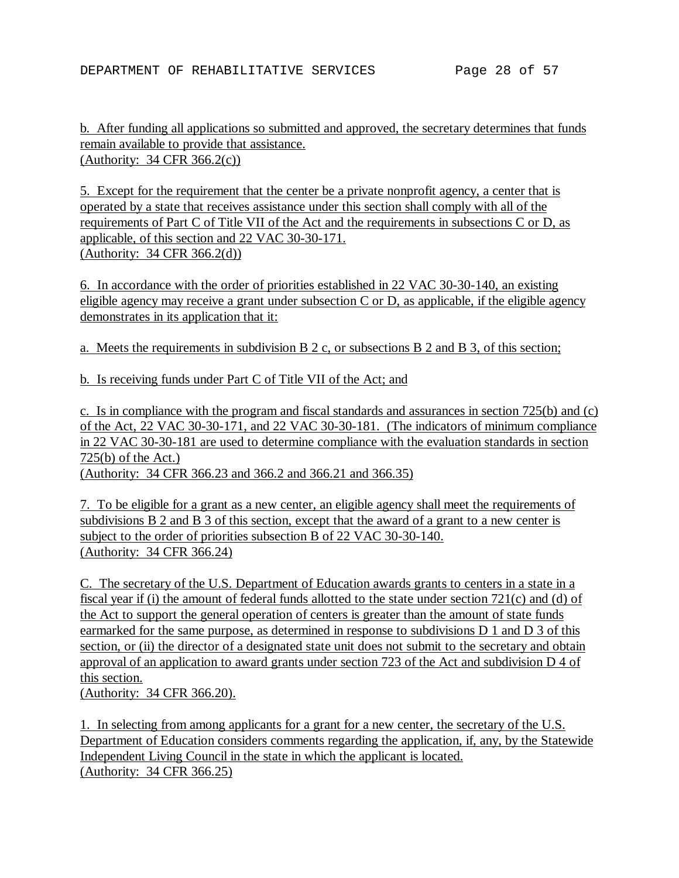b. After funding all applications so submitted and approved, the secretary determines that funds remain available to provide that assistance.
(Authority: 34 CFR 366.2(c))

5. Except for the requirement that the center be a private nonprofit agency, a center that is operated by a state that receives assistance under this section shall comply with all of the requirements of Part C of Title VII of the Act and the requirements in subsections C or D, as applicable, of this section and 22 VAC 30-30-171.
(Authority: 34 CFR 366.2(d))

6. In accordance with the order of priorities established in 22 VAC 30-30-140, an existing eligible agency may receive a grant under subsection C or D, as applicable, if the eligible agency demonstrates in its application that it:

a. Meets the requirements in subdivision B 2 c, or subsections B 2 and B 3, of this section;

b. Is receiving funds under Part C of Title VII of the Act; and

c. Is in compliance with the program and fiscal standards and assurances in section 725(b) and (c) of the Act, 22 VAC 30-30-171, and 22 VAC 30-30-181. (The indicators of minimum compliance in 22 VAC 30-30-181 are used to determine compliance with the evaluation standards in section 725(b) of the Act.)
(Authority: 34 CFR 366.23 and 366.2 and 366.21 and 366.35)

7. To be eligible for a grant as a new center, an eligible agency shall meet the requirements of subdivisions B 2 and B 3 of this section, except that the award of a grant to a new center is subject to the order of priorities subsection B of 22 VAC 30-30-140.
(Authority: 34 CFR 366.24)

C. The secretary of the U.S. Department of Education awards grants to centers in a state in a fiscal year if (i) the amount of federal funds allotted to the state under section 721(c) and (d) of the Act to support the general operation of centers is greater than the amount of state funds earmarked for the same purpose, as determined in response to subdivisions D 1 and D 3 of this section, or (ii) the director of a designated state unit does not submit to the secretary and obtain approval of an application to award grants under section 723 of the Act and subdivision D 4 of this section.
(Authority: 34 CFR 366.20).

1. In selecting from among applicants for a grant for a new center, the secretary of the U.S. Department of Education considers comments regarding the application, if, any, by the Statewide Independent Living Council in the state in which the applicant is located.
(Authority: 34 CFR 366.25)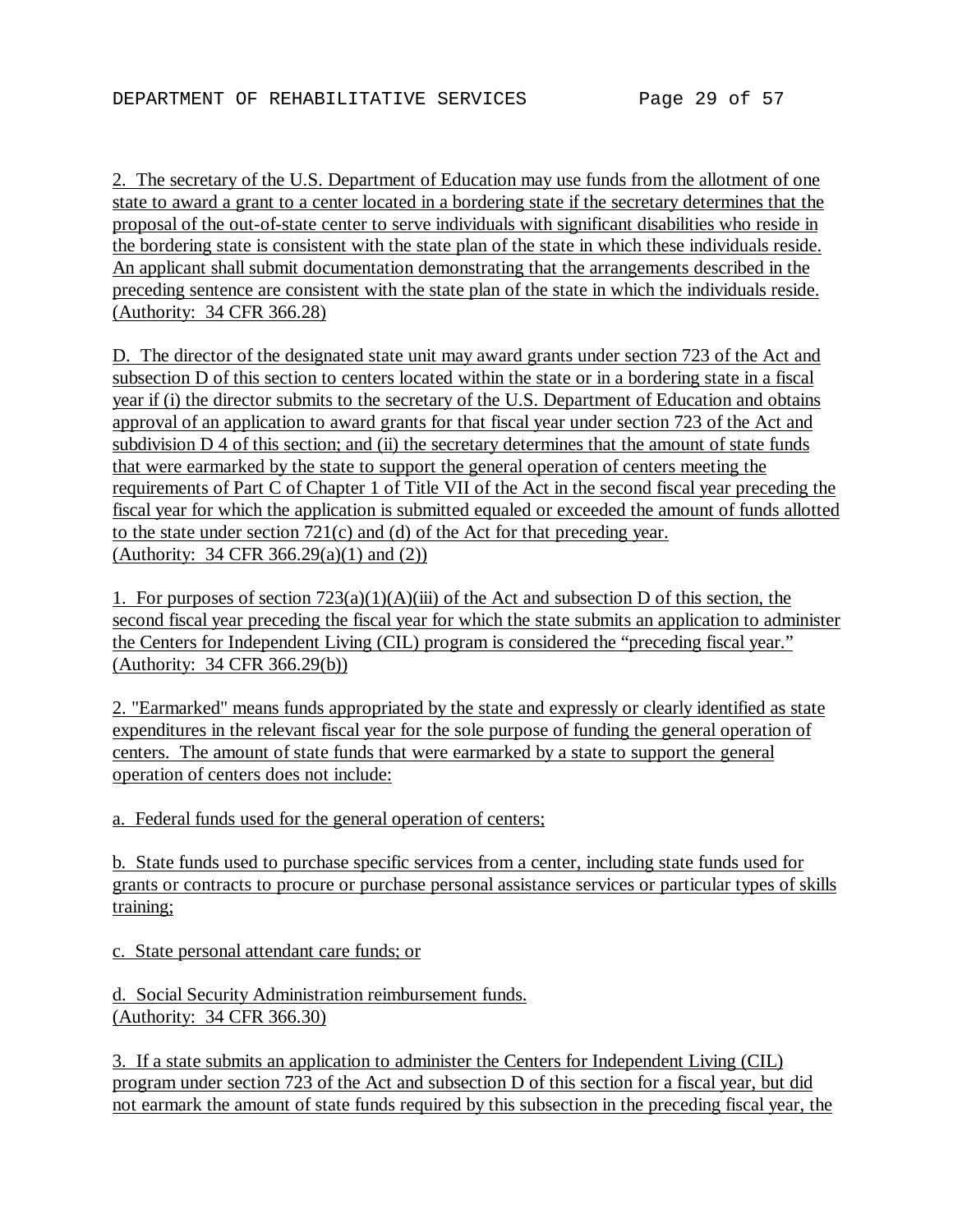2. The secretary of the U.S. Department of Education may use funds from the allotment of one state to award a grant to a center located in a bordering state if the secretary determines that the proposal of the out-of-state center to serve individuals with significant disabilities who reside in the bordering state is consistent with the state plan of the state in which these individuals reside. An applicant shall submit documentation demonstrating that the arrangements described in the preceding sentence are consistent with the state plan of the state in which the individuals reside. (Authority: 34 CFR 366.28)

D. The director of the designated state unit may award grants under section 723 of the Act and subsection D of this section to centers located within the state or in a bordering state in a fiscal year if (i) the director submits to the secretary of the U.S. Department of Education and obtains approval of an application to award grants for that fiscal year under section 723 of the Act and subdivision D 4 of this section; and (ii) the secretary determines that the amount of state funds that were earmarked by the state to support the general operation of centers meeting the requirements of Part C of Chapter 1 of Title VII of the Act in the second fiscal year preceding the fiscal year for which the application is submitted equaled or exceeded the amount of funds allotted to the state under section 721(c) and (d) of the Act for that preceding year.
(Authority: 34 CFR 366.29(a)(1) and (2))

1. For purposes of section 723(a)(1)(A)(iii) of the Act and subsection D of this section, the second fiscal year preceding the fiscal year for which the state submits an application to administer the Centers for Independent Living (CIL) program is considered the "preceding fiscal year."
(Authority: 34 CFR 366.29(b))

2. "Earmarked" means funds appropriated by the state and expressly or clearly identified as state expenditures in the relevant fiscal year for the sole purpose of funding the general operation of centers. The amount of state funds that were earmarked by a state to support the general operation of centers does not include:

a. Federal funds used for the general operation of centers;

b. State funds used to purchase specific services from a center, including state funds used for grants or contracts to procure or purchase personal assistance services or particular types of skills training;

c. State personal attendant care funds; or

d. Social Security Administration reimbursement funds.
(Authority: 34 CFR 366.30)

3. If a state submits an application to administer the Centers for Independent Living (CIL) program under section 723 of the Act and subsection D of this section for a fiscal year, but did not earmark the amount of state funds required by this subsection in the preceding fiscal year, the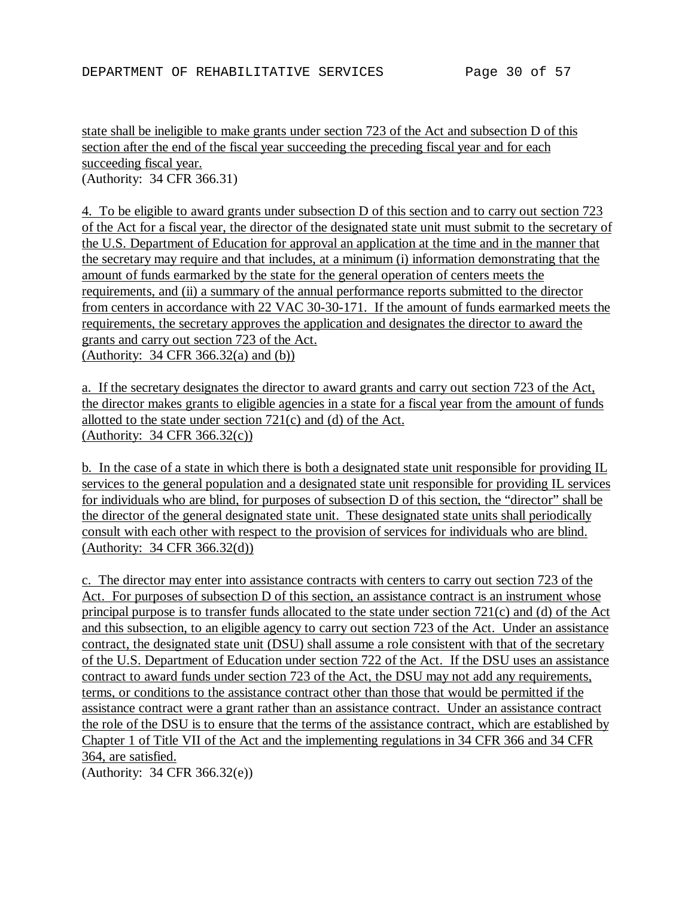state shall be ineligible to make grants under section 723 of the Act and subsection D of this section after the end of the fiscal year succeeding the preceding fiscal year and for each succeeding fiscal year.
(Authority: 34 CFR 366.31)

4. To be eligible to award grants under subsection D of this section and to carry out section 723 of the Act for a fiscal year, the director of the designated state unit must submit to the secretary of the U.S. Department of Education for approval an application at the time and in the manner that the secretary may require and that includes, at a minimum (i) information demonstrating that the amount of funds earmarked by the state for the general operation of centers meets the requirements, and (ii) a summary of the annual performance reports submitted to the director from centers in accordance with 22 VAC 30-30-171. If the amount of funds earmarked meets the requirements, the secretary approves the application and designates the director to award the grants and carry out section 723 of the Act.
(Authority: 34 CFR 366.32(a) and (b))

a. If the secretary designates the director to award grants and carry out section 723 of the Act, the director makes grants to eligible agencies in a state for a fiscal year from the amount of funds allotted to the state under section 721(c) and (d) of the Act.
(Authority: 34 CFR 366.32(c))

b. In the case of a state in which there is both a designated state unit responsible for providing IL services to the general population and a designated state unit responsible for providing IL services for individuals who are blind, for purposes of subsection D of this section, the "director" shall be the director of the general designated state unit. These designated state units shall periodically consult with each other with respect to the provision of services for individuals who are blind.
(Authority: 34 CFR 366.32(d))

c. The director may enter into assistance contracts with centers to carry out section 723 of the Act. For purposes of subsection D of this section, an assistance contract is an instrument whose principal purpose is to transfer funds allocated to the state under section 721(c) and (d) of the Act and this subsection, to an eligible agency to carry out section 723 of the Act. Under an assistance contract, the designated state unit (DSU) shall assume a role consistent with that of the secretary of the U.S. Department of Education under section 722 of the Act. If the DSU uses an assistance contract to award funds under section 723 of the Act, the DSU may not add any requirements, terms, or conditions to the assistance contract other than those that would be permitted if the assistance contract were a grant rather than an assistance contract. Under an assistance contract the role of the DSU is to ensure that the terms of the assistance contract, which are established by Chapter 1 of Title VII of the Act and the implementing regulations in 34 CFR 366 and 34 CFR 364, are satisfied.
(Authority: 34 CFR 366.32(e))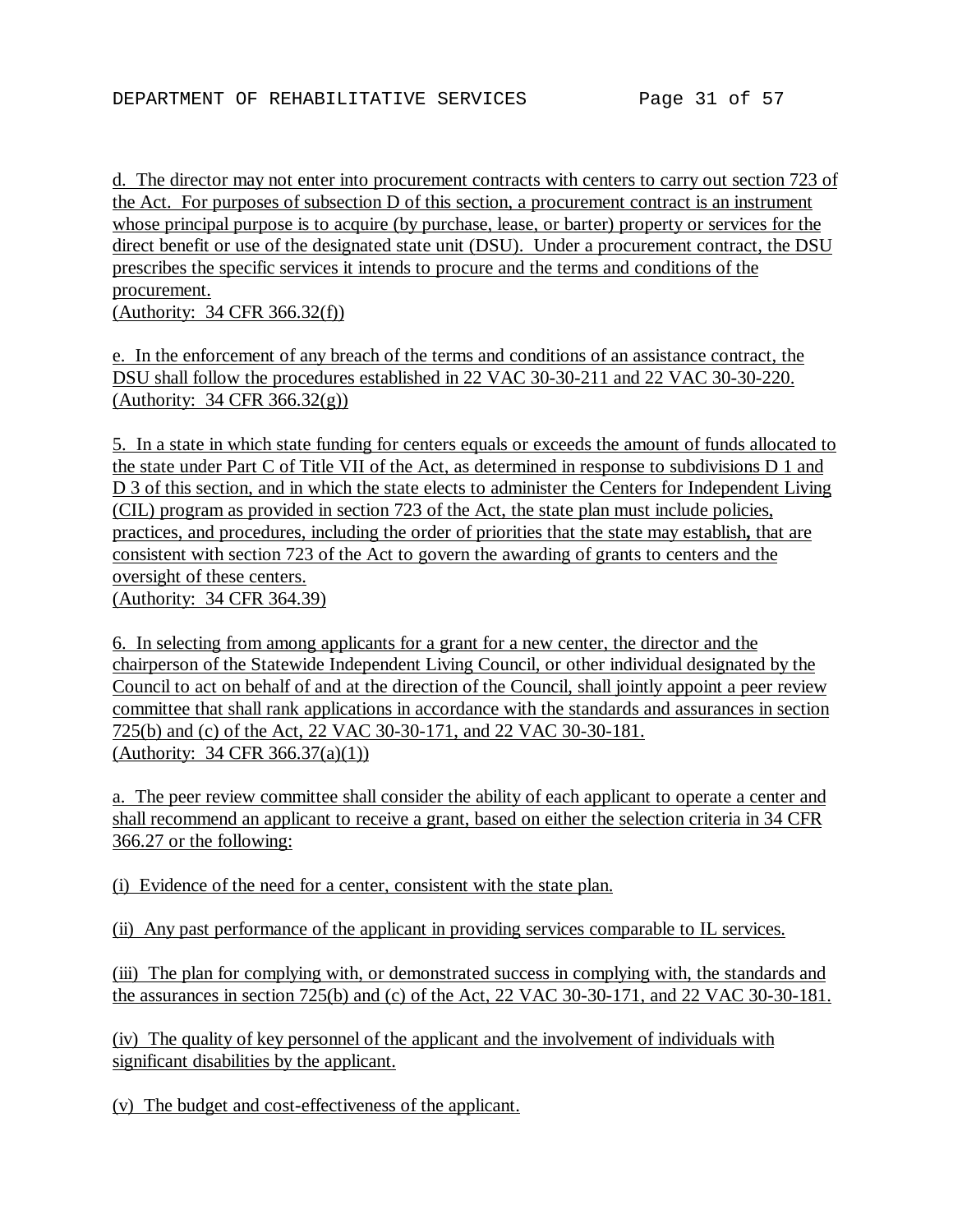d. The director may not enter into procurement contracts with centers to carry out section 723 of the Act. For purposes of subsection D of this section, a procurement contract is an instrument whose principal purpose is to acquire (by purchase, lease, or barter) property or services for the direct benefit or use of the designated state unit (DSU). Under a procurement contract, the DSU prescribes the specific services it intends to procure and the terms and conditions of the procurement.
(Authority: 34 CFR 366.32(f))

e. In the enforcement of any breach of the terms and conditions of an assistance contract, the DSU shall follow the procedures established in 22 VAC 30-30-211 and 22 VAC 30-30-220.
(Authority: 34 CFR 366.32(g))

5. In a state in which state funding for centers equals or exceeds the amount of funds allocated to the state under Part C of Title VII of the Act, as determined in response to subdivisions D 1 and D 3 of this section, and in which the state elects to administer the Centers for Independent Living (CIL) program as provided in section 723 of the Act, the state plan must include policies, practices, and procedures, including the order of priorities that the state may establish**,** that are consistent with section 723 of the Act to govern the awarding of grants to centers and the oversight of these centers.
(Authority: 34 CFR 364.39)

6. In selecting from among applicants for a grant for a new center, the director and the chairperson of the Statewide Independent Living Council, or other individual designated by the Council to act on behalf of and at the direction of the Council, shall jointly appoint a peer review committee that shall rank applications in accordance with the standards and assurances in section 725(b) and (c) of the Act, 22 VAC 30-30-171, and 22 VAC 30-30-181.
(Authority: 34 CFR 366.37(a)(1))

a. The peer review committee shall consider the ability of each applicant to operate a center and shall recommend an applicant to receive a grant, based on either the selection criteria in 34 CFR 366.27 or the following:

(i) Evidence of the need for a center, consistent with the state plan.

(ii) Any past performance of the applicant in providing services comparable to IL services.

(iii) The plan for complying with, or demonstrated success in complying with, the standards and the assurances in section 725(b) and (c) of the Act, 22 VAC 30-30-171, and 22 VAC 30-30-181.

(iv) The quality of key personnel of the applicant and the involvement of individuals with significant disabilities by the applicant.

(v) The budget and cost-effectiveness of the applicant.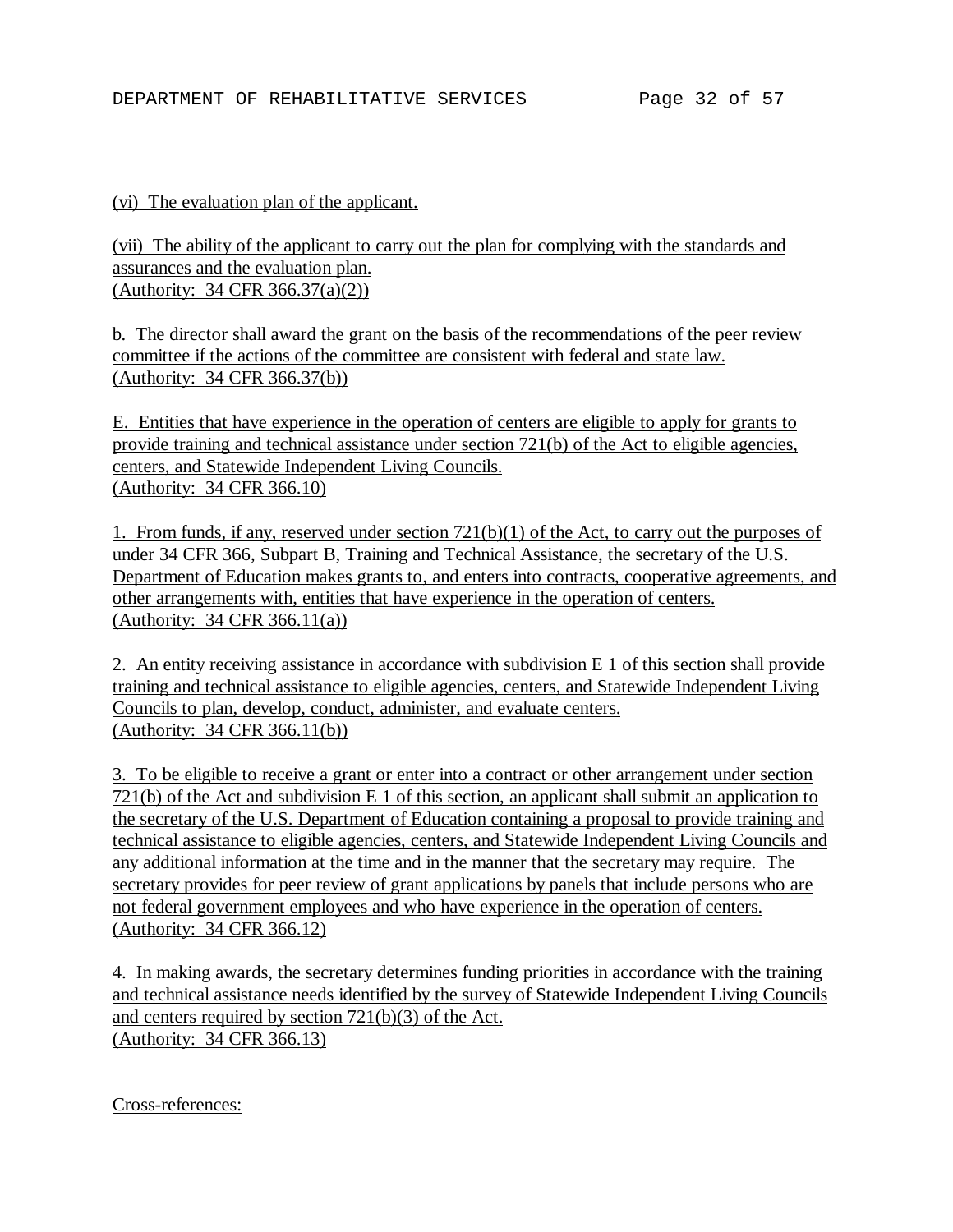(vi) The evaluation plan of the applicant.

(vii) The ability of the applicant to carry out the plan for complying with the standards and assurances and the evaluation plan.
(Authority: 34 CFR 366.37(a)(2))

b. The director shall award the grant on the basis of the recommendations of the peer review committee if the actions of the committee are consistent with federal and state law.
(Authority: 34 CFR 366.37(b))

E. Entities that have experience in the operation of centers are eligible to apply for grants to provide training and technical assistance under section 721(b) of the Act to eligible agencies, centers, and Statewide Independent Living Councils.
(Authority: 34 CFR 366.10)

1. From funds, if any, reserved under section 721(b)(1) of the Act, to carry out the purposes of under 34 CFR 366, Subpart B, Training and Technical Assistance, the secretary of the U.S. Department of Education makes grants to, and enters into contracts, cooperative agreements, and other arrangements with, entities that have experience in the operation of centers.
(Authority: 34 CFR 366.11(a))

2. An entity receiving assistance in accordance with subdivision E 1 of this section shall provide training and technical assistance to eligible agencies, centers, and Statewide Independent Living Councils to plan, develop, conduct, administer, and evaluate centers.
(Authority: 34 CFR 366.11(b))

3. To be eligible to receive a grant or enter into a contract or other arrangement under section 721(b) of the Act and subdivision E 1 of this section, an applicant shall submit an application to the secretary of the U.S. Department of Education containing a proposal to provide training and technical assistance to eligible agencies, centers, and Statewide Independent Living Councils and any additional information at the time and in the manner that the secretary may require. The secretary provides for peer review of grant applications by panels that include persons who are not federal government employees and who have experience in the operation of centers.
(Authority: 34 CFR 366.12)

4. In making awards, the secretary determines funding priorities in accordance with the training and technical assistance needs identified by the survey of Statewide Independent Living Councils and centers required by section 721(b)(3) of the Act.
(Authority: 34 CFR 366.13)

Cross-references: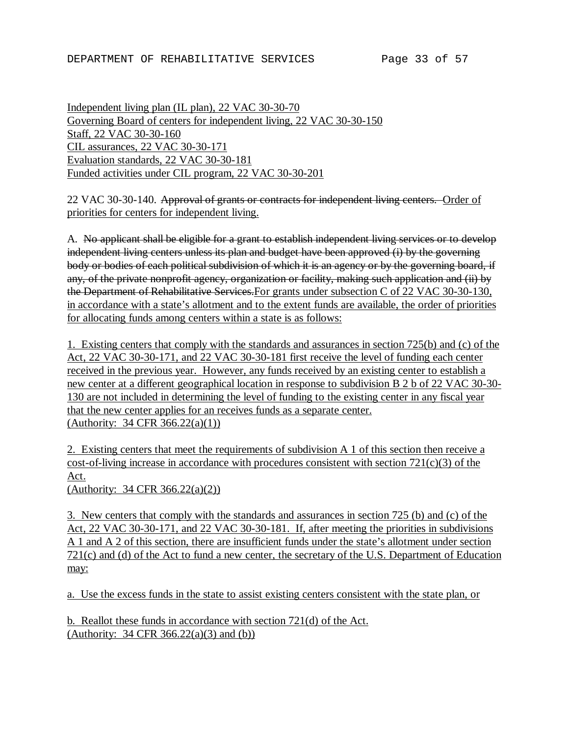Independent living plan (IL plan), 22 VAC 30-30-70
Governing Board of centers for independent living, 22 VAC 30-30-150
Staff, 22 VAC 30-30-160
CIL assurances, 22 VAC 30-30-171
Evaluation standards, 22 VAC 30-30-181
Funded activities under CIL program, 22 VAC 30-30-201

22 VAC 30-30-140. ~~Approval of grants or contracts for independent living centers.~~ Order of priorities for centers for independent living.

A. ~~No applicant shall be eligible for a grant to establish independent living services or to develop independent living centers unless its plan and budget have been approved (i) by the governing body or bodies of each political subdivision of which it is an agency or by the governing board, if any, of the private nonprofit agency, organization or facility, making such application and (ii) by the Department of Rehabilitative Services.~~ For grants under subsection C of 22 VAC 30-30-130, in accordance with a state's allotment and to the extent funds are available, the order of priorities for allocating funds among centers within a state is as follows:

1. Existing centers that comply with the standards and assurances in section 725(b) and (c) of the Act, 22 VAC 30-30-171, and 22 VAC 30-30-181 first receive the level of funding each center received in the previous year. However, any funds received by an existing center to establish a new center at a different geographical location in response to subdivision B 2 b of 22 VAC 30-30-130 are not included in determining the level of funding to the existing center in any fiscal year that the new center applies for an receives funds as a separate center.
(Authority: 34 CFR 366.22(a)(1))

2. Existing centers that meet the requirements of subdivision A 1 of this section then receive a cost-of-living increase in accordance with procedures consistent with section 721(c)(3) of the Act.
(Authority: 34 CFR 366.22(a)(2))

3. New centers that comply with the standards and assurances in section 725 (b) and (c) of the Act, 22 VAC 30-30-171, and 22 VAC 30-30-181. If, after meeting the priorities in subdivisions A 1 and A 2 of this section, there are insufficient funds under the state's allotment under section 721(c) and (d) of the Act to fund a new center, the secretary of the U.S. Department of Education may:

a. Use the excess funds in the state to assist existing centers consistent with the state plan, or

b. Reallot these funds in accordance with section 721(d) of the Act.
(Authority: 34 CFR 366.22(a)(3) and (b))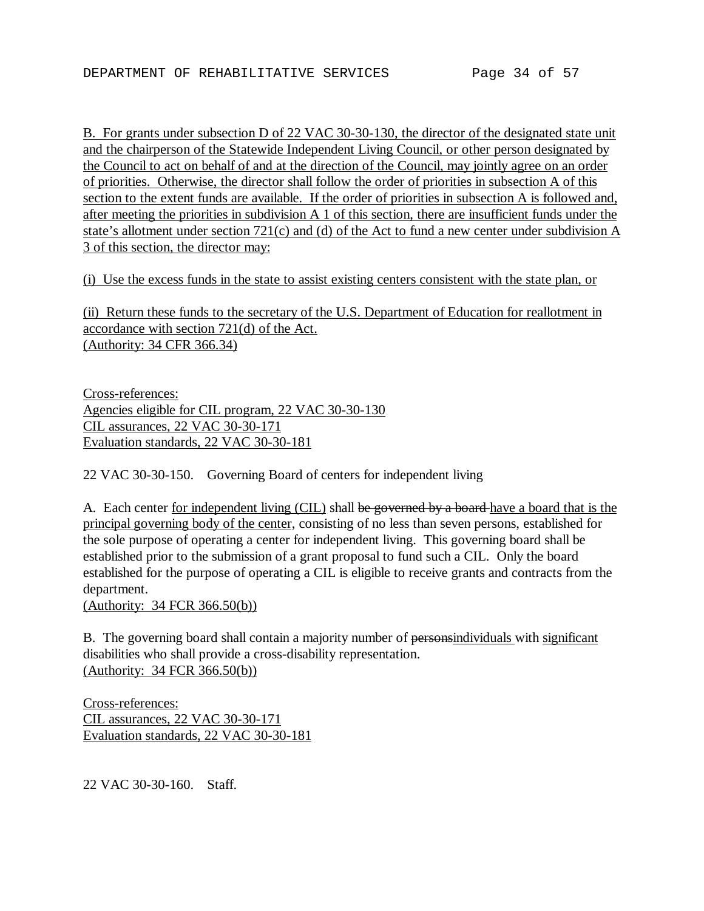B. For grants under subsection D of 22 VAC 30-30-130, the director of the designated state unit and the chairperson of the Statewide Independent Living Council, or other person designated by the Council to act on behalf of and at the direction of the Council, may jointly agree on an order of priorities. Otherwise, the director shall follow the order of priorities in subsection A of this section to the extent funds are available. If the order of priorities in subsection A is followed and, after meeting the priorities in subdivision A 1 of this section, there are insufficient funds under the state's allotment under section 721(c) and (d) of the Act to fund a new center under subdivision A 3 of this section, the director may:

(i) Use the excess funds in the state to assist existing centers consistent with the state plan, or

(ii) Return these funds to the secretary of the U.S. Department of Education for reallotment in accordance with section 721(d) of the Act.
(Authority: 34 CFR 366.34)

Cross-references:
Agencies eligible for CIL program, 22 VAC 30-30-130
CIL assurances, 22 VAC 30-30-171
Evaluation standards, 22 VAC 30-30-181

22 VAC 30-30-150. Governing Board of centers for independent living

A. Each center for independent living (CIL) shall ~~be governed by a board~~ have a board that is the principal governing body of the center, consisting of no less than seven persons, established for the sole purpose of operating a center for independent living. This governing board shall be established prior to the submission of a grant proposal to fund such a CIL. Only the board established for the purpose of operating a CIL is eligible to receive grants and contracts from the department.
(Authority: 34 FCR 366.50(b))

B. The governing board shall contain a majority number of ~~persons~~individuals with significant disabilities who shall provide a cross-disability representation.
(Authority: 34 FCR 366.50(b))

Cross-references:
CIL assurances, 22 VAC 30-30-171
Evaluation standards, 22 VAC 30-30-181

22 VAC 30-30-160. Staff.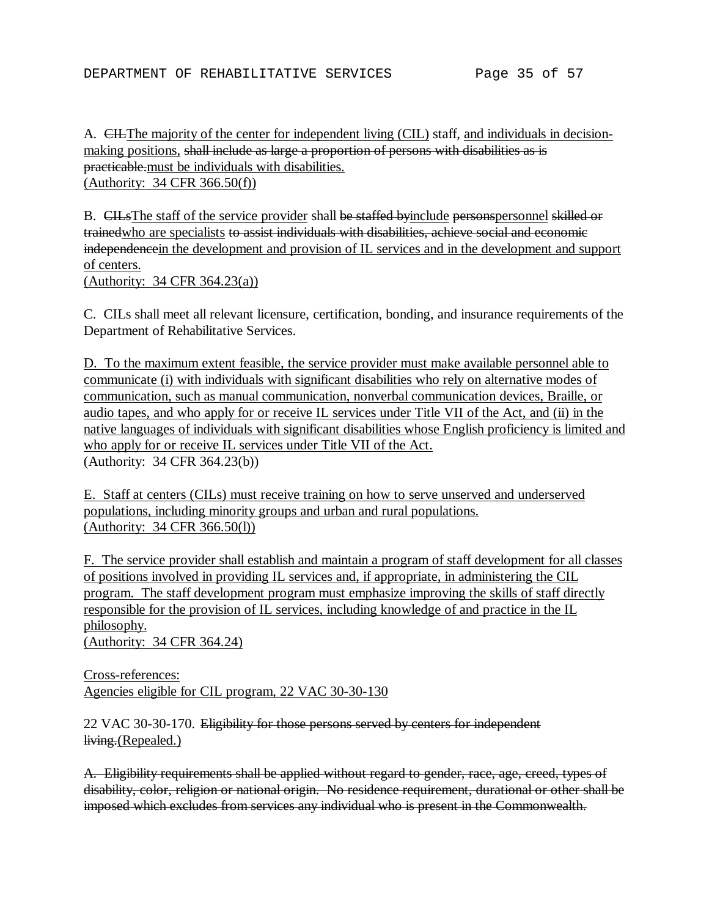A. ~~CIL~~The majority of the center for independent living (CIL) staff, and individuals in decision-making positions, ~~shall include as large a proportion of persons with disabilities as is practicable.~~must be individuals with disabilities.
(Authority: 34 CFR 366.50(f))

B. ~~CILs~~The staff of the service provider shall ~~be staffed by~~include ~~persons~~personnel ~~skilled or trained~~who are specialists ~~to assist individuals with disabilities, achieve social and economic independence~~in the development and provision of IL services and in the development and support of centers.
(Authority: 34 CFR 364.23(a))

C. CILs shall meet all relevant licensure, certification, bonding, and insurance requirements of the Department of Rehabilitative Services.

D. To the maximum extent feasible, the service provider must make available personnel able to communicate (i) with individuals with significant disabilities who rely on alternative modes of communication, such as manual communication, nonverbal communication devices, Braille, or audio tapes, and who apply for or receive IL services under Title VII of the Act, and (ii) in the native languages of individuals with significant disabilities whose English proficiency is limited and who apply for or receive IL services under Title VII of the Act.
(Authority: 34 CFR 364.23(b))

E. Staff at centers (CILs) must receive training on how to serve unserved and underserved populations, including minority groups and urban and rural populations.
(Authority: 34 CFR 366.50(l))

F. The service provider shall establish and maintain a program of staff development for all classes of positions involved in providing IL services and, if appropriate, in administering the CIL program. The staff development program must emphasize improving the skills of staff directly responsible for the provision of IL services, including knowledge of and practice in the IL philosophy.
(Authority: 34 CFR 364.24)

Cross-references:
Agencies eligible for CIL program, 22 VAC 30-30-130

22 VAC 30-30-170. ~~Eligibility for those persons served by centers for independent living.~~(Repealed.)

~~A. Eligibility requirements shall be applied without regard to gender, race, age, creed, types of disability, color, religion or national origin. No residence requirement, durational or other shall be imposed which excludes from services any individual who is present in the Commonwealth.~~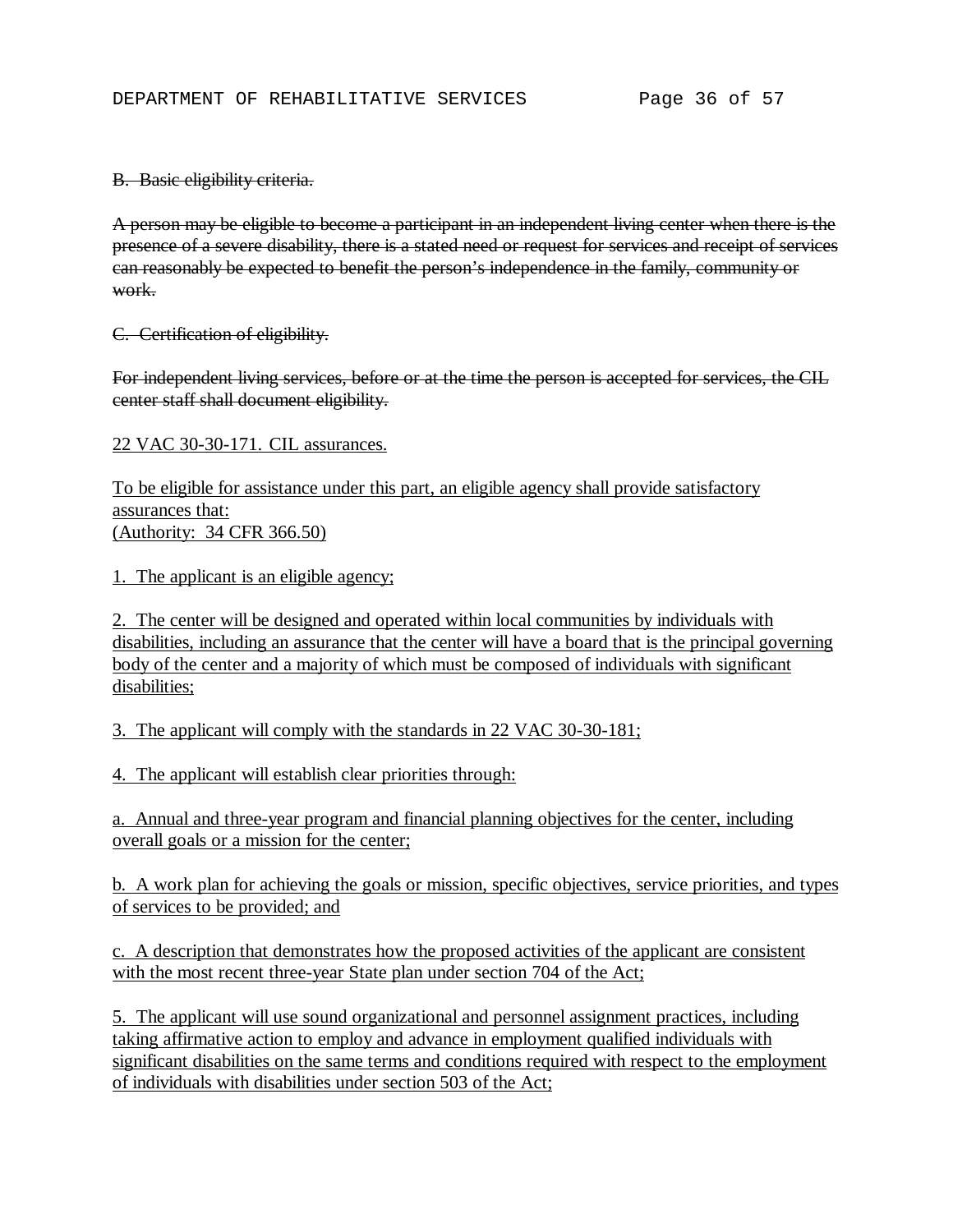~~B. Basic eligibility criteria.~~

~~A person may be eligible to become a participant in an independent living center when there is the presence of a severe disability, there is a stated need or request for services and receipt of services can reasonably be expected to benefit the person's independence in the family, community or work.~~

~~C. Certification of eligibility.~~

~~For independent living services, before or at the time the person is accepted for services, the CIL center staff shall document eligibility.~~

<u>22 VAC 30-30-171. CIL assurances.</u>

<u>To be eligible for assistance under this part, an eligible agency shall provide satisfactory assurances that:</u>
<u>(Authority: 34 CFR 366.50)</u>

<u>1. The applicant is an eligible agency;</u>

<u>2. The center will be designed and operated within local communities by individuals with disabilities, including an assurance that the center will have a board that is the principal governing body of the center and a majority of which must be composed of individuals with significant disabilities;</u>

<u>3. The applicant will comply with the standards in 22 VAC 30-30-181;</u>

<u>4. The applicant will establish clear priorities through:</u>

<u>a. Annual and three-year program and financial planning objectives for the center, including overall goals or a mission for the center;</u>

<u>b. A work plan for achieving the goals or mission, specific objectives, service priorities, and types of services to be provided; and</u>

<u>c. A description that demonstrates how the proposed activities of the applicant are consistent with the most recent three-year State plan under section 704 of the Act;</u>

<u>5. The applicant will use sound organizational and personnel assignment practices, including taking affirmative action to employ and advance in employment qualified individuals with significant disabilities on the same terms and conditions required with respect to the employment of individuals with disabilities under section 503 of the Act;</u>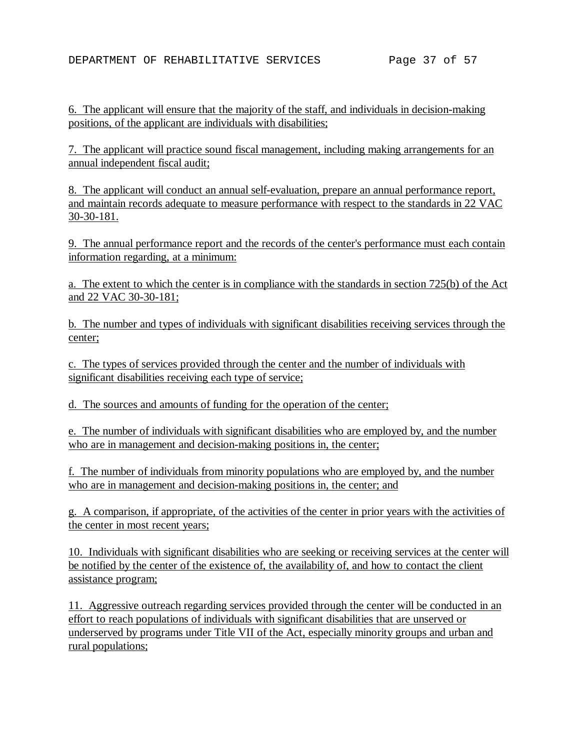6. The applicant will ensure that the majority of the staff, and individuals in decision-making positions, of the applicant are individuals with disabilities;

7. The applicant will practice sound fiscal management, including making arrangements for an annual independent fiscal audit;

8. The applicant will conduct an annual self-evaluation, prepare an annual performance report, and maintain records adequate to measure performance with respect to the standards in 22 VAC 30-30-181.

9. The annual performance report and the records of the center's performance must each contain information regarding, at a minimum:

a. The extent to which the center is in compliance with the standards in section 725(b) of the Act and 22 VAC 30-30-181;

b. The number and types of individuals with significant disabilities receiving services through the center;

c. The types of services provided through the center and the number of individuals with significant disabilities receiving each type of service;

d. The sources and amounts of funding for the operation of the center;

e. The number of individuals with significant disabilities who are employed by, and the number who are in management and decision-making positions in, the center;

f. The number of individuals from minority populations who are employed by, and the number who are in management and decision-making positions in, the center; and

g. A comparison, if appropriate, of the activities of the center in prior years with the activities of the center in most recent years;

10. Individuals with significant disabilities who are seeking or receiving services at the center will be notified by the center of the existence of, the availability of, and how to contact the client assistance program;

11. Aggressive outreach regarding services provided through the center will be conducted in an effort to reach populations of individuals with significant disabilities that are unserved or underserved by programs under Title VII of the Act, especially minority groups and urban and rural populations;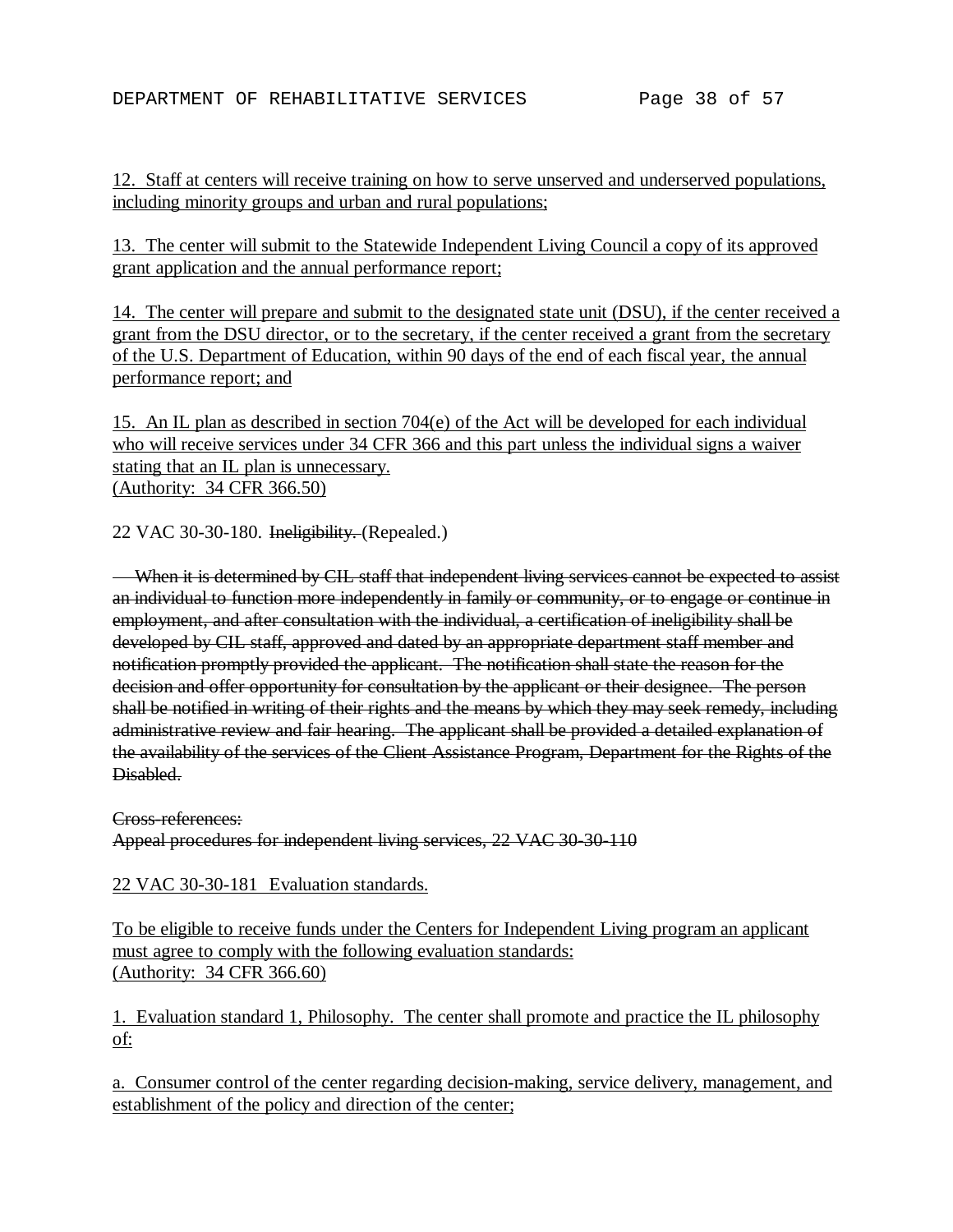12. Staff at centers will receive training on how to serve unserved and underserved populations, including minority groups and urban and rural populations;

13. The center will submit to the Statewide Independent Living Council a copy of its approved grant application and the annual performance report;

14. The center will prepare and submit to the designated state unit (DSU), if the center received a grant from the DSU director, or to the secretary, if the center received a grant from the secretary of the U.S. Department of Education, within 90 days of the end of each fiscal year, the annual performance report; and

15. An IL plan as described in section 704(e) of the Act will be developed for each individual who will receive services under 34 CFR 366 and this part unless the individual signs a waiver stating that an IL plan is unnecessary.
(Authority: 34 CFR 366.50)

22 VAC 30-30-180. ~~Ineligibility.~~ (Repealed.)

~~When it is determined by CIL staff that independent living services cannot be expected to assist an individual to function more independently in family or community, or to engage or continue in employment, and after consultation with the individual, a certification of ineligibility shall be developed by CIL staff, approved and dated by an appropriate department staff member and notification promptly provided the applicant. The notification shall state the reason for the decision and offer opportunity for consultation by the applicant or their designee. The person shall be notified in writing of their rights and the means by which they may seek remedy, including administrative review and fair hearing. The applicant shall be provided a detailed explanation of the availability of the services of the Client Assistance Program, Department for the Rights of the Disabled.~~

~~Cross-references:~~
~~Appeal procedures for independent living services, 22 VAC 30-30-110~~

22 VAC 30-30-181 Evaluation standards.

To be eligible to receive funds under the Centers for Independent Living program an applicant must agree to comply with the following evaluation standards:
(Authority: 34 CFR 366.60)

1. Evaluation standard 1, Philosophy. The center shall promote and practice the IL philosophy of:

a. Consumer control of the center regarding decision-making, service delivery, management, and establishment of the policy and direction of the center;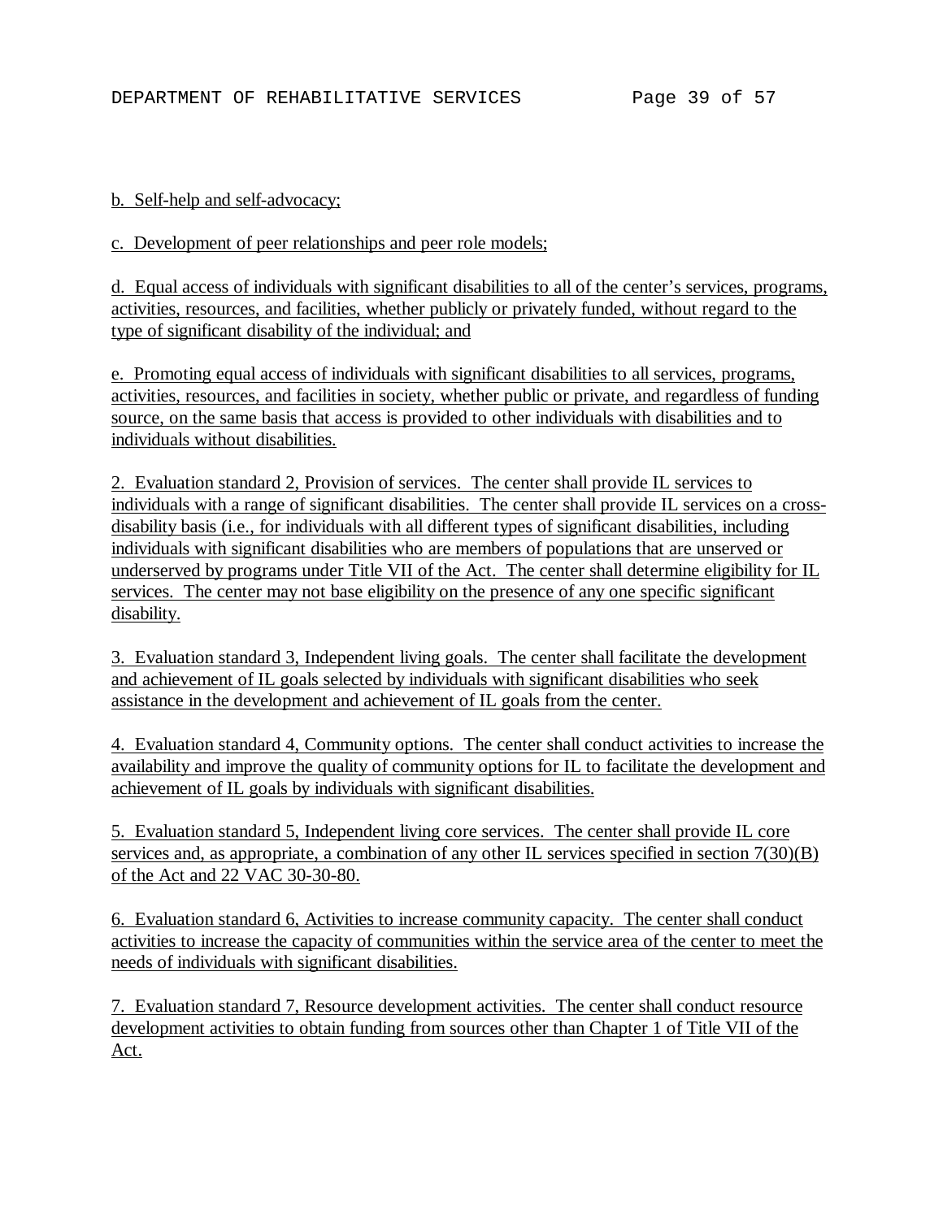b. Self-help and self-advocacy;

c. Development of peer relationships and peer role models;

d. Equal access of individuals with significant disabilities to all of the center's services, programs, activities, resources, and facilities, whether publicly or privately funded, without regard to the type of significant disability of the individual; and

e. Promoting equal access of individuals with significant disabilities to all services, programs, activities, resources, and facilities in society, whether public or private, and regardless of funding source, on the same basis that access is provided to other individuals with disabilities and to individuals without disabilities.

2. Evaluation standard 2, Provision of services. The center shall provide IL services to individuals with a range of significant disabilities. The center shall provide IL services on a cross-disability basis (i.e., for individuals with all different types of significant disabilities, including individuals with significant disabilities who are members of populations that are unserved or underserved by programs under Title VII of the Act. The center shall determine eligibility for IL services. The center may not base eligibility on the presence of any one specific significant disability.

3. Evaluation standard 3, Independent living goals. The center shall facilitate the development and achievement of IL goals selected by individuals with significant disabilities who seek assistance in the development and achievement of IL goals from the center.

4. Evaluation standard 4, Community options. The center shall conduct activities to increase the availability and improve the quality of community options for IL to facilitate the development and achievement of IL goals by individuals with significant disabilities.

5. Evaluation standard 5, Independent living core services. The center shall provide IL core services and, as appropriate, a combination of any other IL services specified in section 7(30)(B) of the Act and 22 VAC 30-30-80.

6. Evaluation standard 6, Activities to increase community capacity. The center shall conduct activities to increase the capacity of communities within the service area of the center to meet the needs of individuals with significant disabilities.

7. Evaluation standard 7, Resource development activities. The center shall conduct resource development activities to obtain funding from sources other than Chapter 1 of Title VII of the Act.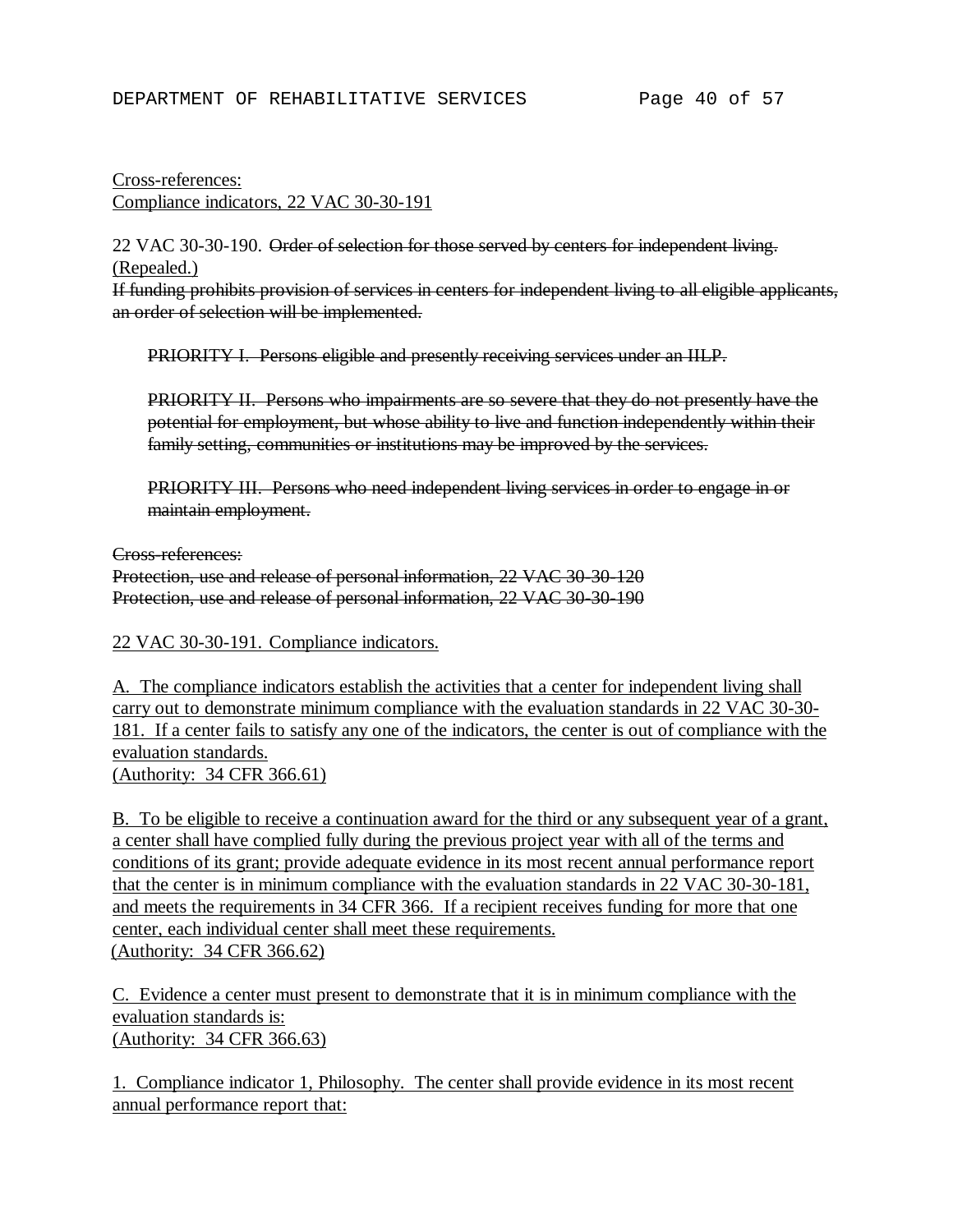<u>Cross-references:</u>
<u>Compliance indicators, 22 VAC 30-30-191</u>

22 VAC 30-30-190. ~~Order of selection for those served by centers for independent living.~~ <u>(Repealed.)</u>
~~If funding prohibits provision of services in centers for independent living to all eligible applicants, an order of selection will be implemented.~~

> ~~PRIORITY I. Persons eligible and presently receiving services under an IILP.~~
>
> ~~PRIORITY II. Persons who impairments are so severe that they do not presently have the potential for employment, but whose ability to live and function independently within their family setting, communities or institutions may be improved by the services.~~
>
> ~~PRIORITY III. Persons who need independent living services in order to engage in or maintain employment.~~

~~Cross-references:~~
~~Protection, use and release of personal information, 22 VAC 30-30-120~~
~~Protection, use and release of personal information, 22 VAC 30-30-190~~

<u>22 VAC 30-30-191. Compliance indicators.</u>

<u>A. The compliance indicators establish the activities that a center for independent living shall carry out to demonstrate minimum compliance with the evaluation standards in 22 VAC 30-30-181. If a center fails to satisfy any one of the indicators, the center is out of compliance with the evaluation standards.</u>
<u>(Authority: 34 CFR 366.61)</u>

<u>B. To be eligible to receive a continuation award for the third or any subsequent year of a grant, a center shall have complied fully during the previous project year with all of the terms and conditions of its grant; provide adequate evidence in its most recent annual performance report that the center is in minimum compliance with the evaluation standards in 22 VAC 30-30-181, and meets the requirements in 34 CFR 366. If a recipient receives funding for more that one center, each individual center shall meet these requirements.</u>
<u>(Authority: 34 CFR 366.62)</u>

<u>C. Evidence a center must present to demonstrate that it is in minimum compliance with the evaluation standards is:</u>
<u>(Authority: 34 CFR 366.63)</u>

<u>1. Compliance indicator 1, Philosophy. The center shall provide evidence in its most recent annual performance report that:</u>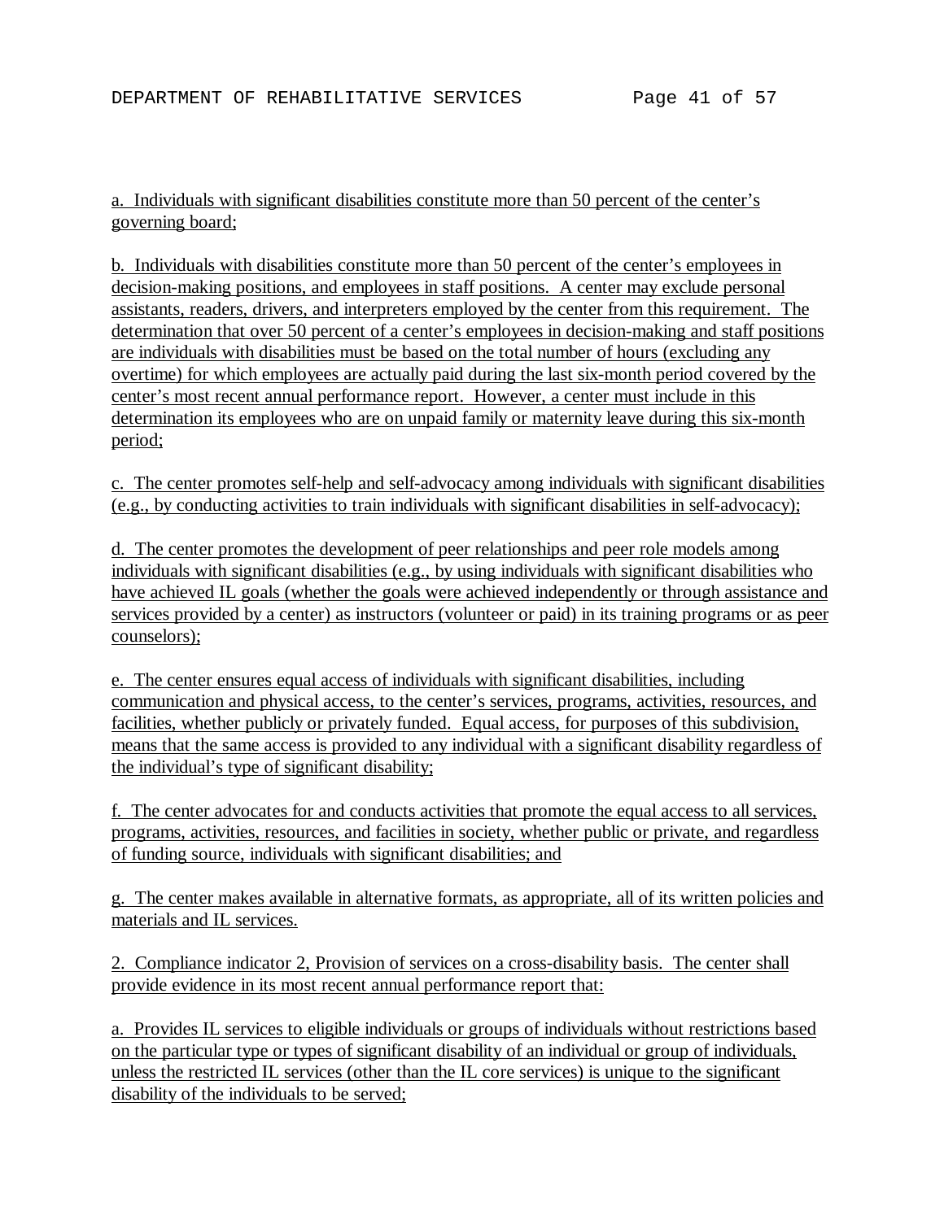a. Individuals with significant disabilities constitute more than 50 percent of the center's governing board;

b. Individuals with disabilities constitute more than 50 percent of the center's employees in decision-making positions, and employees in staff positions. A center may exclude personal assistants, readers, drivers, and interpreters employed by the center from this requirement. The determination that over 50 percent of a center's employees in decision-making and staff positions are individuals with disabilities must be based on the total number of hours (excluding any overtime) for which employees are actually paid during the last six-month period covered by the center's most recent annual performance report. However, a center must include in this determination its employees who are on unpaid family or maternity leave during this six-month period;

c. The center promotes self-help and self-advocacy among individuals with significant disabilities (e.g., by conducting activities to train individuals with significant disabilities in self-advocacy);

d. The center promotes the development of peer relationships and peer role models among individuals with significant disabilities (e.g., by using individuals with significant disabilities who have achieved IL goals (whether the goals were achieved independently or through assistance and services provided by a center) as instructors (volunteer or paid) in its training programs or as peer counselors);

e. The center ensures equal access of individuals with significant disabilities, including communication and physical access, to the center's services, programs, activities, resources, and facilities, whether publicly or privately funded. Equal access, for purposes of this subdivision, means that the same access is provided to any individual with a significant disability regardless of the individual's type of significant disability;

f. The center advocates for and conducts activities that promote the equal access to all services, programs, activities, resources, and facilities in society, whether public or private, and regardless of funding source, individuals with significant disabilities; and

g. The center makes available in alternative formats, as appropriate, all of its written policies and materials and IL services.

2. Compliance indicator 2, Provision of services on a cross-disability basis. The center shall provide evidence in its most recent annual performance report that:

a. Provides IL services to eligible individuals or groups of individuals without restrictions based on the particular type or types of significant disability of an individual or group of individuals, unless the restricted IL services (other than the IL core services) is unique to the significant disability of the individuals to be served;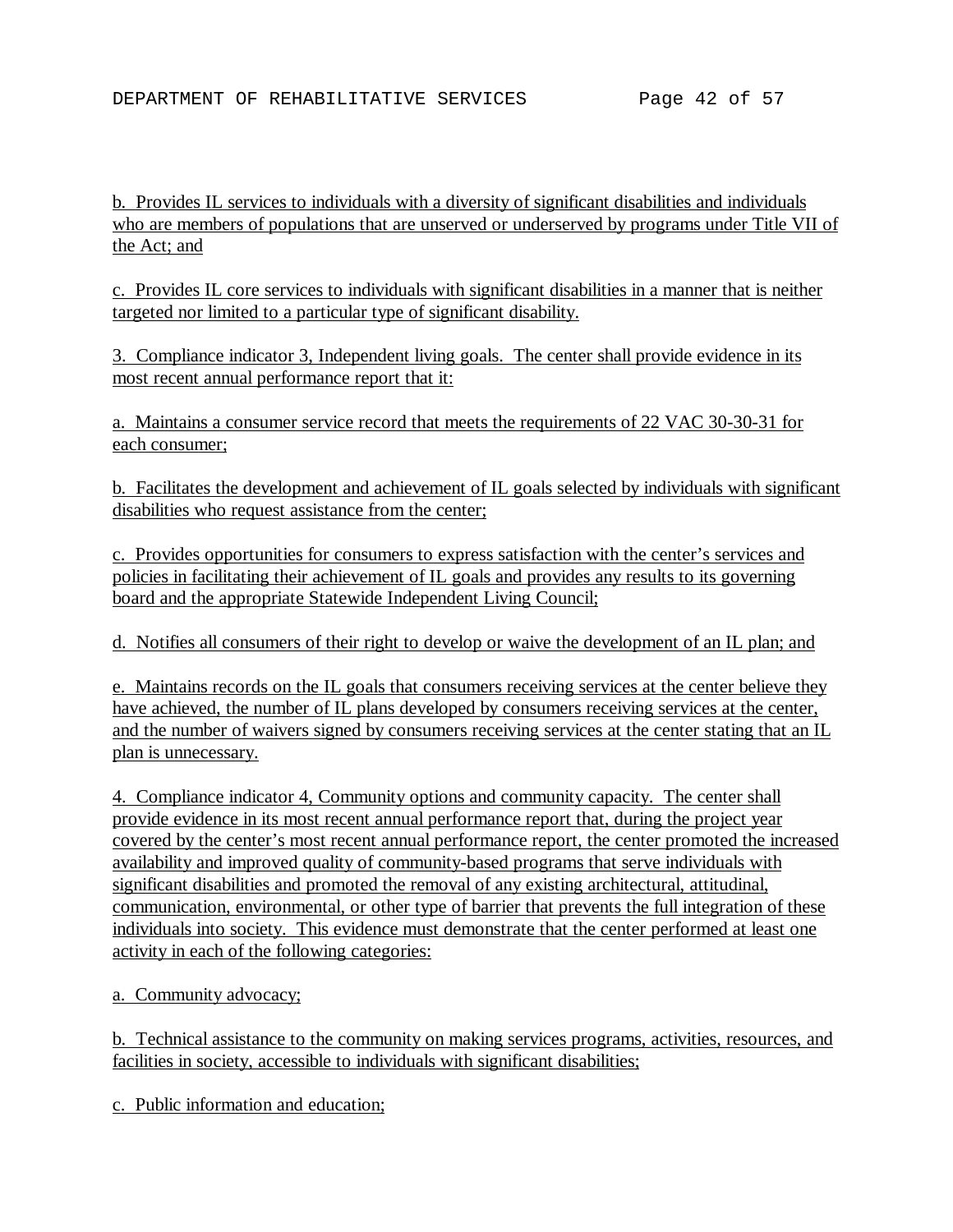b. Provides IL services to individuals with a diversity of significant disabilities and individuals who are members of populations that are unserved or underserved by programs under Title VII of the Act; and

c. Provides IL core services to individuals with significant disabilities in a manner that is neither targeted nor limited to a particular type of significant disability.

3. Compliance indicator 3, Independent living goals. The center shall provide evidence in its most recent annual performance report that it:

a. Maintains a consumer service record that meets the requirements of 22 VAC 30-30-31 for each consumer;

b. Facilitates the development and achievement of IL goals selected by individuals with significant disabilities who request assistance from the center;

c. Provides opportunities for consumers to express satisfaction with the center's services and policies in facilitating their achievement of IL goals and provides any results to its governing board and the appropriate Statewide Independent Living Council;

d. Notifies all consumers of their right to develop or waive the development of an IL plan; and

e. Maintains records on the IL goals that consumers receiving services at the center believe they have achieved, the number of IL plans developed by consumers receiving services at the center, and the number of waivers signed by consumers receiving services at the center stating that an IL plan is unnecessary.

4. Compliance indicator 4, Community options and community capacity. The center shall provide evidence in its most recent annual performance report that, during the project year covered by the center's most recent annual performance report, the center promoted the increased availability and improved quality of community-based programs that serve individuals with significant disabilities and promoted the removal of any existing architectural, attitudinal, communication, environmental, or other type of barrier that prevents the full integration of these individuals into society. This evidence must demonstrate that the center performed at least one activity in each of the following categories:

a. Community advocacy;

b. Technical assistance to the community on making services programs, activities, resources, and facilities in society, accessible to individuals with significant disabilities;

c. Public information and education;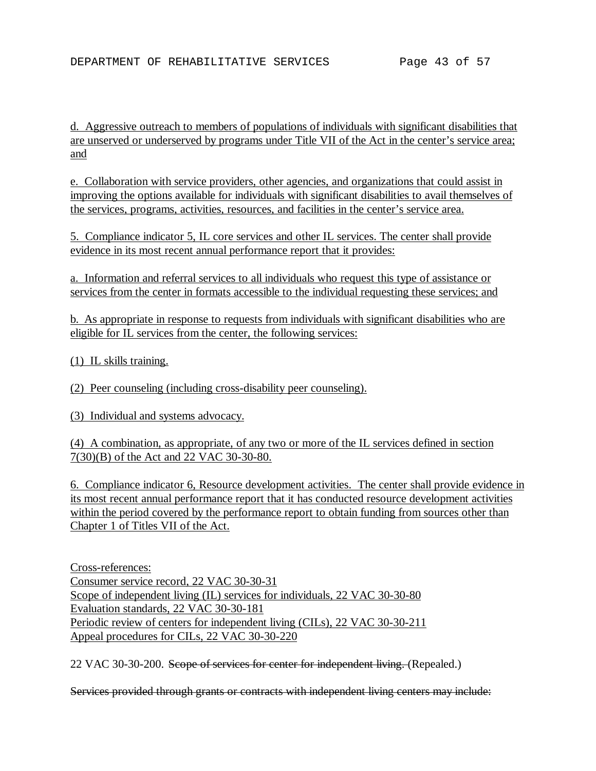d. Aggressive outreach to members of populations of individuals with significant disabilities that are unserved or underserved by programs under Title VII of the Act in the center's service area; and

e. Collaboration with service providers, other agencies, and organizations that could assist in improving the options available for individuals with significant disabilities to avail themselves of the services, programs, activities, resources, and facilities in the center's service area.

5. Compliance indicator 5, IL core services and other IL services. The center shall provide evidence in its most recent annual performance report that it provides:

a. Information and referral services to all individuals who request this type of assistance or services from the center in formats accessible to the individual requesting these services; and

b. As appropriate in response to requests from individuals with significant disabilities who are eligible for IL services from the center, the following services:

(1) IL skills training.

(2) Peer counseling (including cross-disability peer counseling).

(3) Individual and systems advocacy.

(4) A combination, as appropriate, of any two or more of the IL services defined in section 7(30)(B) of the Act and 22 VAC 30-30-80.

6. Compliance indicator 6, Resource development activities. The center shall provide evidence in its most recent annual performance report that it has conducted resource development activities within the period covered by the performance report to obtain funding from sources other than Chapter 1 of Titles VII of the Act.

Cross-references:
Consumer service record, 22 VAC 30-30-31
Scope of independent living (IL) services for individuals, 22 VAC 30-30-80
Evaluation standards, 22 VAC 30-30-181
Periodic review of centers for independent living (CILs), 22 VAC 30-30-211
Appeal procedures for CILs, 22 VAC 30-30-220

22 VAC 30-30-200. ~~Scope of services for center for independent living.~~ (Repealed.)

~~Services provided through grants or contracts with independent living centers may include:~~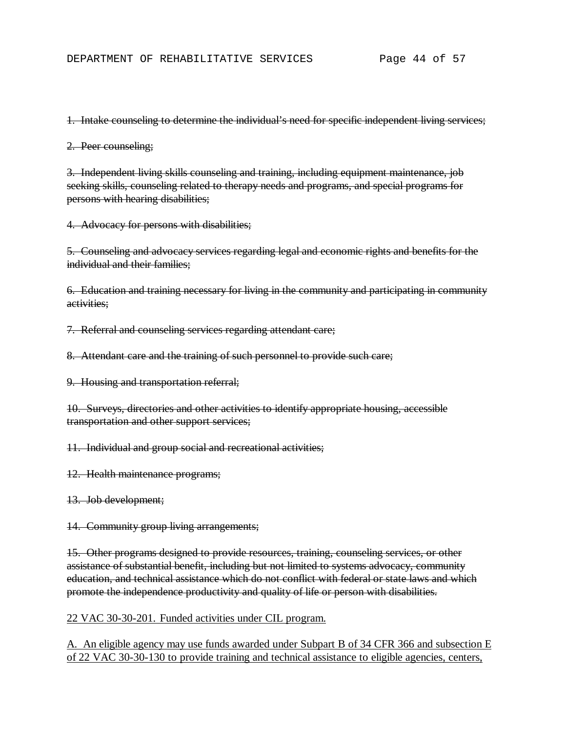~~1. Intake counseling to determine the individual's need for specific independent living services;~~

~~2. Peer counseling;~~

~~3. Independent living skills counseling and training, including equipment maintenance, job seeking skills, counseling related to therapy needs and programs, and special programs for persons with hearing disabilities;~~

~~4. Advocacy for persons with disabilities;~~

~~5. Counseling and advocacy services regarding legal and economic rights and benefits for the individual and their families;~~

~~6. Education and training necessary for living in the community and participating in community activities;~~

~~7. Referral and counseling services regarding attendant care;~~

~~8. Attendant care and the training of such personnel to provide such care;~~

~~9. Housing and transportation referral;~~

~~10. Surveys, directories and other activities to identify appropriate housing, accessible transportation and other support services;~~

~~11. Individual and group social and recreational activities;~~

~~12. Health maintenance programs;~~

~~13. Job development;~~

~~14. Community group living arrangements;~~

~~15. Other programs designed to provide resources, training, counseling services, or other assistance of substantial benefit, including but not limited to systems advocacy, community education, and technical assistance which do not conflict with federal or state laws and which promote the independence productivity and quality of life or person with disabilities.~~

<u>22 VAC 30-30-201. Funded activities under CIL program.</u>

<u>A. An eligible agency may use funds awarded under Subpart B of 34 CFR 366 and subsection E of 22 VAC 30-30-130 to provide training and technical assistance to eligible agencies, centers,</u>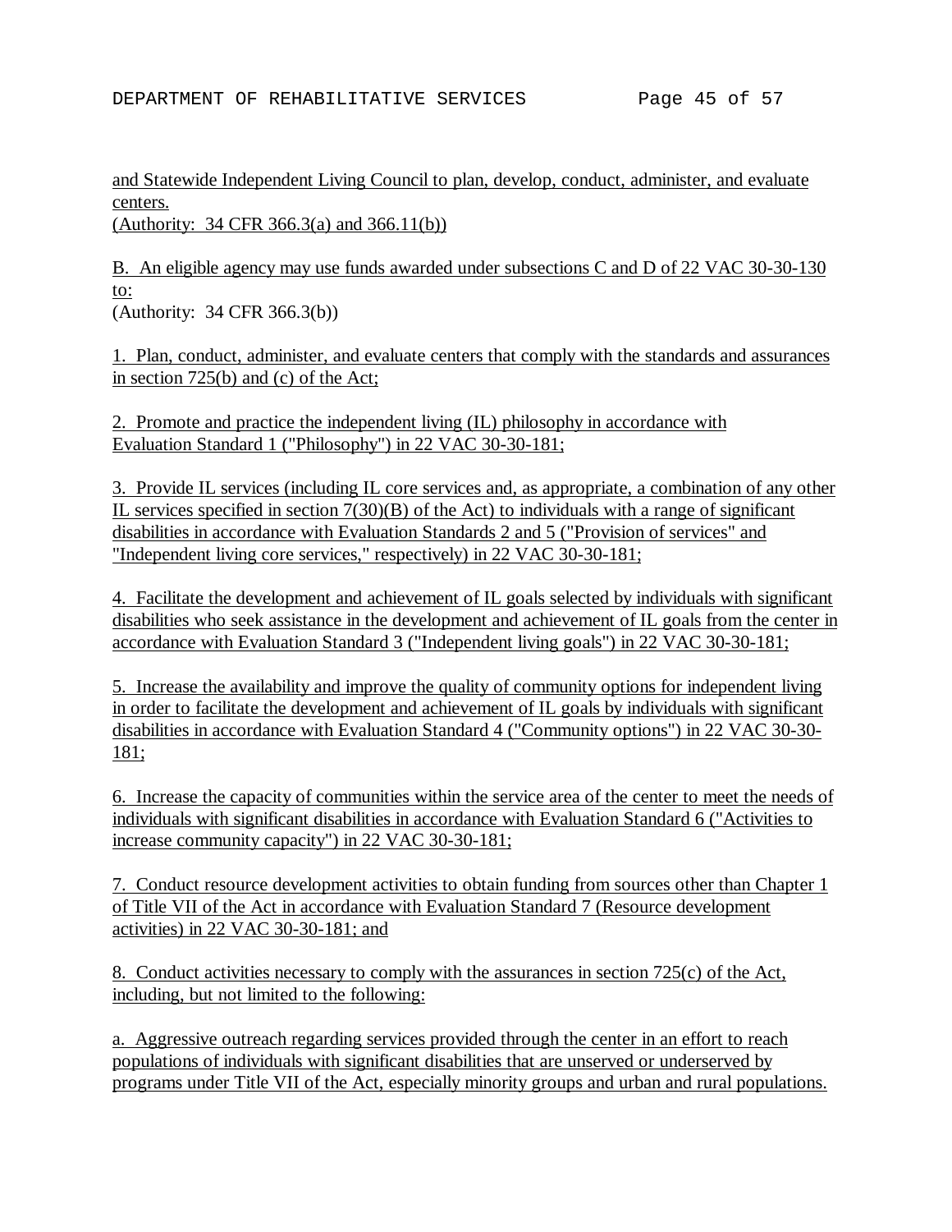and Statewide Independent Living Council to plan, develop, conduct, administer, and evaluate centers.
(Authority: 34 CFR 366.3(a) and 366.11(b))

B. An eligible agency may use funds awarded under subsections C and D of 22 VAC 30-30-130 to:
(Authority: 34 CFR 366.3(b))

1. Plan, conduct, administer, and evaluate centers that comply with the standards and assurances in section 725(b) and (c) of the Act;

2. Promote and practice the independent living (IL) philosophy in accordance with Evaluation Standard 1 ("Philosophy") in 22 VAC 30-30-181;

3. Provide IL services (including IL core services and, as appropriate, a combination of any other IL services specified in section 7(30)(B) of the Act) to individuals with a range of significant disabilities in accordance with Evaluation Standards 2 and 5 ("Provision of services" and "Independent living core services," respectively) in 22 VAC 30-30-181;

4. Facilitate the development and achievement of IL goals selected by individuals with significant disabilities who seek assistance in the development and achievement of IL goals from the center in accordance with Evaluation Standard 3 ("Independent living goals") in 22 VAC 30-30-181;

5. Increase the availability and improve the quality of community options for independent living in order to facilitate the development and achievement of IL goals by individuals with significant disabilities in accordance with Evaluation Standard 4 ("Community options") in 22 VAC 30-30-181;

6. Increase the capacity of communities within the service area of the center to meet the needs of individuals with significant disabilities in accordance with Evaluation Standard 6 ("Activities to increase community capacity") in 22 VAC 30-30-181;

7. Conduct resource development activities to obtain funding from sources other than Chapter 1 of Title VII of the Act in accordance with Evaluation Standard 7 (Resource development activities) in 22 VAC 30-30-181; and

8. Conduct activities necessary to comply with the assurances in section 725(c) of the Act, including, but not limited to the following:

a. Aggressive outreach regarding services provided through the center in an effort to reach populations of individuals with significant disabilities that are unserved or underserved by programs under Title VII of the Act, especially minority groups and urban and rural populations.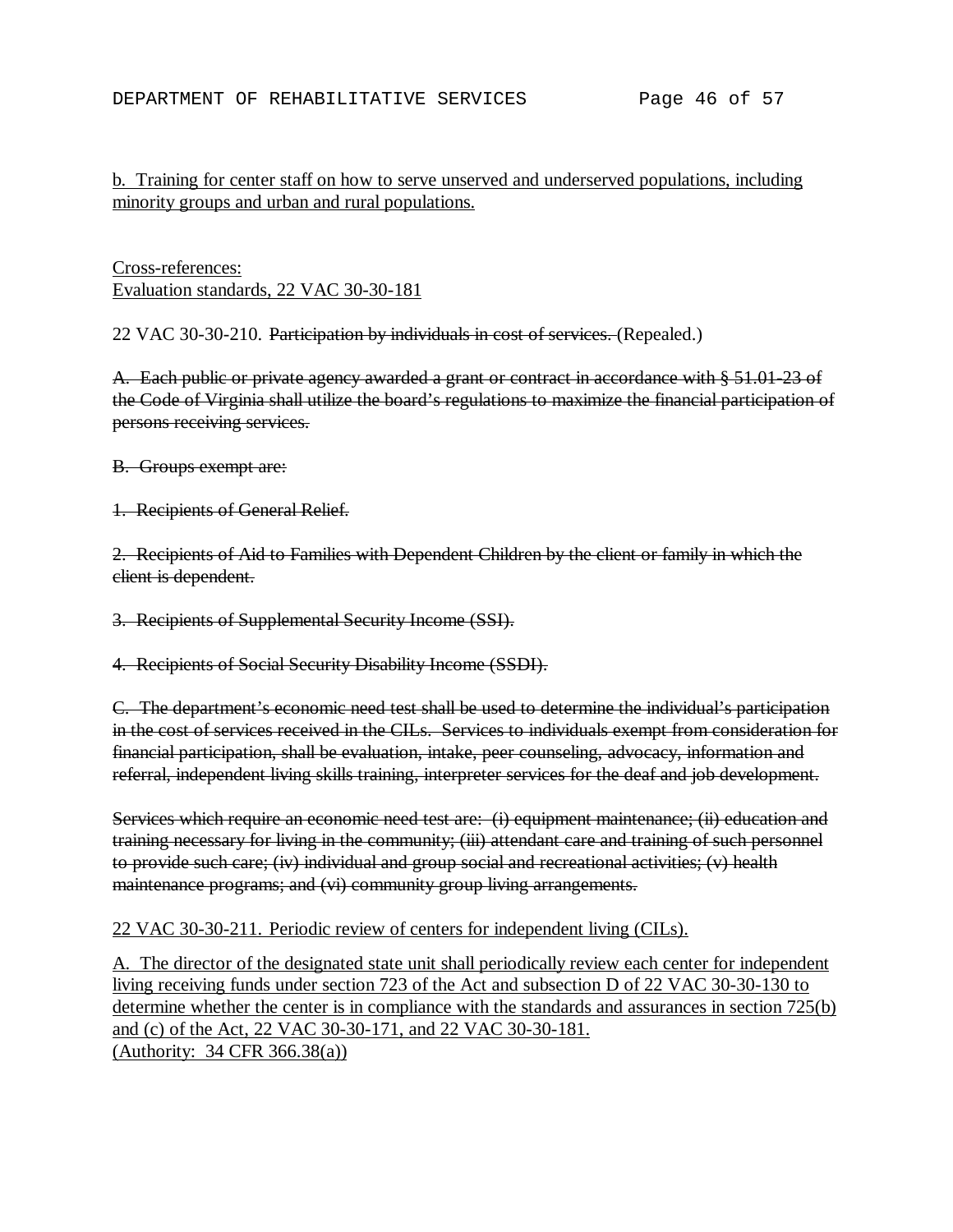b. Training for center staff on how to serve unserved and underserved populations, including minority groups and urban and rural populations.

Cross-references:
Evaluation standards, 22 VAC 30-30-181

22 VAC 30-30-210. ~~Participation by individuals in cost of services.~~ (Repealed.)

~~A. Each public or private agency awarded a grant or contract in accordance with § 51.01-23 of the Code of Virginia shall utilize the board's regulations to maximize the financial participation of persons receiving services.~~

~~B. Groups exempt are:~~

~~1. Recipients of General Relief.~~

~~2. Recipients of Aid to Families with Dependent Children by the client or family in which the client is dependent.~~

~~3. Recipients of Supplemental Security Income (SSI).~~

~~4. Recipients of Social Security Disability Income (SSDI).~~

~~C. The department's economic need test shall be used to determine the individual's participation in the cost of services received in the CILs. Services to individuals exempt from consideration for financial participation, shall be evaluation, intake, peer counseling, advocacy, information and referral, independent living skills training, interpreter services for the deaf and job development.~~

~~Services which require an economic need test are: (i) equipment maintenance; (ii) education and training necessary for living in the community; (iii) attendant care and training of such personnel to provide such care; (iv) individual and group social and recreational activities; (v) health maintenance programs; and (vi) community group living arrangements.~~

22 VAC 30-30-211. Periodic review of centers for independent living (CILs).

A. The director of the designated state unit shall periodically review each center for independent living receiving funds under section 723 of the Act and subsection D of 22 VAC 30-30-130 to determine whether the center is in compliance with the standards and assurances in section 725(b) and (c) of the Act, 22 VAC 30-30-171, and 22 VAC 30-30-181.
(Authority: 34 CFR 366.38(a))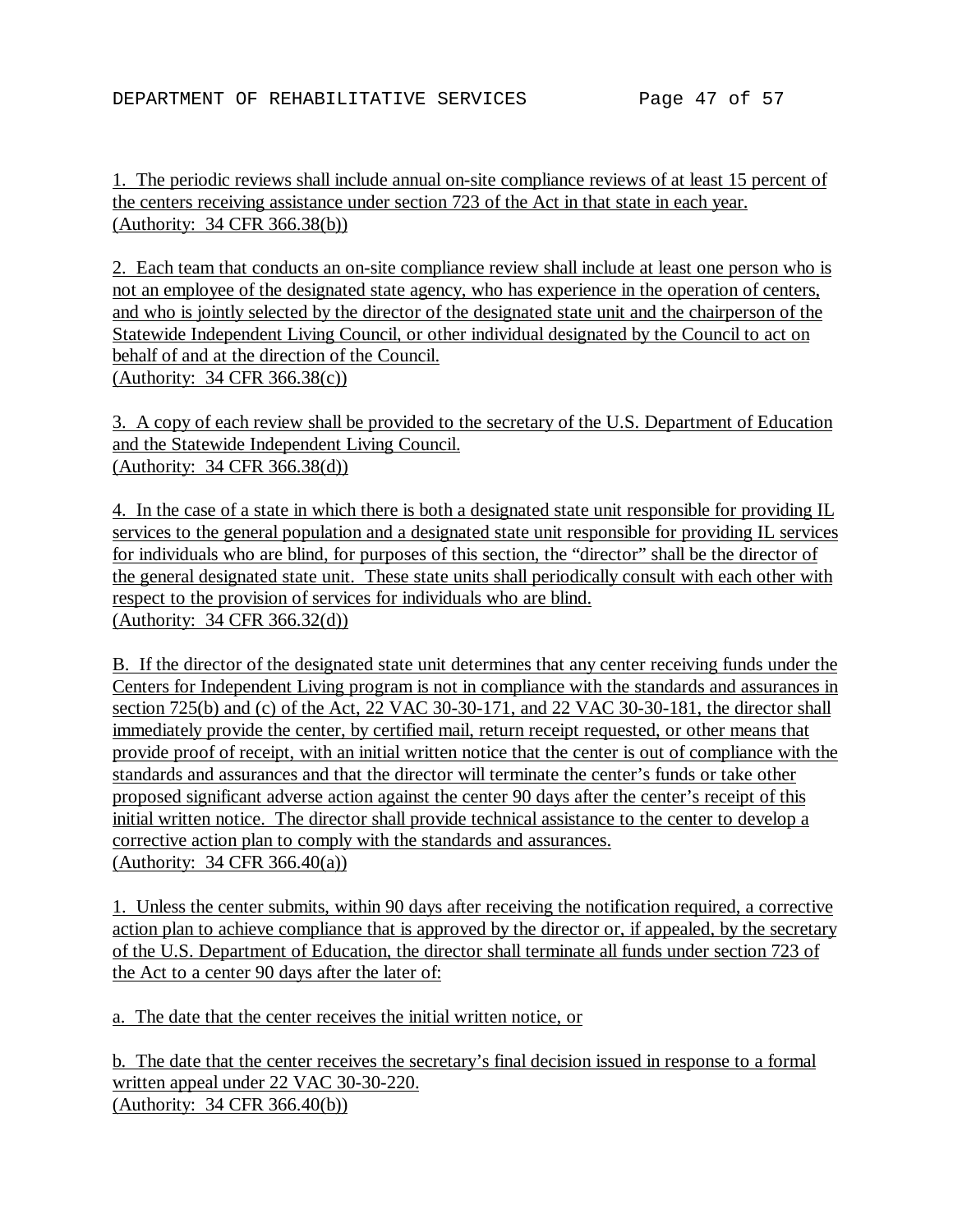1. The periodic reviews shall include annual on-site compliance reviews of at least 15 percent of the centers receiving assistance under section 723 of the Act in that state in each year.
(Authority: 34 CFR 366.38(b))

2. Each team that conducts an on-site compliance review shall include at least one person who is not an employee of the designated state agency, who has experience in the operation of centers, and who is jointly selected by the director of the designated state unit and the chairperson of the Statewide Independent Living Council, or other individual designated by the Council to act on behalf of and at the direction of the Council.
(Authority: 34 CFR 366.38(c))

3. A copy of each review shall be provided to the secretary of the U.S. Department of Education and the Statewide Independent Living Council.
(Authority: 34 CFR 366.38(d))

4. In the case of a state in which there is both a designated state unit responsible for providing IL services to the general population and a designated state unit responsible for providing IL services for individuals who are blind, for purposes of this section, the "director" shall be the director of the general designated state unit. These state units shall periodically consult with each other with respect to the provision of services for individuals who are blind.
(Authority: 34 CFR 366.32(d))

B. If the director of the designated state unit determines that any center receiving funds under the Centers for Independent Living program is not in compliance with the standards and assurances in section 725(b) and (c) of the Act, 22 VAC 30-30-171, and 22 VAC 30-30-181, the director shall immediately provide the center, by certified mail, return receipt requested, or other means that provide proof of receipt, with an initial written notice that the center is out of compliance with the standards and assurances and that the director will terminate the center's funds or take other proposed significant adverse action against the center 90 days after the center's receipt of this initial written notice. The director shall provide technical assistance to the center to develop a corrective action plan to comply with the standards and assurances.
(Authority: 34 CFR 366.40(a))

1. Unless the center submits, within 90 days after receiving the notification required, a corrective action plan to achieve compliance that is approved by the director or, if appealed, by the secretary of the U.S. Department of Education, the director shall terminate all funds under section 723 of the Act to a center 90 days after the later of:

a. The date that the center receives the initial written notice, or

b. The date that the center receives the secretary's final decision issued in response to a formal written appeal under 22 VAC 30-30-220.
(Authority: 34 CFR 366.40(b))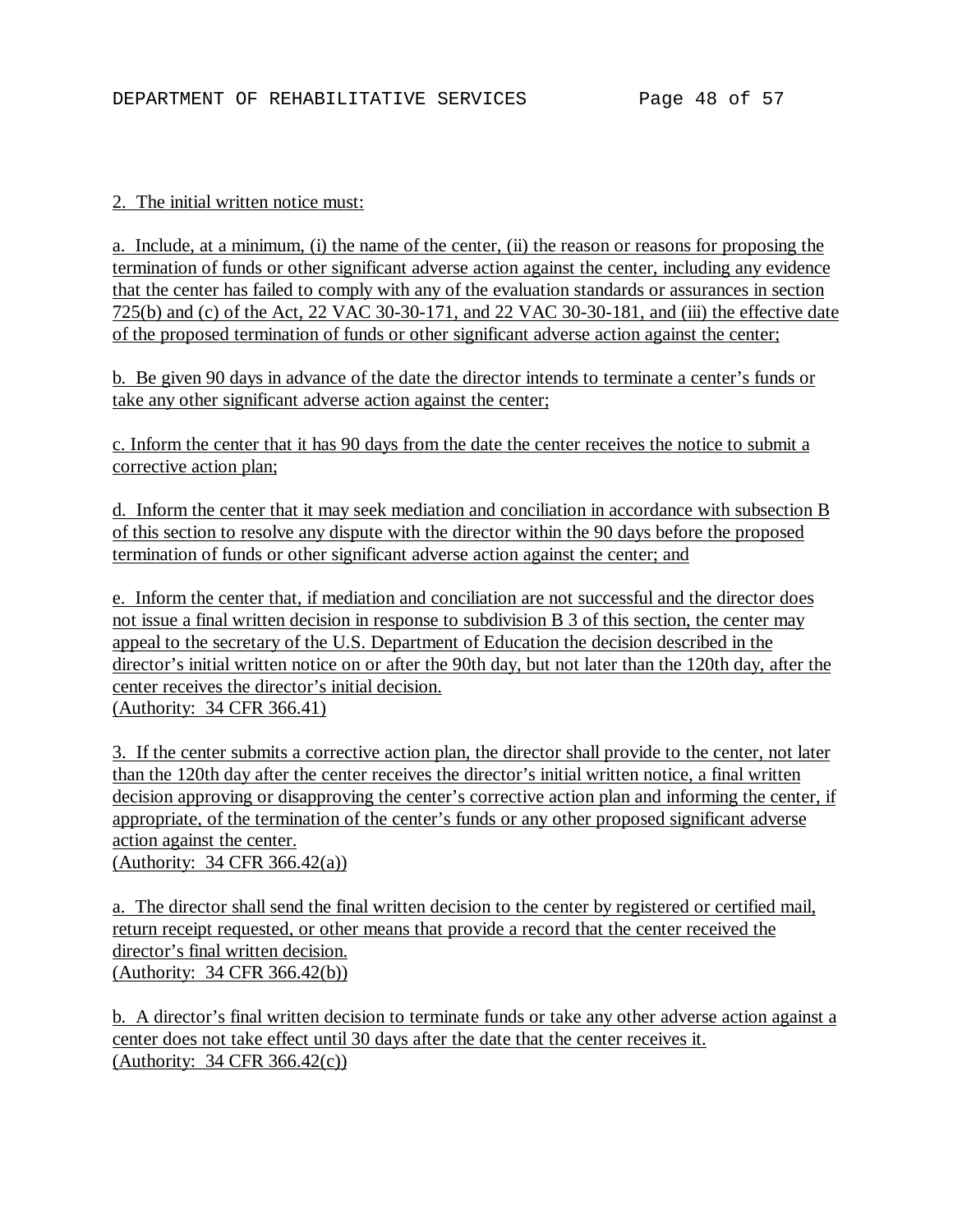2. The initial written notice must:

a. Include, at a minimum, (i) the name of the center, (ii) the reason or reasons for proposing the termination of funds or other significant adverse action against the center, including any evidence that the center has failed to comply with any of the evaluation standards or assurances in section 725(b) and (c) of the Act, 22 VAC 30-30-171, and 22 VAC 30-30-181, and (iii) the effective date of the proposed termination of funds or other significant adverse action against the center;

b. Be given 90 days in advance of the date the director intends to terminate a center's funds or take any other significant adverse action against the center;

c. Inform the center that it has 90 days from the date the center receives the notice to submit a corrective action plan;

d. Inform the center that it may seek mediation and conciliation in accordance with subsection B of this section to resolve any dispute with the director within the 90 days before the proposed termination of funds or other significant adverse action against the center; and

e. Inform the center that, if mediation and conciliation are not successful and the director does not issue a final written decision in response to subdivision B 3 of this section, the center may appeal to the secretary of the U.S. Department of Education the decision described in the director's initial written notice on or after the 90th day, but not later than the 120th day, after the center receives the director's initial decision.
(Authority: 34 CFR 366.41)

3. If the center submits a corrective action plan, the director shall provide to the center, not later than the 120th day after the center receives the director's initial written notice, a final written decision approving or disapproving the center's corrective action plan and informing the center, if appropriate, of the termination of the center's funds or any other proposed significant adverse action against the center.
(Authority: 34 CFR 366.42(a))

a. The director shall send the final written decision to the center by registered or certified mail, return receipt requested, or other means that provide a record that the center received the director's final written decision.
(Authority: 34 CFR 366.42(b))

b. A director's final written decision to terminate funds or take any other adverse action against a center does not take effect until 30 days after the date that the center receives it.
(Authority: 34 CFR 366.42(c))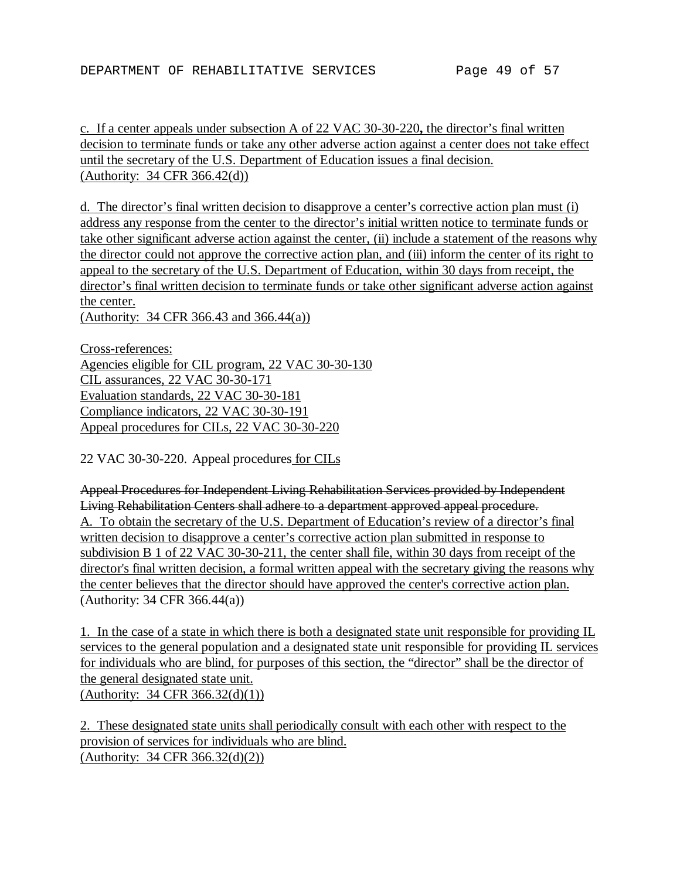c. If a center appeals under subsection A of 22 VAC 30-30-220**,** the director's final written decision to terminate funds or take any other adverse action against a center does not take effect until the secretary of the U.S. Department of Education issues a final decision.
(Authority: 34 CFR 366.42(d))

d. The director's final written decision to disapprove a center's corrective action plan must (i) address any response from the center to the director's initial written notice to terminate funds or take other significant adverse action against the center, (ii) include a statement of the reasons why the director could not approve the corrective action plan, and (iii) inform the center of its right to appeal to the secretary of the U.S. Department of Education, within 30 days from receipt, the director's final written decision to terminate funds or take other significant adverse action against the center.
(Authority: 34 CFR 366.43 and 366.44(a))

Cross-references:
Agencies eligible for CIL program, 22 VAC 30-30-130
CIL assurances, 22 VAC 30-30-171
Evaluation standards, 22 VAC 30-30-181
Compliance indicators, 22 VAC 30-30-191
Appeal procedures for CILs, 22 VAC 30-30-220

22 VAC 30-30-220. Appeal procedures for CILs

~~Appeal Procedures for Independent Living Rehabilitation Services provided by Independent Living Rehabilitation Centers shall adhere to a department approved appeal procedure.~~
A. To obtain the secretary of the U.S. Department of Education's review of a director's final written decision to disapprove a center's corrective action plan submitted in response to subdivision B 1 of 22 VAC 30-30-211, the center shall file, within 30 days from receipt of the director's final written decision, a formal written appeal with the secretary giving the reasons why the center believes that the director should have approved the center's corrective action plan.
(Authority: 34 CFR 366.44(a))

1. In the case of a state in which there is both a designated state unit responsible for providing IL services to the general population and a designated state unit responsible for providing IL services for individuals who are blind, for purposes of this section, the "director" shall be the director of the general designated state unit.
(Authority: 34 CFR 366.32(d)(1))

2. These designated state units shall periodically consult with each other with respect to the provision of services for individuals who are blind.
(Authority: 34 CFR 366.32(d)(2))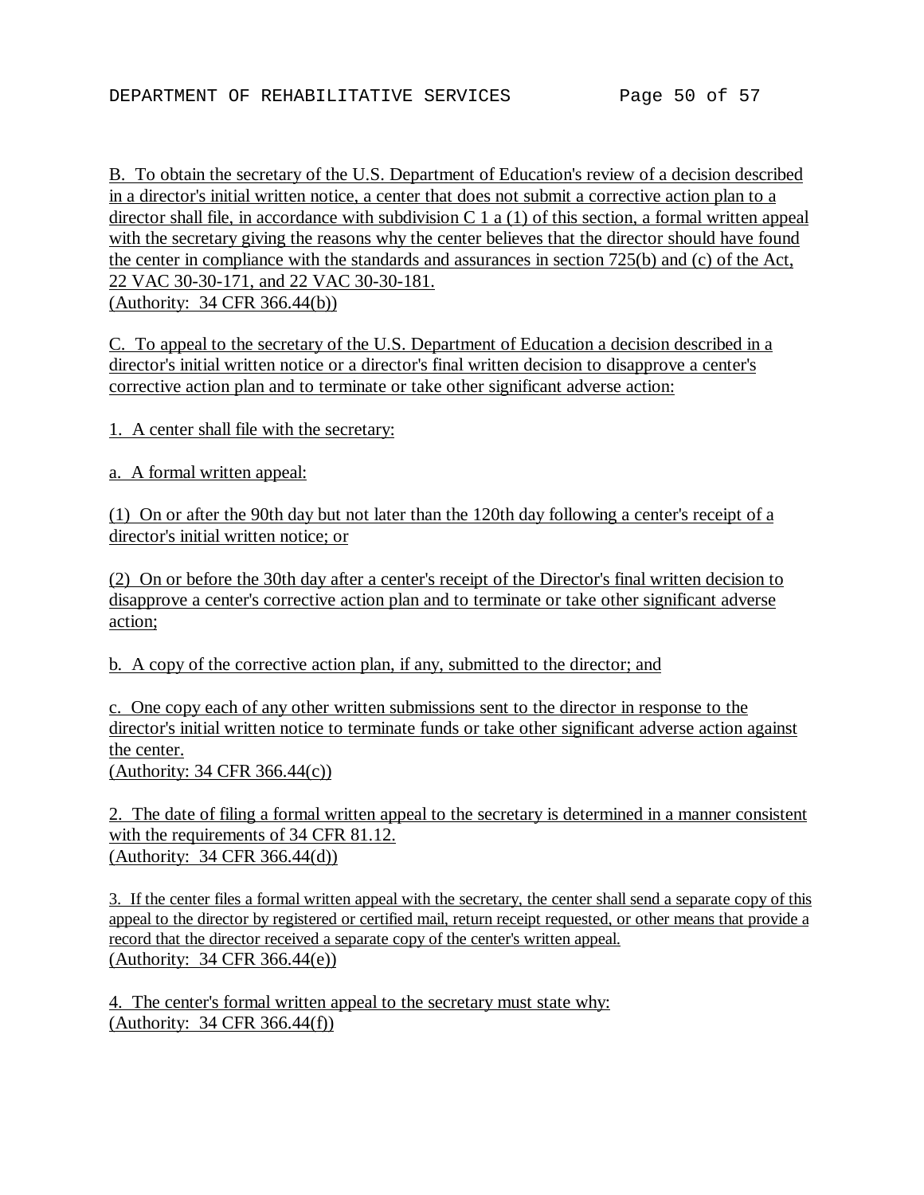B. To obtain the secretary of the U.S. Department of Education's review of a decision described in a director's initial written notice, a center that does not submit a corrective action plan to a director shall file, in accordance with subdivision C 1 a (1) of this section, a formal written appeal with the secretary giving the reasons why the center believes that the director should have found the center in compliance with the standards and assurances in section 725(b) and (c) of the Act, 22 VAC 30-30-171, and 22 VAC 30-30-181.
(Authority: 34 CFR 366.44(b))

C. To appeal to the secretary of the U.S. Department of Education a decision described in a director's initial written notice or a director's final written decision to disapprove a center's corrective action plan and to terminate or take other significant adverse action:

1. A center shall file with the secretary:

a. A formal written appeal:

(1) On or after the 90th day but not later than the 120th day following a center's receipt of a director's initial written notice; or

(2) On or before the 30th day after a center's receipt of the Director's final written decision to disapprove a center's corrective action plan and to terminate or take other significant adverse action;

b. A copy of the corrective action plan, if any, submitted to the director; and

c. One copy each of any other written submissions sent to the director in response to the director's initial written notice to terminate funds or take other significant adverse action against the center.
(Authority: 34 CFR 366.44(c))

2. The date of filing a formal written appeal to the secretary is determined in a manner consistent with the requirements of 34 CFR 81.12.
(Authority: 34 CFR 366.44(d))

3. If the center files a formal written appeal with the secretary, the center shall send a separate copy of this appeal to the director by registered or certified mail, return receipt requested, or other means that provide a record that the director received a separate copy of the center's written appeal.
(Authority: 34 CFR 366.44(e))

4. The center's formal written appeal to the secretary must state why:
(Authority: 34 CFR 366.44(f))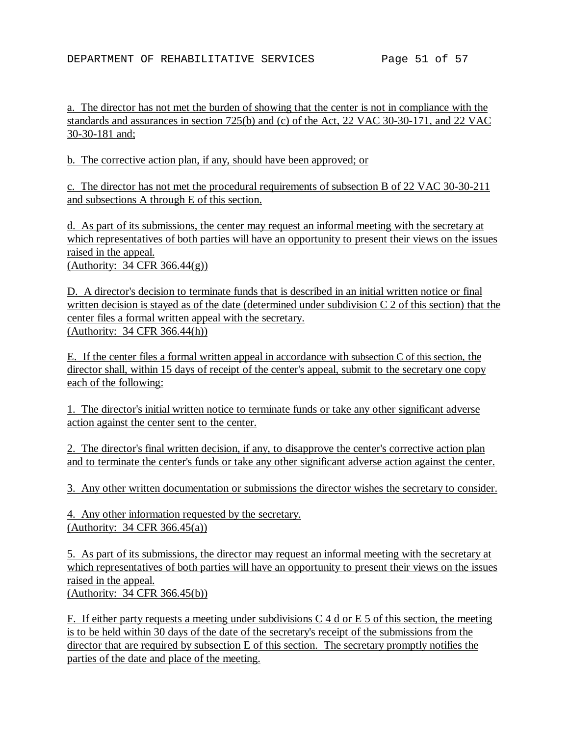a. The director has not met the burden of showing that the center is not in compliance with the standards and assurances in section 725(b) and (c) of the Act, 22 VAC 30-30-171, and 22 VAC 30-30-181 and;

b. The corrective action plan, if any, should have been approved; or

c. The director has not met the procedural requirements of subsection B of 22 VAC 30-30-211 and subsections A through E of this section.

d. As part of its submissions, the center may request an informal meeting with the secretary at which representatives of both parties will have an opportunity to present their views on the issues raised in the appeal.
(Authority: 34 CFR 366.44(g))

D. A director's decision to terminate funds that is described in an initial written notice or final written decision is stayed as of the date (determined under subdivision C 2 of this section) that the center files a formal written appeal with the secretary.
(Authority: 34 CFR 366.44(h))

E. If the center files a formal written appeal in accordance with subsection C of this section, the director shall, within 15 days of receipt of the center's appeal, submit to the secretary one copy each of the following:

1. The director's initial written notice to terminate funds or take any other significant adverse action against the center sent to the center.

2. The director's final written decision, if any, to disapprove the center's corrective action plan and to terminate the center's funds or take any other significant adverse action against the center.

3. Any other written documentation or submissions the director wishes the secretary to consider.

4. Any other information requested by the secretary.
(Authority: 34 CFR 366.45(a))

5. As part of its submissions, the director may request an informal meeting with the secretary at which representatives of both parties will have an opportunity to present their views on the issues raised in the appeal.
(Authority: 34 CFR 366.45(b))

F. If either party requests a meeting under subdivisions C 4 d or E 5 of this section, the meeting is to be held within 30 days of the date of the secretary's receipt of the submissions from the director that are required by subsection E of this section. The secretary promptly notifies the parties of the date and place of the meeting.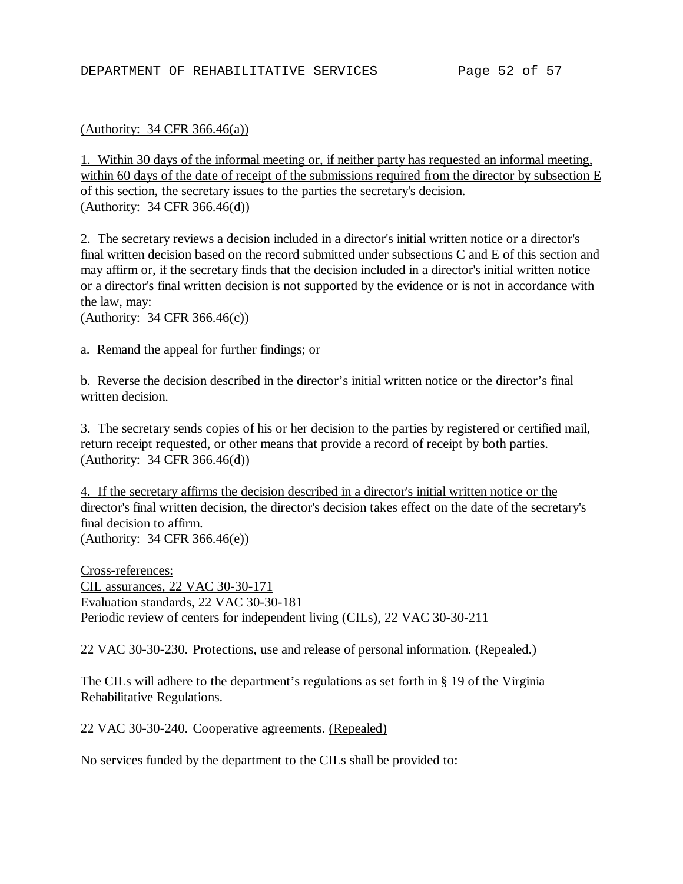(Authority: 34 CFR 366.46(a))

1. Within 30 days of the informal meeting or, if neither party has requested an informal meeting, within 60 days of the date of receipt of the submissions required from the director by subsection E of this section, the secretary issues to the parties the secretary's decision.
(Authority: 34 CFR 366.46(d))

2. The secretary reviews a decision included in a director's initial written notice or a director's final written decision based on the record submitted under subsections C and E of this section and may affirm or, if the secretary finds that the decision included in a director's initial written notice or a director's final written decision is not supported by the evidence or is not in accordance with the law, may:
(Authority: 34 CFR 366.46(c))

a. Remand the appeal for further findings; or

b. Reverse the decision described in the director's initial written notice or the director's final written decision.

3. The secretary sends copies of his or her decision to the parties by registered or certified mail, return receipt requested, or other means that provide a record of receipt by both parties.
(Authority: 34 CFR 366.46(d))

4. If the secretary affirms the decision described in a director's initial written notice or the director's final written decision, the director's decision takes effect on the date of the secretary's final decision to affirm.
(Authority: 34 CFR 366.46(e))

Cross-references:
CIL assurances, 22 VAC 30-30-171
Evaluation standards, 22 VAC 30-30-181
Periodic review of centers for independent living (CILs), 22 VAC 30-30-211

22 VAC 30-30-230. ~~Protections, use and release of personal information.~~ (Repealed.)

~~The CILs will adhere to the department's regulations as set forth in § 19 of the Virginia Rehabilitative Regulations.~~

22 VAC 30-30-240. ~~Cooperative agreements.~~ (Repealed)

~~No services funded by the department to the CILs shall be provided to:~~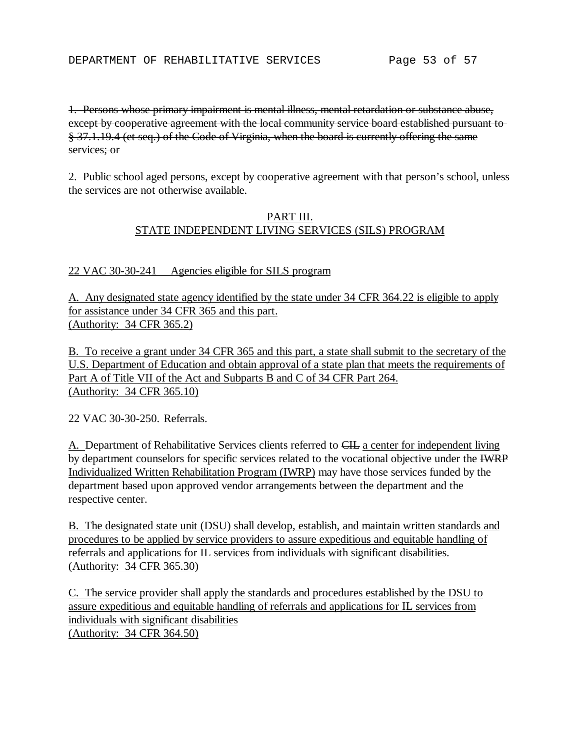~~1. Persons whose primary impairment is mental illness, mental retardation or substance abuse, except by cooperative agreement with the local community service board established pursuant to § 37.1.19.4 (et seq.) of the Code of Virginia, when the board is currently offering the same services; or~~

~~2. Public school aged persons, except by cooperative agreement with that person's school, unless the services are not otherwise available.~~

<u>PART III.</u>
<u>STATE INDEPENDENT LIVING SERVICES (SILS) PROGRAM</u>

<u>22 VAC 30-30-241 Agencies eligible for SILS program</u>

<u>A. Any designated state agency identified by the state under 34 CFR 364.22 is eligible to apply for assistance under 34 CFR 365 and this part.</u>
<u>(Authority: 34 CFR 365.2)</u>

<u>B. To receive a grant under 34 CFR 365 and this part, a state shall submit to the secretary of the U.S. Department of Education and obtain approval of a state plan that meets the requirements of Part A of Title VII of the Act and Subparts B and C of 34 CFR Part 264.</u>
<u>(Authority: 34 CFR 365.10)</u>

22 VAC 30-30-250. Referrals.

<u>A.</u> Department of Rehabilitative Services clients referred to ~~CIL~~ <u>a center for independent living</u> by department counselors for specific services related to the vocational objective under the ~~IWRP~~ <u>Individualized Written Rehabilitation Program (IWRP)</u> may have those services funded by the department based upon approved vendor arrangements between the department and the respective center.

<u>B. The designated state unit (DSU) shall develop, establish, and maintain written standards and procedures to be applied by service providers to assure expeditious and equitable handling of referrals and applications for IL services from individuals with significant disabilities.</u>
<u>(Authority: 34 CFR 365.30)</u>

<u>C. The service provider shall apply the standards and procedures established by the DSU to assure expeditious and equitable handling of referrals and applications for IL services from individuals with significant disabilities</u>
<u>(Authority: 34 CFR 364.50)</u>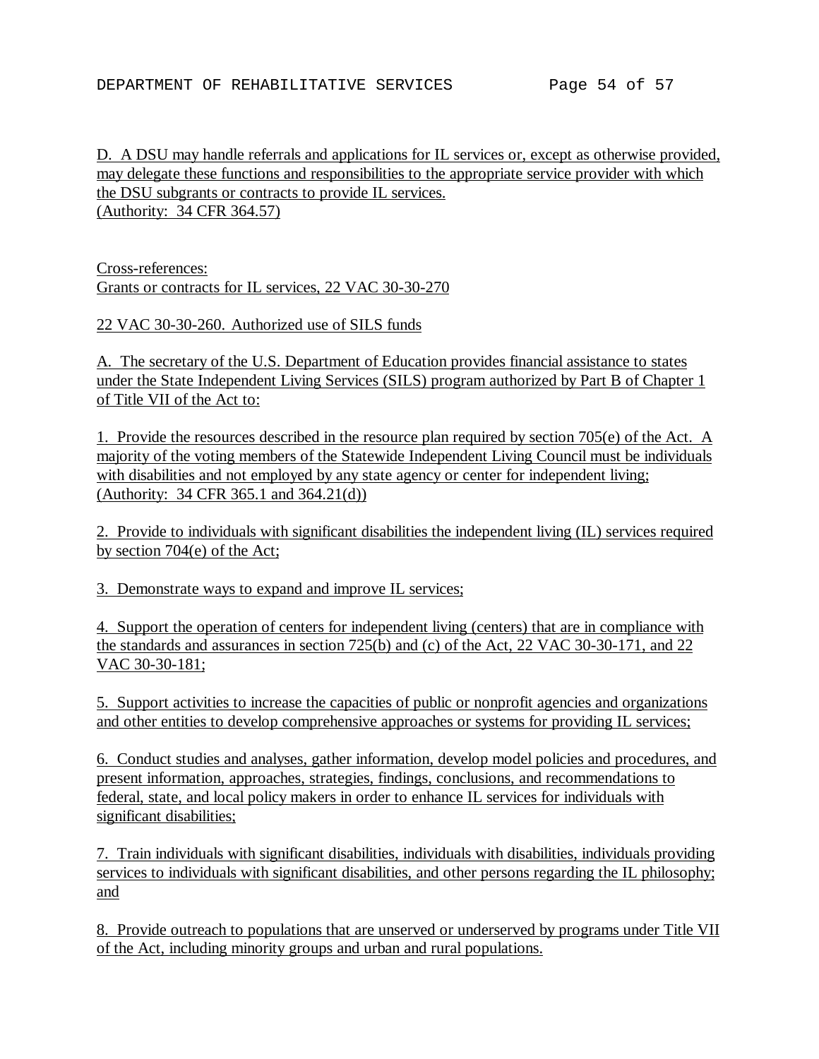D. A DSU may handle referrals and applications for IL services or, except as otherwise provided, may delegate these functions and responsibilities to the appropriate service provider with which the DSU subgrants or contracts to provide IL services.
(Authority: 34 CFR 364.57)

Cross-references:
Grants or contracts for IL services, 22 VAC 30-30-270

22 VAC 30-30-260. Authorized use of SILS funds

A. The secretary of the U.S. Department of Education provides financial assistance to states under the State Independent Living Services (SILS) program authorized by Part B of Chapter 1 of Title VII of the Act to:

1. Provide the resources described in the resource plan required by section 705(e) of the Act. A majority of the voting members of the Statewide Independent Living Council must be individuals with disabilities and not employed by any state agency or center for independent living;
(Authority: 34 CFR 365.1 and 364.21(d))

2. Provide to individuals with significant disabilities the independent living (IL) services required by section 704(e) of the Act;

3. Demonstrate ways to expand and improve IL services;

4. Support the operation of centers for independent living (centers) that are in compliance with the standards and assurances in section 725(b) and (c) of the Act, 22 VAC 30-30-171, and 22 VAC 30-30-181;

5. Support activities to increase the capacities of public or nonprofit agencies and organizations and other entities to develop comprehensive approaches or systems for providing IL services;

6. Conduct studies and analyses, gather information, develop model policies and procedures, and present information, approaches, strategies, findings, conclusions, and recommendations to federal, state, and local policy makers in order to enhance IL services for individuals with significant disabilities;

7. Train individuals with significant disabilities, individuals with disabilities, individuals providing services to individuals with significant disabilities, and other persons regarding the IL philosophy; and

8. Provide outreach to populations that are unserved or underserved by programs under Title VII of the Act, including minority groups and urban and rural populations.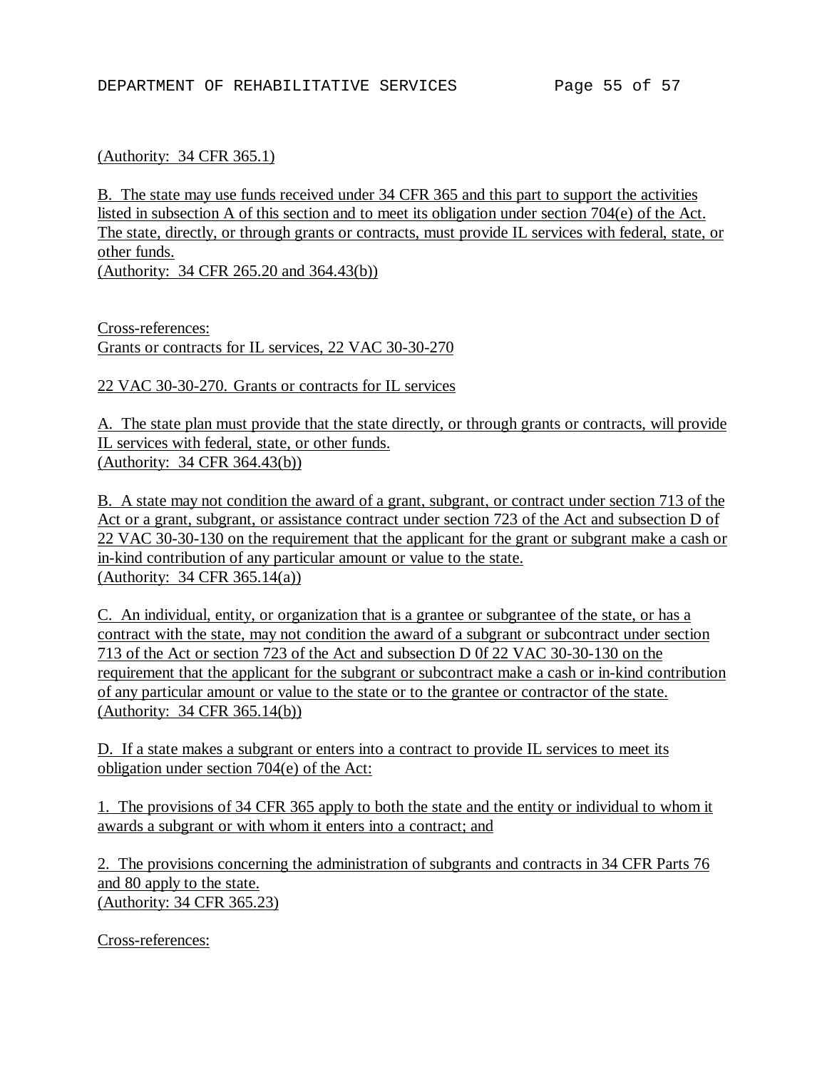(Authority: 34 CFR 365.1)

B. The state may use funds received under 34 CFR 365 and this part to support the activities listed in subsection A of this section and to meet its obligation under section 704(e) of the Act. The state, directly, or through grants or contracts, must provide IL services with federal, state, or other funds.
(Authority: 34 CFR 265.20 and 364.43(b))

Cross-references:
Grants or contracts for IL services, 22 VAC 30-30-270

22 VAC 30-30-270. Grants or contracts for IL services

A. The state plan must provide that the state directly, or through grants or contracts, will provide IL services with federal, state, or other funds.
(Authority: 34 CFR 364.43(b))

B. A state may not condition the award of a grant, subgrant, or contract under section 713 of the Act or a grant, subgrant, or assistance contract under section 723 of the Act and subsection D of 22 VAC 30-30-130 on the requirement that the applicant for the grant or subgrant make a cash or in-kind contribution of any particular amount or value to the state.
(Authority: 34 CFR 365.14(a))

C. An individual, entity, or organization that is a grantee or subgrantee of the state, or has a contract with the state, may not condition the award of a subgrant or subcontract under section 713 of the Act or section 723 of the Act and subsection D 0f 22 VAC 30-30-130 on the requirement that the applicant for the subgrant or subcontract make a cash or in-kind contribution of any particular amount or value to the state or to the grantee or contractor of the state.
(Authority: 34 CFR 365.14(b))

D. If a state makes a subgrant or enters into a contract to provide IL services to meet its obligation under section 704(e) of the Act:

1. The provisions of 34 CFR 365 apply to both the state and the entity or individual to whom it awards a subgrant or with whom it enters into a contract; and

2. The provisions concerning the administration of subgrants and contracts in 34 CFR Parts 76 and 80 apply to the state.
(Authority: 34 CFR 365.23)

Cross-references: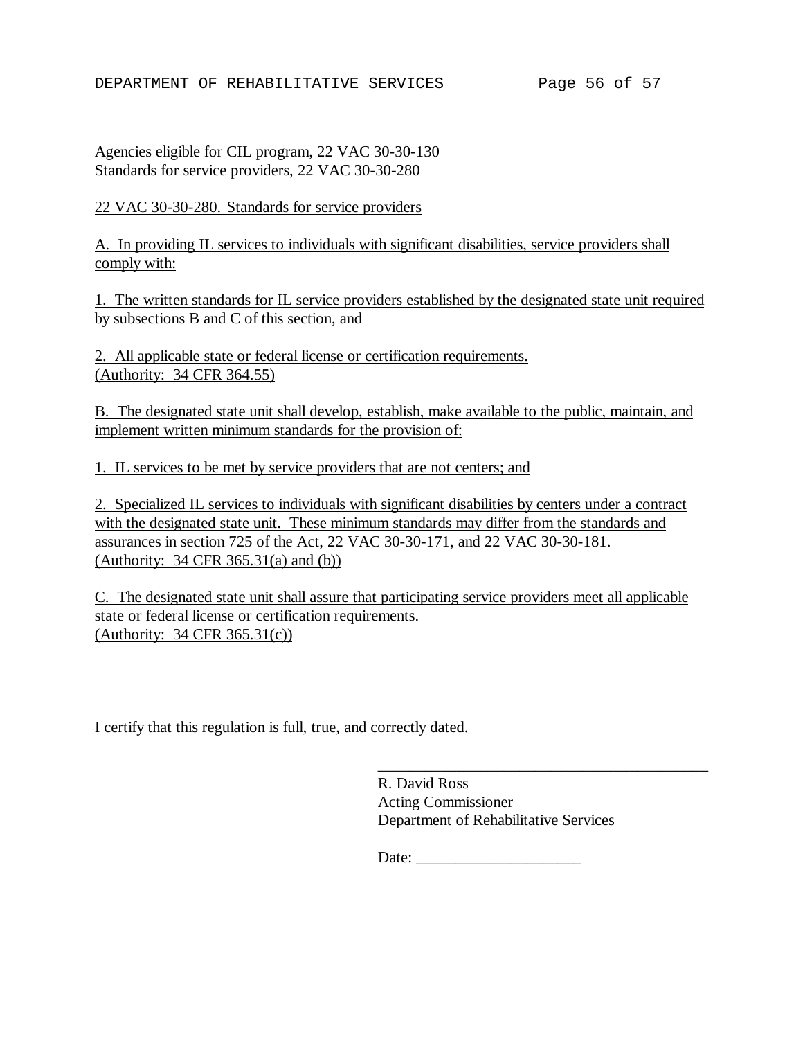Agencies eligible for CIL program, 22 VAC 30-30-130
Standards for service providers, 22 VAC 30-30-280

22 VAC 30-30-280. Standards for service providers

A. In providing IL services to individuals with significant disabilities, service providers shall comply with:

1. The written standards for IL service providers established by the designated state unit required by subsections B and C of this section, and

2. All applicable state or federal license or certification requirements.
(Authority: 34 CFR 364.55)

B. The designated state unit shall develop, establish, make available to the public, maintain, and implement written minimum standards for the provision of:

1. IL services to be met by service providers that are not centers; and

2. Specialized IL services to individuals with significant disabilities by centers under a contract with the designated state unit. These minimum standards may differ from the standards and assurances in section 725 of the Act, 22 VAC 30-30-171, and 22 VAC 30-30-181.
(Authority: 34 CFR 365.31(a) and (b))

C. The designated state unit shall assure that participating service providers meet all applicable state or federal license or certification requirements.
(Authority: 34 CFR 365.31(c))

I certify that this regulation is full, true, and correctly dated.

\_\_\_\_\_\_\_\_\_\_\_\_\_\_\_\_\_\_\_\_\_\_\_\_\_\_\_\_\_\_\_\_\_\_\_\_\_\_\_\_\_\_\_\_
R. David Ross
Acting Commissioner
Department of Rehabilitative Services

Date: \_\_\_\_\_\_\_\_\_\_\_\_\_\_\_\_\_\_\_\_\_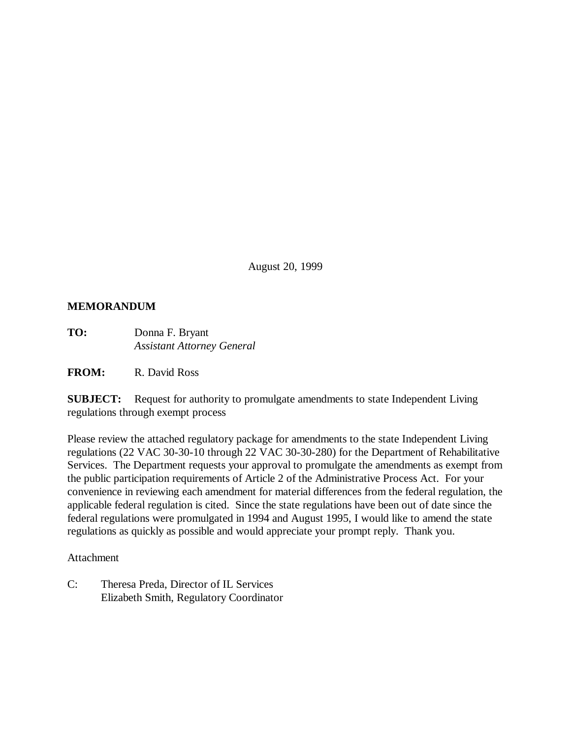August 20, 1999

**MEMORANDUM**

**TO:** Donna F. Bryant
*Assistant Attorney General*

**FROM:** R. David Ross

**SUBJECT:** Request for authority to promulgate amendments to state Independent Living regulations through exempt process

Please review the attached regulatory package for amendments to the state Independent Living regulations (22 VAC 30-30-10 through 22 VAC 30-30-280) for the Department of Rehabilitative Services. The Department requests your approval to promulgate the amendments as exempt from the public participation requirements of Article 2 of the Administrative Process Act. For your convenience in reviewing each amendment for material differences from the federal regulation, the applicable federal regulation is cited. Since the state regulations have been out of date since the federal regulations were promulgated in 1994 and August 1995, I would like to amend the state regulations as quickly as possible and would appreciate your prompt reply. Thank you.

Attachment

C: Theresa Preda, Director of IL Services
Elizabeth Smith, Regulatory Coordinator